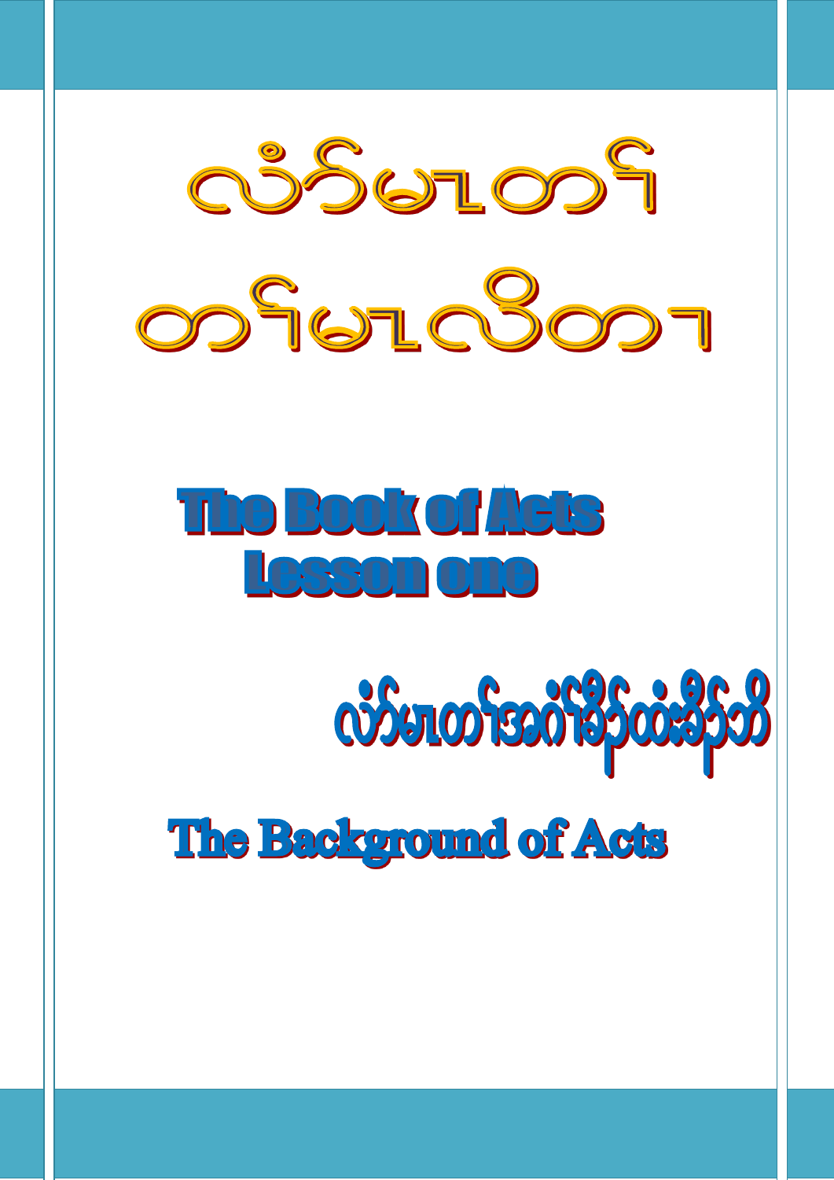# လံာ်မၤတၢ်

# တၢ်မၤလိတၢ

# The Book of Acts
# Lesson one

## လံာ်မၤတၢ်အဂံၢ်အခိၣ်ထံးခိၣ်ဘိ

## The Background of Acts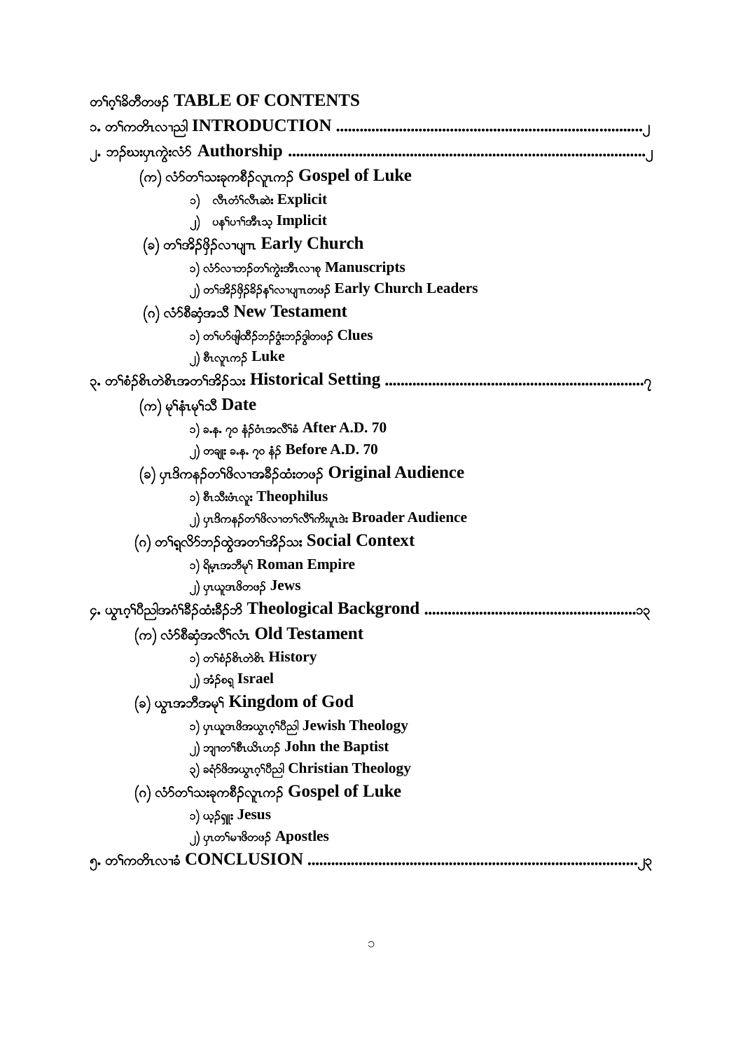# တၢ်ဂ့ၢ်ခိတီတဖဉ် TABLE OF CONTENTS

၁. တၢ်ကတိၤလၢညါ INTRODUCTION ............................................................................၂

၂. ဘဉ်ဃးပှၤကွဲးလံာ် Authorship ..........................................................................................၂

(က) လံာ်တၢ်သးခုကစီဉ်လူၤကဉ် Gospel of Luke

၁) လီၤတံၢ်လီၤဆဲး Explicit

၂) ပနၢ်ပၢၢ်အီၤသ့ Implicit

(ခ) တၢ်အိဉ်ဖှိဉ်လၢပျၢ Early Church

၁) လံာ်လၢဘဉ်တၢ်ကွဲးအီၤလၢစု Manuscripts

၂) တၢ်အိဉ်ဖှိဉ်ခိဉ်နၢ်လၢပျၢတဖဉ် Early Church Leaders

(ဂ) လံာ်စီဆုံအသီ New Testament

၁) တၢ်ပာ်ဖျါထီဉ်ဘဉ်ဒွးဘဉ်ဒွါတဖဉ် Clues

၂) စီၤလူၤကဉ် Luke

၃. တၢ်စံဉ်စိၤတဲစိၤအတၢ်အိဉ်သး Historical Setting ..................................................................၇

(က) မုၢ်နံၤမုၢ်သီ Date

၁) ခ.န. ၇၀ နံဉ်ဝံၤအလိၢ်ခံ After A.D. 70

၂) တချူး ခ.န. ၇၀ နံဉ် Before A.D. 70

(ခ) ပှၤဒိကနဉ်တၢ်ဖိလၢအခီဉ်ထံးတဖဉ် Original Audience

၁) စီၤသီးဖံၤလူး Theophilus

၂) ပှၤဒိကနဉ်တၢ်ဖိလၢတၢ်လီၢ်ကိးပူၤဒဲး Broader Audience

(ဂ) တၢ်ရလိာ်ဘဉ်ထွဲအတၢ်အိဉ်သး Social Context

၁) ရိမ့ၤအဘီမုၢ် Roman Empire

၂) ပှၤယူဒၤဖိတဖဉ် Jews

၄. ယွၤဂ့ၢ်ပီညါအဂံၢ်ခိဉ်ထံးခိဉ်ဘိ Theological Backgrond ......................................................၁၃

(က) လံာ်စီဆုံအလီၢ်လံၤ Old Testament

၁) တၢ်စံဉ်စိၤတဲစိၤ History

၂) အံဉ်စရ့ Israel

(ခ) ယွၤအဘီအမုၢ် Kingdom of God

၁) ပှၤယူဒၤဖိအယွၤဂ့ၢ်ပီညါ Jewish Theology

၂) ဘျ့ၤတၢ်စီၤယိၤဟ့ဉ် John the Baptist

၃) ခရံာ်ဖိအယွၤဂ့ၢ်ပီညါ Christian Theology

(ဂ) လံာ်တၢ်သးခုကစီဉ်လူၤကဉ် Gospel of Luke

၁) ယ့ဉ်ရှူး Jesus

၂) ပှၤတၢ်မၢဖိတဖဉ် Apostles

၅. တၢ်ကတိၤလၢခံ CONCLUSION ....................................................................................၂၃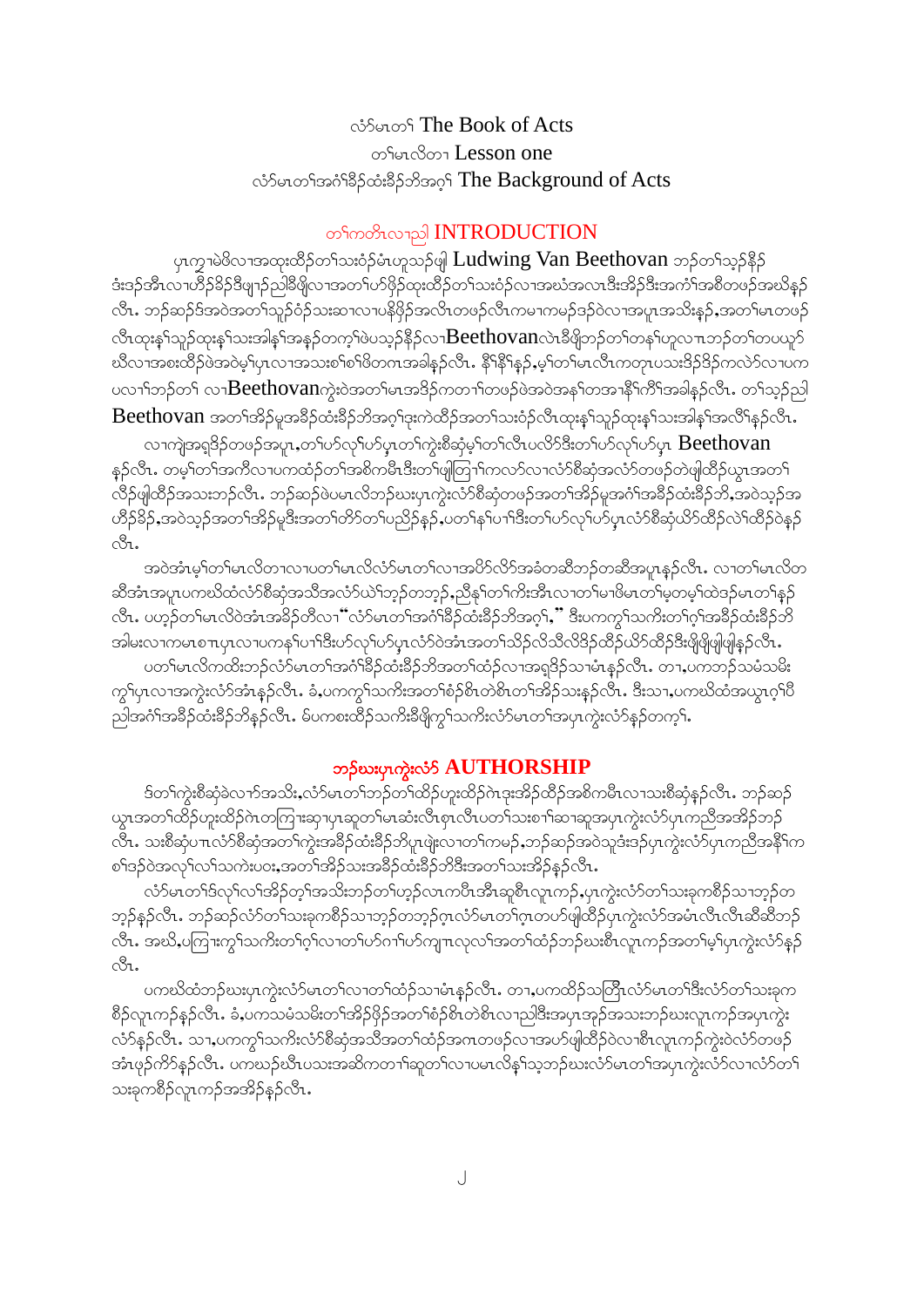# လံာ်မၤတၢ် The Book of Acts

## တၢ်မၤလိတၢ Lesson one

## လံာ်မၤတၢ်အဂံၢ်ခီၣ်ထံးခီၣ်ဘိအဂ့ၢ် The Background of Acts

### တၢ်ကတိၤလၢညါ INTRODUCTION

ပှၤကွ ါမဲဖိလၢအထုးထီၣ်တၢ်သးဝံၣ်မံၤဟူသၣ်ဖျါ Ludwing Van Beethovan ဘၣ်တၢ်သ့ၣ်နီၣ်ဒံးဒၣ်အီၤလၢဟိၣ်ခိၣ်ဒီဖျၢၣ်ညါခီဖျိလၢအတၢ်ဟ်ဖိုၣ်ထုးထီၣ်တၢ်သးဝံၣ်လၢအဃံအလၤဒီးအိၣ်ဒီးအကံၢ်အစီတဖၣ်အဃိနၣ်လီၤ. ဘၣ်ဆၣ်ဒ်အဝဲအတၢ်သူၣ်ဝံၣ်သးဆၢလၢပနိဖိုၣ်အလီၤတဖၣ်လီၤကမၢကမၣ်ဒၣ်ဝဲလၢအပူၤအသိးနှၣ်,အတၢ်မၤတဖၣ်လီၤထုးနၢ်သူၣ်ထုးနၢ်သးအါနၢ်အနၣ်တက့ၢ်ဖဲပသ့ၣ်နီၣ်လၢBeethovenလဲၤခီဖျိဘၣ်တၢ်တနၢ်ဟူလၢဘၣ်တၢ်တပယ့ၣ်ဃီလၢအစးထီၣ်ဖဲအဝဲမ့ၢ်ပှၤလၢအသးစၢ်စၢ်ဖိတဂၤအခါနၣ်လီၤ. နီၢ်နီၢ်နှၣ်,မ့ၢ်တၢ်မၤလီၤကတုၤပသးဒိၣ်ဒိၣ်ကလဲာ်လၢပကပလၢၢ်ဘၣ်တၢ် လၢBeethovenကွဲးဝဲအတၢ်မၤအဒိၣ်ကတၢၢ်တဖၣ်ဖဲအဝဲအနၢ်တအၢနီၢ်ကီၢ်အခါနၣ်လီၤ. တၢ်သ့ၣ်ညါ Beethovan အတၢ်အိၣ်မူအခီၣ်ထံးခီၣ်ဘိအဂ့ၢ်ဒုးကဲထီၣ်အတၢ်သးဝံၣ်လီၤထုးနၢ်သူၣ်ထုးနၢ်သးအါနၢ်အလီၢ်နၣ်လီၤ.

လၢကျဲအရှၤဒိၣ်တဖၣ်အပူၤ,တၢ်ဟ်လုၢ်ဟ်ပှၤတၢ်ကွဲးစီဆှံမ့ၢ်တၢ်လီၤပလိာ်ဒီးတၢ်ဟ်လုၢ်ဟ်ပှၤ Beethovan နၣ်လီၤ. တမ့ၢ်တၢ်အကိလၢပကထံၣ်တၢ်အစိကမီၤဒီးတၢ်ဖျါတြၢၢ်ကလာ်လၢလံာ်စီဆှံအလံာ်တဖၣ်တဲဖျါထီၣ်ယွၤအတၢ်လိၣ်ဖျါထီၣ်အသးဘၣ်လီၤ. ဘၣ်ဆၣ်ဖဲပမၤလိဘၣ်ဃးပှၤကွဲးလံာ်စီဆှံတဖၣ်အတၢ်အိၣ်မူအဂံၢ်အခီၣ်ထံးခီၣ်ဘိ,အဝဲသ့ၣ်အဟိၣ်ခိၣ်,အဝဲသ့ၣ်အတၢ်အိၣ်မူဒီးအတၢ်တိာ်တၢ်ပညိၣ်နှၣ်,ပတၢ်နၢ်ပၢၢ်ဒီးတၢ်ဟ်လုၢ်ဟ်ပှၤလံာ်စီဆှံယိာ်ထိၣ်လဲၢ်ထိၣ်ဝဲနၣ်လီၤ.

အဝဲအံၤမ့ၢ်တၢ်မၤလိတၢလၢပတၢ်မၤလိလံာ်မၤတၢ်လၢအပိာ်လိာ်အခံတဆီဘၣ်တဆီအပူၤနၣ်လီၤ. လၢတၢ်မၤလိတဆီအံၤအပူၤပကဃိထံလံာ်စီဆှံအသိအလံာ်ယဲၢ်ဘ့ၣ်တဘ့ၣ်,ညီနှၢ်တၢ်ကိးအီၤလၢတၢ်မၢဖိမၤတၢ်မ့တမ့ၢ်ထဲဒၣ်မၤတၢ်နၣ်လီၤ. ပဟ့ၣ်တၢ်မၤလိဝဲအံၤအခိၣ်တီလၢ "လံာ်မၤတၢ်အဂံၢ်ခီၣ်ထံးခီၣ်ဘိအဂ့ၢ်," ဒီးပကကွၢ်သကိးတၢ်ဂ့ၢ်အခီၣ်ထံးခီၣ်ဘိအါမးလၢကမၤစၢပှၤလၢပကနၢ်ပၢၢ်ဒီးဟ်လုၢ်ဟ်ပှၤလံာ်ဝဲအံၤအတၢ်သိၣ်လိသိလိဒိၣ်ထိၣ်ယိာ်ထိၣ်ဒီးဖှိဖှိဖျါဖျါနှၣ်လီၤ.

ပတၢ်မၤလိကထိးဘၣ်လံာ်မၤတၢ်အဂံၢ်ခီၣ်ထံးခီၣ်ဘိအတၢ်ထံၣ်လၢအရှၤဒိၣ်သၢမံၤနၣ်လီၤ. တၢ,ပကဘၣ်သမံသမိးကွၢ်ပှၤလၢအကွဲးလံာ်အံၤနှၣ်လီၤ. ခံ,ပကကွၢ်သကိးအတၢ်စံၣ်စိၤတဲစိၤတၢ်အိၣ်သးနၣ်လီၤ. ဒီးသၢ,ပကဃိထံအယွၤဂ့ၢ်ဖိညါအဂံၢ်အခီၣ်ထံးခီၣ်ဘိနၣ်လီၤ. ဒ်ပကစးထီၣ်သကိးခီဖျိကွၢ်သကိးလံာ်မၤတၢ်အပှၤကွဲးလံာ်နှၣ်တက့ၢ်.

### ဘၣ်ဃးပှၤကွဲးလံာ် AUTHORSHIP

ဒ်တၢ်ကွဲးစီဆှံခဲလၢာ်အသိး,လံာ်မၤတၢ်ဘၣ်တၢ်ထိၣ်ဟူးထိၣ်ဂဲၤဒုးအိၣ်ထိၣ်အစိကမီၤလၢသးစီဆှံနၣ်လီၤ. ဘၣ်ဆၣ်ယွၤအတၢ်ထိၣ်ဟူးထိၣ်ဂဲၤတကြၢးဆှၢပှၤဆူတၢ်မၤဆံးလီၤစှၤလီၤပတၢ်သးစၢ်ဆၢဆူအပှၤကွဲးလံာ်ပှၤကညီအဒိၣ်ဘၣ်လီၤ. သးစီဆှံပၢလံာ်စီဆှံအတၢ်ကွဲးအခီၣ်ထံးခီၣ်ဘိပှၤဖျံးလၢတၢ်ကမၣ်,ဘၣ်ဆၣ်အဝဲသူဒံးဒၣ်ပှၤကွဲးလံာ်ပှၤကညီအနီၢ်ကစၢ်ဒၣ်ဝဲအလုၢ်လၢ်သကဲးပဝး,အတၢ်အိၣ်သးအခီၣ်ထံးခီၣ်ဘိဒီးအတၢ်သးအိၣ်နၣ်လီၤ.

လံာ်မၤတၢ်ဒ်လုၢ်လၢ်အိၣ်တ့ၢ်အသိးဘၣ်တၢ်ဟ့ၣ်လၤကပီၤအီၤဆူစီၤလူၤကၣ်,ပှၤကွဲးလံာ်တၢ်သးခုကစီၣ်သၢဘ့ၣ်တဘ့ၣ်နၣ်လီၤ. ဘၣ်ဆၣ်လံာ်တၢ်သးခုကစီၣ်သၢဘ့ၣ်တဘ့ၣ်ဂ့ၤလံာ်မၤတၢ်ဂ့ၤတဟ်ဖျါထီၣ်ပှၤကွဲးလံာ်အမံၤလီၤလီၤဆီဆီဘၣ်လီၤ. အဃိ,ပကြၢးကွၢ်သကိးတၢ်ဂ့ၢ်လၢတၢ်ဟ်ဂၢၢ်ဟ်ကျၢလုလုၢ်အတၢ်ထံၣ်ဘၣ်ဃးစီၤလူၤကၣ်အတၢ်မ့ၢ်ပှၤကွဲးလံာ်နၣ်လီၤ.

ပကဃိထံဘၣ်ဃးပှၤကွဲးလံာ်မၤတၢ်လၢတၢ်ထံၣ်သၢမံၤနၣ်လီၤ. တၢ,ပကထိၣ်သတြီၤလံာ်မၤတၢ်ဒီးလံာ်တၢ်သးခုကစီၣ်လူၤကၣ်နၣ်လီၤ. ခံ,ပကသမံသမိးတၢ်အိၣ်ဖိုၣ်အတၢ်စံၣ်စိၤတဲစိၤလၢညါဒီးအပှၤအုၣ်အသးဘၣ်ဃးလူၤကၣ်အပှၤကွဲးလံာ်နၣ်လီၤ. သၢ,ပကကွၢ်သကိးလံာ်စီဆှံအသိအတၢ်ထံၣ်အဂၤတဖၣ်လၢအဟ်ဖျါထီၣ်ဝဲလၢစီၤလူၤကၣ်ကွဲးဝဲလံာ်တဖၣ်အံၤဖုၣ်ကိာ်နၣ်လီၤ. ပကဃၣ်ဃီၤပသးအဆိကတၢၢ်ဆူတၢ်လၢပမၤလိနၢ်သ့ဘၣ်ဃးလံာ်မၤတၢ်အပှၤကွဲးလံာ်လၢလံာ်တၢ်သးခုကစီၣ်လူၤကၣ်အအိၣ်နၣ်လီၤ.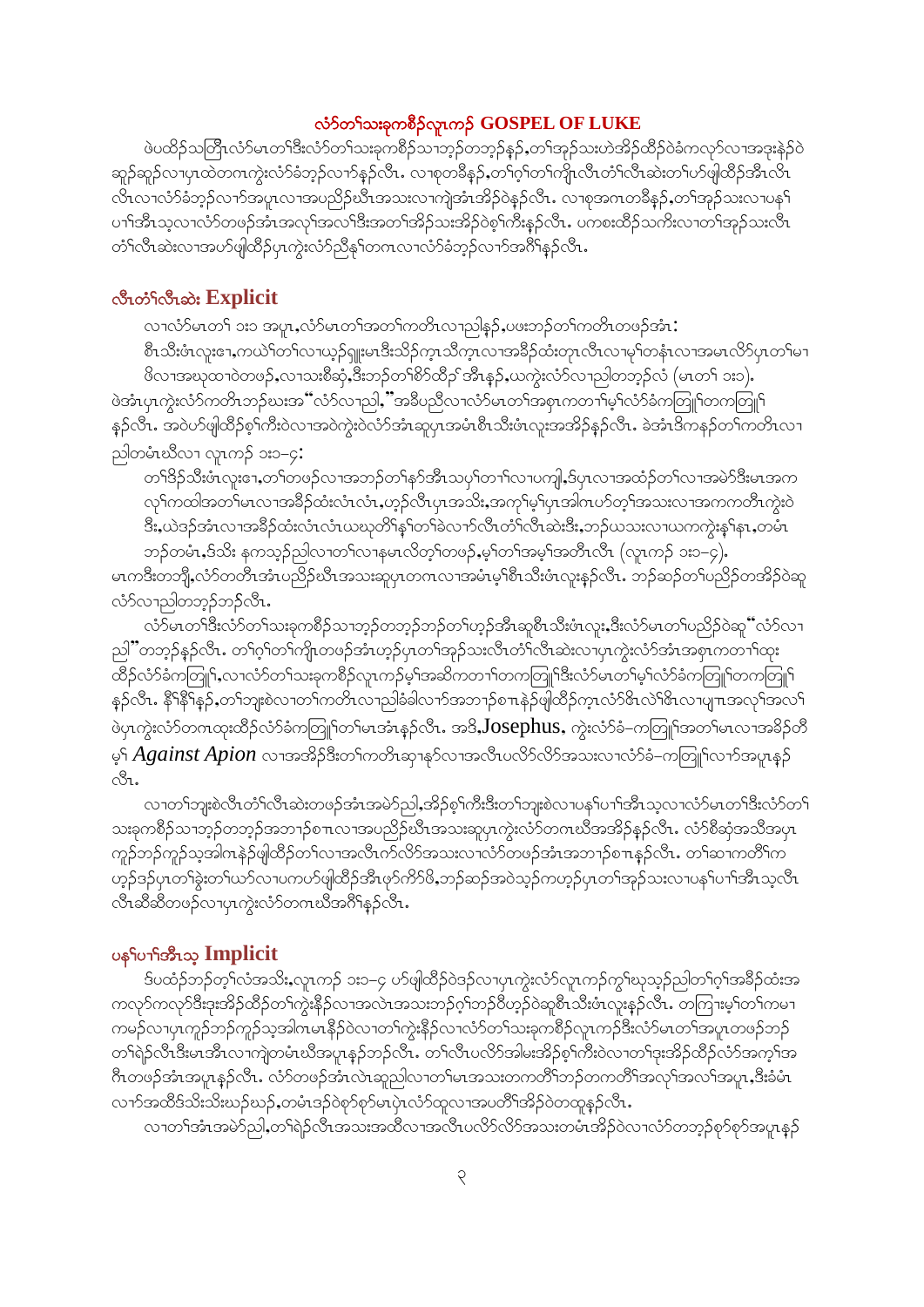# လံာ်တၢ်သးခုကစီၣ်လူၤကၣ် GOSPEL OF LUKE

ဖဲပထိၣ်သတြီၤလံာ်မၤတၢ်ဒီးလံာ်တၢ်သးခုကစီၣ်သၢဘ့ၣ်တဘ့ၣ်နှၣ်,တၢ်အှၣ်သးဟဲအိၣ်ထိၣ်ဝဲခံကလုာ်လၢအဒုးနဲၣ်ဝဲ ဆူၣ်ဆူၣ်လၢပှၤထဲတဂၤကွဲးလံာ်ခံဘ့ၣ်လၢာ်နှၣ်လီၤ. လၢစုတခ်ီနှၣ်,တၢ်ဂ့ၢ်တၢ်ကျိၤလီၤတံၢ်လီၤဆဲးတၢ်ဟ်ဖျါထိၣ်အီၤလီၤ လီၤလၢလံာ်ခံဘ့ၣ်လၢာ်အပူၤလၢအပညိၣ်ဃီၤအသးလၢကျဲအံၤအိၣ်ဝဲနှၣ်လီၤ. လၢစုအဂၤတခ်ီနှၣ်,တၢ်အှၣ်သးလၢပနၢ် ပၢ်အီၤသ့လၢလံာ်တဖၣ်အံၤအလုၢ်အလၢ်ဒီးအတၢ်အိၣ်သးအိၣ်ဝဲစ့ၢ်ကီးနှၣ်လီၤ. ပကစးထိၣ်သကိးလၢတၢ်အှၣ်သးလီၤ တံၢ်လီၤဆဲးလၢအဟ်ဖျါထိၣ်ပှၤကွဲးလံာ်ညီနုၢ်တဂၤလၢလံာ်ခံဘ့ၣ်လၢာ်အဂီၢ်နှၣ်လီၤ.

## လီၤတံၢ်လီၤဆဲး Explicit

လၢလံာ်မၤတၢ် ၁း၁ အပူၤ,လံာ်မၤတၢ်အတၢ်ကတိၤလၢညါနှၣ်,ပဖးဘၣ်တၢ်ကတိၤတဖၣ်အံၤ:

စီၤသီးဖံၤလူးဧၢ,ကယဲၢ်တၢ်လၢယ့ၣ်ရှူးမၤဒီးသိၣ်က့ၤသိက့ၤလၢအခိၣ်ထံးတုၤလီၤလၢမုၢ်တနံၤလၢအမၤလိာ်ပှၤတၢ်မၢ ဖိလၢအဃုထၢဝဲတဖၣ်,လၢသးစီဆှံ,ဒီးဘၣ်တၢ်စိာ်ထီၣ်အီၤနှၣ်,ယကွဲးလံာ်လၢညါတဘ့ၣ်လံ (မၤတၢ် ၁း၁).

ဖဲအံၤပှၤကွဲးလံာ်ကတိၤဘၣ်ဃးအ "လံာ်လၢညါ,"အခီပညီလၢလံာ်မၤတၢ်အစုၤကတၢ်မ့ၢ်လံာ်ခံကတြူၢ်တကတြူၢ် နှၣ်လီၤ. အဝဲဟ်ဖျါထိၣ်စ့ၢ်ကီးဝဲလၢအဝဲကွဲးဝဲလံာ်အံၤဆူပှၤအမံၤစီၤသီးဖံၤလူးအအိၣ်နှၣ်လီၤ. ခဲအံၤဒိကနၣ်တၢ်ကတိၤလၢ ညါတမံၤဃီလၢ လူၤကၣ် ၁း၁–၄:

တၢ်ဒိၣ်သီးဖံၤလူးဧၢ,တၢ်တဖၣ်လၢအဘၣ်တၢ်နာ်အီၤသပှ်ၢ်တၢၢ်လၢပကျါ,ဒ်ပှၤလၢအထံၣ်တၢ်လၢအမဲာ်ဒီးမၤအက လုၢ်ကထါအတၢ်မၤလၢအခိၣ်ထံးလံၤလံၤ,ဟ့ၣ်လီၤပှၤအသိး,အကုၢ်မ့ၢ်ပှၤအါဂၤဟ်တ့ၢ်အသးလၢအကကတိၤကွဲးဝဲ ဒီး,ယဲဒၣ်အံၤလၢအခိၣ်ထံးလံၤလံၤယဃုတိၢ်နၢ်တၢ်ခဲလၢာ်လီၤတံၢ်လီၤဆဲးဒီး,ဘၣ်ယသးလၢယကကွဲးနၢ်နၤ,တမံၤ ဘၣ်တမံၤ,ဒ်သိး နကသ့ၣ်ညါလၢတၢ်လၢနမၤလိတ့ၢ်တဖၣ်,မ့ၢ်တၢ်အမ့ၢ်အတီၤလီၤ (လူၤကၣ် ၁း၁–၄).

မၤကဒီးတဘျီ,လံာ်တတီၤအံၤပညိၣ်ဃီၤအသးဆူပှၤတဂၤလၢအမံၤမ့ၢ်စီၤသီးဖံၤလူးနှၣ်လီၤ. ဘၣ်ဆၣ်တၢ်ပညိၣ်တအိၣ်ဝဲဆူ လံာ်လၢညါတဘ့ၣ်ဘၣ်လီၤ.

လံာ်မၤတၢ်ဒီးလံာ်တၢ်သးခုကစီၣ်သၢဘ့ၣ်တဘ့ၣ်ဘၣ်တၢ်ဟ့ၣ်အီၤဆူစီၤသီးဖံၤလူး,ဒီးလံာ်မၤတၢ်ပညိၣ်ဝဲဆူ "လံာ်လၢ ညါ"တဘ့ၣ်နှၣ်လီၤ. တၢ်ဂ့ၢ်တၢ်ကျိၤတဖၣ်အံၤဟ့ၣ်ပှၤတၢ်အှၣ်သးလီၤတံၢ်လီၤဆဲးလၢပှၤကွဲးလံာ်အံၤအစုၤကတၢ်ထုး ထိၣ်လံာ်ခံကတြူၢ်,လၢလံာ်တၢ်သးခုကစီၣ်လူၤကၣ်မ့ၢ်အဆိကတၢ်တကတြူၢ်ဒီးလံာ်မၤတၢ်မ့ၢ်လံာ်ခံကတြူၢ်တကတြူၢ် နှၣ်လီၤ. နီၢ်နီၢ်နှၣ်,တၢ်ဘူးစဲလၢတၢ်ကတိၤလၢညါခံခါလၢာ်အဘၢၣ်စၢၤနဲၣ်ဖျါထိၣ်က့ၤလံာ်ဖိၤလဲၢ်ဖိၤလၢပျၤအလုၢ်အလၢ် ဖဲပှၤကွဲးလံာ်တဂၤထုးထိၣ်လံာ်ခံကတြူၢ်တၢ်မၤအံၤနှၣ်လီၤ. အဒိ,Josephus, ကွဲးလံာ်ခံ–ကတြူၢ်အတၢ်မၤလၢအခိၣ်တိ မ့ၢ် *Against Apion* လၢအအိၣ်ဒီးတၢ်ကတိၤဆၢနှာ်လၢအလီၤပလိာ်လိာ်အသးလၢလံာ်ခံ–ကတြူၢ်လၢာ်အပူၤနှၣ် လီၤ.

လၢတၢ်ဘူးစဲလီၤတံၢ်လီၤဆဲးတဖၣ်အံၤအမဲာ်ညါ,အိၣ်စ့ၢ်ကီးဒီးတၢ်ဘူးစဲလၢပနၢ်ပၢ်အီၤသ့လၢလံာ်မၤတၢ်ဒီးလံာ်တၢ် သးခုကစီၣ်သၢဘ့ၣ်တဘ့ၣ်အဘၢၣ်စၢၤလၢအပညိၣ်ဃီၤအသးဆူပှၤကွဲးလံာ်တဂၤဃီအအိၣ်နှၣ်လီၤ. လံာ်စိဆှံအသိအပှၤ ကူၣ်ဘၣ်ကူၣ်သ့အါဂၤနဲၣ်ဖျါထိၣ်တၢ်လၢအလီၤက်လိာ်လိာ်အသးလၢလံာ်တဖၣ်အံၤအဘၢၣ်စၢၤနှၣ်လီၤ. တၢ်ဆၢကတီၢ်က ဟ့ၣ်ဒ်ပှၤတၢ်ခွဲးတၢ်ယာ်လၢပကဟ်ဖျါထိၣ်အီၤဖှာ်ကိာ်ဖိ,ဘၣ်ဆၣ်အဝဲသ့ၣ်ကဟ့ၣ်ပှၤတၢ်အှၣ်သးလၢပနၢ်ပၢ်အီၤသ့လီၤ လီၤဆီဆီတဖၣ်လၢပှၤကွဲးလံာ်တဂၤဃီအဂီၢ်နှၣ်လီၤ.

## ပနၢ်ပၢ်အီၤသ့ Implicit

ဒ်ပထံၣ်ဘၣ်တ့ၢ်လံအသိး,လူၤကၣ် ၁း၁–၄ ဟ်ဖျါထိၣ်ဝဲဒၣ်လၢပှၤကွဲးလံာ်လူၤကၣ်ကွၢ်ဃုသ့ၣ်ညါတၢ်ဂ့ၢ်အခိၣ်ထံးအ ကလုာ်ကလုာ်ဒီးဒုးအိၣ်ထိၣ်တၢ်ကွဲးနီၣ်လၢအလဲၤအသးအသးဘၣ်ဂ့ၢ်ဘၣ်ဝီဟ့ၣ်ဝဲဆူစီၤသီးဖံၤလူးနှၣ်လီၤ. တကြၢးမ့ၢ်တၢ်ကမၢ ကမၣ်လၢပှၤကူၣ်ဘၣ်ကူၣ်သ့အါဂၤမၤနီၣ်ဝဲလၢတၢ်ကွဲးနီၣ်လၢလံာ်တၢ်သးခုကစီၣ်လူၤကၣ်ဒီးလံာ်မၤတၢ်အပူၤတဖၣ်ဘၣ် တၢ်ရဲၣ်လီၤဒီးမၤအီၤလၢကျဲတမံၤဃီအပူၤနှၣ်ဘၣ်လီၤ. တၢ်လီၤပလိာ်အါမးအိၣ်စ့ၢ်ကီးဝဲလၢတၢ်ဒုးအိၣ်ထိၣ်လံာ်အကၠါအ ဂီၤတဖၣ်အံၤအပူၤနှၣ်လီၤ. လံာ်တဖၣ်အံၤလဲၤဆူညါလၢတၢ်မၤအသးတဂၤတီၢ်ဘၣ်တကတီၢ်အလုၢ်အလၢ်အပူၤ,ဒီးခံမံၤ လၢာ်အထိဒ်သိးသိးဃဲၣ်ဃဲၣ်,တမံၤဒၣ်ဝဲစုာ်စုာ်မၤပှဲၤလံာ်ထုလၢအပတိၢ်အိၣ်ဝဲတထုနှၣ်လီၤ.

လၢတၢ်အံၤအမဲာ်ညါ,တၢ်ရဲၣ်လီၤအသးအထိလၢအလီၤပလိာ်လိာ်အသးတမံၤအိၣ်ဝဲလၢလံာ်တဘ့ၣ်စုာ်စုာ်အပူၤနှၣ်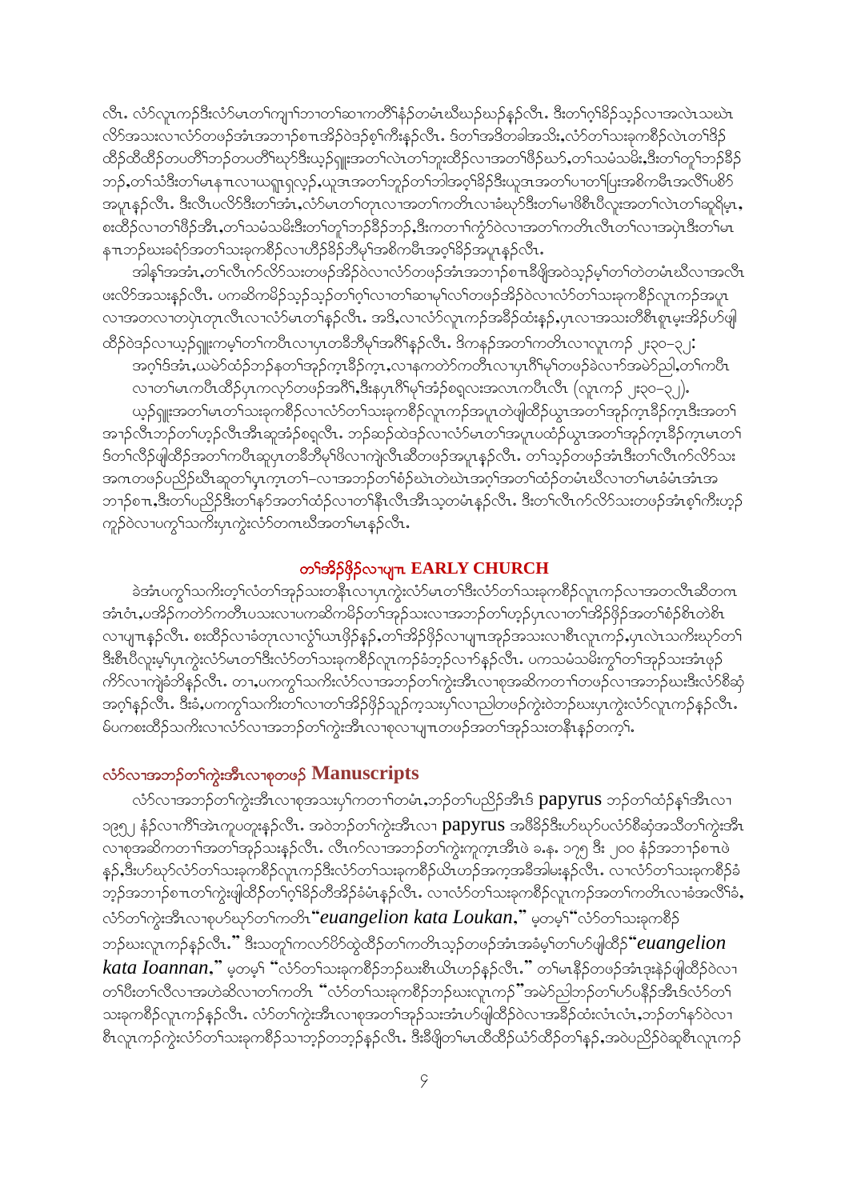လီၤ. လံာ်လူၤကၣ်ဒီးလံာ်မၤတၢ်ကျၢၢ်ဘၢတၢ်ဆၢကတိၢ်နံၣ်တမံၤဃိဃၣ်ဃၣ်နၣ်လီၤ. ဒီးတၢ်ဂ့ၢ်ခိၣ်သ့ၣ်လၢအလဲၤသဃဲၤလိာ်အသးလၢလံာ်တဖဉ်အံၤအဘၢၣ်စၢၤအိၣ်ဝဲဒၣ်စ့ၢ်ကီးနၣ်လီၤ. ဒ်တၢ်အဒိတခါအသိး,လံာ်တၢ်သးခုကစီၣ်လဲၤတၢ်ဒိၣ်ထိၣ်ထီထိၣ်တပတိၢ်ဘၣ်တပတိၢ်ဃာ်ဒီးယ့ၣ်ရှူးအတၢ်လဲၤတၢ်ဘူးထိၣ်လၢအတၢ်ဖိၣ်ဃာ်,တၢ်သမံသမိး,ဒီးတၢ်တူၢ်ဘၣ်ခီၣ်ဘၣ်,တၢ်သံဒီးတၢ်မၤနၢၤလၢယရူၤရှလ့ၣ်,ယူဒၤအတၢ်ဘူၣ်တၢ်ဘါအဝ့ၢ်ခိၣ်ဒီးယူဒၤအတၢ်ပၢတၢ်ပြးအစိကမီၤအလိၢ်ပစိာ်အပူၤနၣ်လီၤ. ဒီးလီၤပလိာ်ဒီးတၢ်အံၤ,လံာ်မၤတၢ်တုၤလၢအတၢ်ကတိၤလၢခံဃုာ်ဒီးတၢ်မၢဖိစီၤပီလူးအတၢ်လဲၤတၢ်ဆူရိမ့ၤ,စးထိၣ်လၢတၢ်ဖိၣ်အီၤ,တၢ်သမံသမိးဒီးတၢ်တူၢ်ဘၣ်ခီၣ်ဘၣ်,ဒီးကတၢၢ်ကွံာ်ဝဲလၢအတၢ်ကတိၤလီၤတၢ်လၢအပှဲၤဒီးတၢ်မၤနၢၤဘၣ်ဃးခရံာ်အတၢ်သးခုကစီၣ်လၢဟီၣ်ခိၣ်ဘီမုၢ်အစိကမီၤအဝ့ၢ်ခိၣ်အပူၤနၣ်လီၤ.

အါန့ၢ်အအံၤ,တၢ်လီၤက်လိာ်သးတဖဉ်အိၣ်ဝဲလၢလံာ်တဖဉ်အံၤအဘၢၣ်စၢၤခီဖျိအဝဲသ့ၣ်မ့ၢ်တၢ်တဲတမံၤဃိလၢအလီၤဖးလိာ်အသးနၣ်လီၤ. ပကဆိကမိၣ်သ့ၣ်သ့ၣ်တၢ်ဂ့ၢ်လၢတၢ်ဆၢမ့ၢ်လၢ်တဖဉ်အိၣ်ဝဲလၢလံာ်တၢ်သးခုကစီၣ်လူၤကၣ်အပူၤလၢအတလၢတပှဲၤတုၤလီၤလၢလံာ်မၤတၢ်နၣ်လီၤ. အဒိ,လၢလံာ်လူၤကၣ်အခီၣ်ထံးန့ၣ်,ပှၤလၢအသးတိစီၤစူၤမ့းအိၣ်ဟ်ဖျါထိၣ်ဝဲဒၣ်လၢယ့ၣ်ရှူးကမ့ၢ်တၢ်ကမီၤလၢပှၤတခီဘီမုၢ်အဂီၢ်နၣ်လီၤ. ဒ်ကနၣ်အတၢ်ကတိၤလၢလူၤကၣ် ၂း၃၀-၃၂:

> အဝ့ၢ်ဒ်အံၤ,ယမဲာ်ထံၣ်ဘၣ်နတၢ်အုၣ်ကၠၤခီၣ်ကၠၤ,လၢနကတဲာ်ကတီၤလၢပှၤဂီၢ်မုၢ်တဖဉ်ခဲလၢာ်အမဲာ်ညါ,တၢ်ကပီၤလၢတၢ်မၤကပီၤထိၣ်ပှၤကလုာ်တဖဉ်အဂီၢ်,ဒီးနပှၤဂီၢ်မုၢ်အံၣ်စရ့လးအလၤကပီၤလီၤ (လူၤကၣ် ၂း၃၀-၃၂).

ယ့ၣ်ရှူးအတၢ်မၤတၢ်သးခုကစီၣ်လၢလံာ်တၢ်သးခုကစီၣ်လူၤကၣ်အပူၤတဲဖျါထိၣ်ယွၤအတၢ်အုၣ်ကၠၤခီၣ်ကၠၤဒီးအတၢ်အၢၣ်လီၤဘၣ်တၢ်ဟ့ၣ်လီၤအီၤဆူအံၣ်စရ့လီၤ. ဘၣ်ဆၣ်ထဲဒၣ်လၢလံာ်မၤတၢ်အပူၤပထံၣ်ယွၤအတၢ်အုၣ်ကၠၤခီၣ်ကၠၤမၤတၢ်ဒ်တၢ်လီၣ်ဖျါထိၣ်အတၢ်ကပီၤဆူပှၤတခီဘီမုၢ်ဖိလၢကျဲလီၤဆီတဖဉ်အပူၤနၣ်လီၤ. တၢ်သ့ၣ်တဖဉ်အံၤဒီးတၢ်လီၤက်လိာ်သးအဂၤတဖဉ်ပညိၣ်ဃီၤဆူတၢ်မှၤကၠၤတၢ်–လၢအဘၣ်တၢ်စံၣ်ဃဲၤတဲဃဲၤအဝ့ၢ်အတၢ်ထံၣ်တမံၤဃိလၢတၢ်မၤခံမံၤအံၤအဘၢၣ်စၢၤ,ဒီးတၢ်ပညိၣ်ဒီးတၢ်နာ်အတၢ်ထံၣ်လၢတၢ်နီၤလီၤအီၤသ့တမံၤနၣ်လီၤ. ဒီးတၢ်လီၤက်လိာ်သးတဖဉ်အံၤစ့ၢ်ကီးဟ့ၣ်ကူၣ်ဝဲလၢပကွၢ်သကိးပှၤကွဲးလံာ်တဂၤဃိအတၢ်မၤနၣ်လီၤ.

## တၢ်အိၣ်ဖှိၣ်လၢပျၢၤ EARLY CHURCH

ခဲအံၤပကွၢ်သကိးတ့ၢ်လံတၢ်အုၣ်သးတနီၤလၢပှၤကွဲးလံာ်မၤတၢ်ဒီးလံာ်တၢ်သးခုကစီၣ်လူၤကၣ်လၢအတလီၤဆီတဂၤအံၤတံၤ,ပအိၣ်ကတဲာ်ကတီၤပသးလၢပကဆိကမိၣ်တၢ်အုၣ်သးလၢအဘၣ်တၢ်ဟ့ၣ်ပှၤလၢတၢ်အိၣ်ဖှိၣ်အတၢ်စံၣ်စိၤတဲစိၤလၢပျၢၤနၣ်လီၤ. စးထိၣ်လၢခံတုၤလၢလွံၢ်ယၤဖိၣ်နံၣ်,တၢ်အိၣ်ဖှိၣ်လၢပျၢၤအုၣ်အသးလၢစီၤလူၤကၣ်,ပှၤလဲၤသကိးဃုာ်တၢ်ဒီးစီၤပီလူးမ့ၢ်ပှၤကွဲးလံာ်မၤတၢ်ဒီးလံာ်တၢ်သးခုကစီၣ်လူၤကၣ်ခံဘ့ၣ်လၢာ်နၣ်လီၤ. ပကသမံသမိးကွၢ်တၢ်အုၣ်သးအံၤဖုၣ်ကိာ်လၢကျဲခံဘိနၣ်လီၤ. တၢ,ပကကွၢ်သကိးလံာ်လၢအဘၣ်တၢ်ကွဲးအီၤလၢစုအဆိကတၢၢ်တဖဉ်လၢအဘၣ်ဃးဒီးလံာ်စိဆှံအဝ့ၢ်နၣ်လီၤ. ဒီးခံ,ပကကွၢ်သကိးတၢ်လၢတၢ်အိၣ်ဖှိၣ်သူၣ်က့သးပှၢ်လၢညါတဖဉ်ကွဲးဝဲဘၣ်ဃးပှၤကွဲးလံာ်လူၤကၣ်နၣ်လီၤ. မ်ပကစးထိၣ်သကိးလၢလံာ်လၢအဘၣ်တၢ်ကွဲးအီၤလၢစုလၢပျၢၤတဖဉ်အတၢ်အုၣ်သးတနီၤနၣ်တက့ၢ်.

## လံာ်လၢအဘၣ်တၢ်ကွဲးအီၤလၢစုတဖဉ် Manuscripts

လံာ်လၢအဘၣ်တၢ်ကွဲးအီၤလၢစုအသးပှၢ်ကတၢၢ်တမံၤ,ဘၣ်တၢ်ပညိၣ်အီၤဒ် papyrus ဘၣ်တၢ်ထံၣ်န့ၢ်အီၤလၢ ၁၉၅၂ နံၣ်လၢကီၢ်အဲၤကူပတူးနၣ်လီၤ. အဝဲဘၣ်တၢ်ကွဲးအီၤလၢ papyrus အဖိခိၣ်ဒီးဟ်ဃုာ်ပလံာ်စိဆှံအသိတၢ်ကွဲးအီၤလၢစုအဆိကတၢၢ်အတၢ်အုၣ်သးနၣ်လီၤ. လီၤက်လၢအဘၣ်တၢ်ကွဲးကူၤကၠၤအီၤဖဲ ခ.န. ၁၇၅ ဒီး ၂၀၀ နံၣ်အဘၢၣ်စၢၤဖဲနၣ်,ဒီးဟ်ဃုာ်လံာ်တၢ်သးခုကစီၣ်လူၤကၣ်ဒီးလံာ်တၢ်သးခုကစီၣ်ယိၤဟၣ်အကုအခီအါမးနၣ်လီၤ. လၢလံာ်တၢ်သးခုကစီၣ်ခံဘ့ၣ်အဘၢၣ်စၢၤတၢ်ကွဲးဖျါထိၣ်တၢ်ဂ့ၢ်ခိၣ်တိၢ်အိၣ်ခံမံၤနၣ်လီၤ. လၢလံာ်တၢ်သးခုကစီၣ်လူၤကၣ်အတၢ်ကတိၤလၢခံအလိၢ်ခံ,လံာ်တၢ်ကွဲးအီၤလၢစုဟ်ဃုာ်တၢ်ကတိၤ "*euangelion kata Loukan*," မ့တမ့ၢ် "လံာ်တၢ်သးခုကစီၣ်ဘၣ်ဃးလူၤကၣ်နၣ်လီၤ." ဒီးသတူၢ်ကလာ်ပိာ်ထွဲထိၣ်တၢ်ကတိၤသ့ၣ်တဖဉ်အံၤအခံမ့ၢ်တၢ်ဟ်ဖျါထိၣ် "*euangelion kata Ioannan*," မ့တမ့ၢ် "လံာ်တၢ်သးခုကစီၣ်ဘၣ်ဃးစီၤယိၤဟၣ်နၣ်လီၤ." တၢ်မၤနီၣ်တဖဉ်အံၤဒုးနဲၣ်ဖျါထိၣ်ဝဲလၢတၢ်ပီးတၢ်လီလၢအဟဲဆိလၢတၢ်ကတိၤ "လံာ်တၢ်သးခုကစီၣ်ဘၣ်ဃးလူၤကၣ်" အမဲာ်ညါဘၣ်တၢ်ဟ်ပနီၣ်အီၤဒ်လံာ်တၢ်သးခုကစီၣ်လူၤကၣ်နၣ်လီၤ. လံာ်တၢ်ကွဲးအီၤလၢစုအတၢ်အုၣ်သးအံၤဟ်ဖျါထိၣ်ဝဲလၢအခီၣ်ထံးလံၤလံၤ,ဘၣ်တၢ်နာ်ဝဲလၢစီၤလူၤကၣ်ကွဲးလံာ်တၢ်သးခုကစီၣ်သၢဘ့ၣ်တဘ့ၣ်နၣ်လီၤ. ဒီးခီဖျိတၢ်မၤထိထိၣ်ယံာ်ထိၣ်တၢ်နၣ်,အဝဲပညိၣ်ဝဲဆူစီၤလူၤကၣ်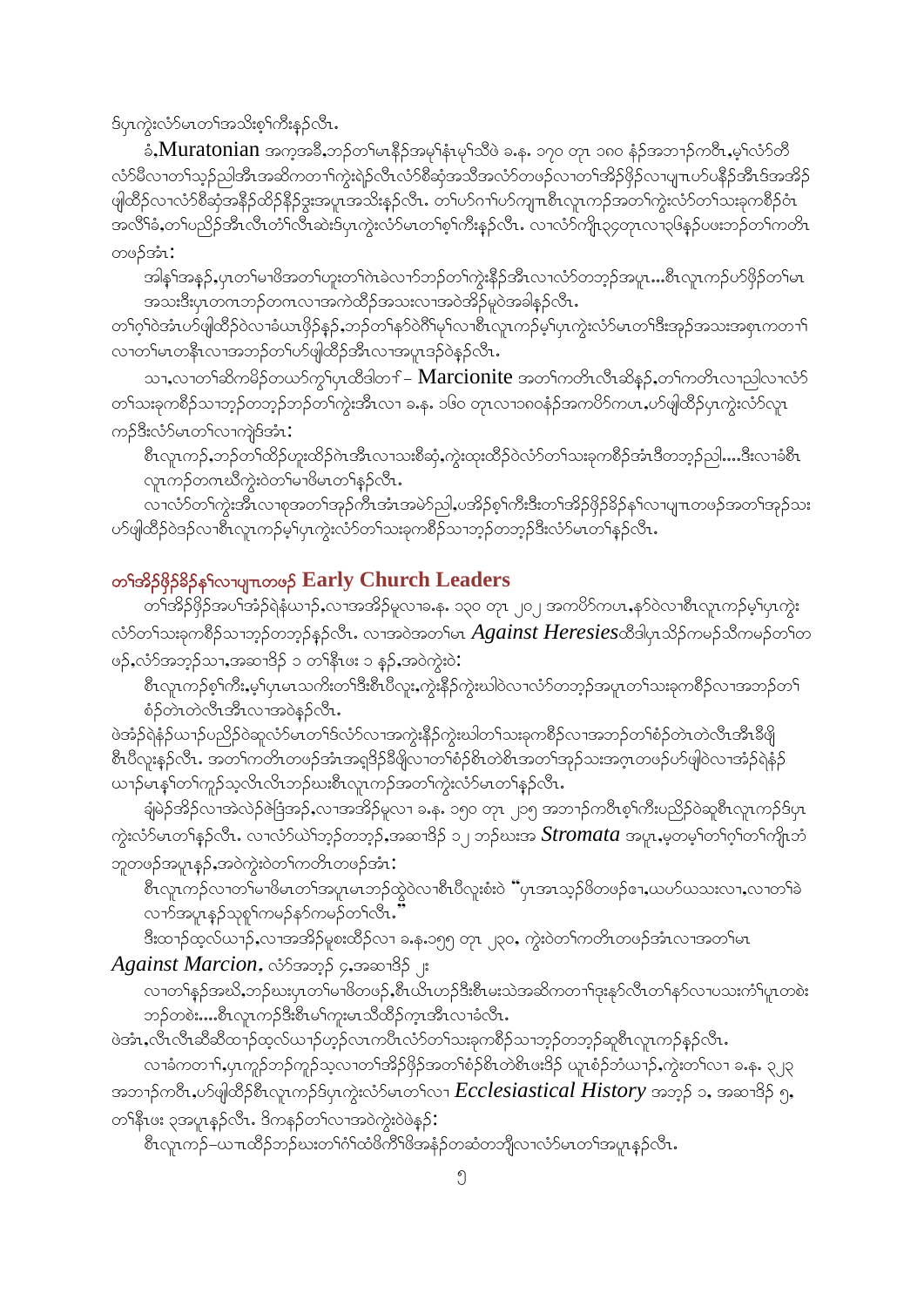ဒ်ပှၤကွဲးလံာ်မၤတၢ်အသိးစ့ၢ်ကီးန့ၣ်လီၤ.

ခံ,Muratonian အကၠအခီ,ဘၣ်တၢ်မၤနီၣ်အမ့ၢ်နံၤမ့ၢ်သိဖဲ ခ.န. ၁၇၀ တုၤ ၁၈၀ နံၣ်အဘၢၣ်ကတိၤ,မ့ၢ်လံာ်တီလံာ်မီလၢတၢ်သ့ၣ်ညါအီၤအဆိကတၢၢ်ကွဲးရဲၣ်လီၤလံာ်စီဆှံအသီအလံာ်တဖၣ်လၢတၢ်အိၣ်ဖှိၣ်လၢပျၢဟ်ပနီၣ်အီၤဒ်အအိၣ်ဖျါထိၣ်လၢလံာ်စီဆှံအနီၣ်ထိၣ်နီၣ်ဒွးအပူၤအသိးန့ၣ်လီၤ. တၢ်ဟ်ဂၢၢ်ဟ်ကျၢစီၤလူၤကၣ်အတၢ်ကွဲးလံာ်တၢ်သးခုကစီၣ်ဝံၤအလီၢ်ခံ,တၢ်ပညိၣ်အီၤလီၤတံၢ်လီၤဆဲးဒ်ပှၤကွဲးလံာ်မၤတၢ်စ့ၢ်ကီးန့ၣ်လီၤ. လၢလံာ်ကျိၤ၃၄တုၤလၢ၃၉နဲ့ၣ်ပဖးဘၣ်တၢ်ကတိၤတဖၣ်အံၤ:

> အါန့ၢ်အနၣ်,ပှၤတၢ်မၢဖိအတၢ်ဟူးတၢ်ဂဲၤခဲလၢာ်ဘၣ်တၢ်ကွဲးနီၣ်အီၤလၢလံာ်တဘ့ၣ်အပူၤ...စီၤလူၤကၣ်ဟ်ဖှိၣ်တၢ်မၤအသးဒီးပှၤတဂၤဘၣ်တဂၤလၢအကဲထိၣ်အသးလၢအဝဲအိၣ်မူဝဲအခါန့ၣ်လီၤ.

တၢ်ဂ့ၢ်ဝဲအံၤဟ်ဖျါထိၣ်ဝဲလၢခံယၤဖှိၣ်နၣ်,ဘၣ်တၢ်နာ်ဝဲဇိၢ်မ့ၢ်လၢစီၤလူၤကၣ်မ့ၢ်ပှၤကွဲးလံာ်မၤတၢ်ဒီးအုၣ်အသးအစှၤကတၢၢ်လၢတၢ်မၤတနီၤလၢအဘၣ်တၢ်ဟ်ဖျါထိၣ်အီၤလၢအပူၤဒၣ်ဝဲန့ၣ်လီၤ.

သၢ,လၢတၢ်ဆိကမိၣ်တယာ်ကွၢ်ပှၤထီဒါတၢ် – Marcionite အတၢ်ကတိၤလီၤဆီနၣ်,တၢ်ကတိၤလၢညါလၢလံာ်တၢ်သးခုကစီၣ်သၢဘ့ၣ်တဘ့ၣ်ဘၣ်တၢ်ကွဲးအီၤလၢ ခ.န. ၁၆၀ တုၤလၢ၁၈၀နံၣ်အကပိာ်ကပၤ,ဟ်ဖျါထိၣ်ပှၤကွဲးလံာ်လူၤကၣ်ဒီးလံာ်မၤတၢ်လၢကျဲဒ်အံၤ:

> စီၤလူၤကၣ်,ဘၣ်တၢ်ထိၣ်ဟူးထိၣ်ဂဲၤအီၤလၢသးစီဆှံ,ကွဲးထုးထိၣ်ဝဲလံာ်တၢ်သးခုကစီၣ်အံၤဒီတဘ့ၣ်ညါ....ဒီးလၢခံစီၤလူၤကၣ်တဂၤဃီကွဲးဝဲတၢ်မၢဖိမၤတၢ်န့ၣ်လီၤ.

လၢလံာ်တၢ်ကွဲးအီၤလၢစုအတၢ်အုၣ်ကီၤအံၤအမဲာ်ညါ,ပအိၣ်စ့ၢ်ကီးဒီးတၢ်အိၣ်ဖှိၣ်ခိၣ်နၢ်လၢပျၢတဖၣ်အတၢ်အုၣ်သးဟ်ဖျါထိၣ်ဝဲဒၣ်လၢစီၤလူၤကၣ်မ့ၢ်ပှၤကွဲးလံာ်တၢ်သးခုကစီၣ်သၢဘ့ၣ်တဘ့ၣ်ဒီးလံာ်မၤတၢ်န့ၣ်လီၤ.

## တၢ်အိၣ်ဖှိၣ်ခိၣ်နၢ်လၢပျၢတဖၣ် Early Church Leaders

တၢ်အိၣ်ဖှိၣ်အပ်ၢအဲၣ်ရဲနံၣ်ယၢၣ်,လၢအအိၣ်မူလၢခ.န. ၁၃၀ တုၤ ၂၀၂ အကပိာ်ကပၤ,နာ်ဝဲလၢစီၤလူၤကၣ်မ့ၢ်ပှၤကွဲးလံာ်တၢ်သးခုကစီၣ်သၢဘ့ၣ်တဘ့ၣ်န့ၣ်လီၤ. လၢအဝဲအတၢ်မၤ *Against Heresies*ထီဒါပှၤသိၣ်ကမၣ်သီကမၣ်တၢ်တဖၣ်,လံာ်အဘ့ၣ် သၢ,အဆၢဒိၣ် ၁ တၢ်နီၤဖး ၁ နၣ်,အဝဲကွဲးဝဲ:

> စီၤလူၤကၣ်စ့ၢ်ကီး,မ့ၢ်ပှၤမၤသကိးတၢ်ဒီးစီၤပီလူး,ကွဲးနီၣ်ကွဲးဃါဝဲလၢလံာ်တဘ့ၣ်အပူၤတၢ်သးခုကစီၣ်လၢအဘၣ်တၢ်စံၣ်တဲၤတဲလီၤအီၤလၢအဝဲန့ၣ်လီၤ.

ဖဲအံၣ်ရဲနံၣ်ယၢၣ်ပညိၣ်ဝဲဆူလံာ်မၤတၢ်ဒီးလံာ်လၢအကွဲးနီၣ်ကွဲးဃါတၢ်သးခုကစီၣ်လၢအဘၣ်တၢ်စံၣ်တဲၤတဲလီၤအီၤခီဖျိစီၤပီလူးန့ၣ်လီၤ. အတၢ်ကတိၤတဖၣ်အံၤအရှဒိၣ်ခီဖျိလၢတၢ်စံၣ်စီၤတဲစီၤအတၢ်အုၣ်သးအဂ္ၤတဖၣ်ဟ်ဖျါဝဲလၢအံၣ်ရဲနံၣ်ယၢၣ်မၤန့ၢ်တၢ်ကူၣ်သ့လိၤလိၤဘၣ်ဃးစီၤလူၤကၣ်အတၢ်ကွဲးလံာ်မၤတၢ်န့ၣ်လီၤ.

ချဲမဲၣ်အိၣ်လၢအဲလဲၣ်ဖဲဒြံအၣ်,လၢအအိၣ်မူလၢ ခ.န. ၁၅၀ တုၤ ၂၁၅ အဘၢၣ်ကတိၤစ့ၢ်ကီးပညိၣ်ဝဲဆူစီၤလူၤကၣ်ဒ်ပှၤကွဲးလံာ်မၤတၢ်န့ၣ်လီၤ. လၢလံာ်ဃဲၢ်ဘ့ၣ်တဘ့ၣ်,အဆၢဒိၣ် ၁၂ ဘၣ်ဃးအ *Stromata* အပူၤ,မ့တမ့ၢ်တၢ်ဂ့ၢ်တၢ်ကျိၤဘံဘူတဖၣ်အပူၤန့ၣ်,အဝဲကွဲးဝဲတၢ်ကတိၤတဖၣ်အံၤ:

> စီၤလူၤကၣ်လၢတၢ်မၢဖိမၤတၢ်အပူၤမၤဘၣ်ထွဲဝဲလၢစီၤပီလူးစံးဝဲ "ပှၤအၤသ့ၣ်ဖိတဖၣ်ဧၢ,ယဟ်ယသးလၢ,လၢတၢ်ခဲလၢာ်အပူၤနၣ်သုစူၢ်ကမၣ်နာ်ကမၣ်တၢ်လီၤ."

ဒီးထၢၣ်ထ့လ်ယၢၣ်,လၢအအိၣ်မူစးထိၣ်လၢ ခ.န.၁၅၅ တုၤ ၂၃၀, ကွဲးဝဲတၢ်ကတိၤတဖၣ်အံၤလၢအတၢ်မၤ *Against Marcion.* လံာ်အဘ့ၣ် ၄,အဆၢဒိၣ် ၂:

> လၢတၢ်နၣ်အဃိ,ဘၣ်ဃးပှၤတၢ်မၢဖိတဖၣ်,စီၤယိၤဟၣ်ဒီးစီၤမးသဲအဆိကတၢၢ်ဒုးနဲ့ာ်လီၤတၢ်နာ်လၢပသးကံၢ်ပူၤတစဲးဘၣ်တစဲး....စီၤလူၤကၣ်ဒီးစီၤမၢ်ကူးမၤသီထိၣ်ကူၤအီၤလၢခံလီၤ.

ဖဲအံၤ,လီၤလီၤဆီဆီထၢၣ်ထ့လ်ယၢၣ်ဟ့ၣ်လၤကပီၤလံာ်တၢ်သးခုကစီၣ်သၢဘ့ၣ်တဘ့ၣ်ဆူစီၤလူၤကၣ်န့ၣ်လီၤ.

လၢခံကတၢၢ်,ပှၤကူၣ်ဘၣ်ကူၣ်သ့လၢတၢ်အိၣ်ဖှိၣ်အတၢ်စံၣ်စီၤတဲစီၤဖးဒိၣ် ယူၤစံၣ်ဘံယၢၣ်,ကွဲးတၢ်လၢ ခ.န. ၃၂၃ အဘၢၣ်ကတိၤ,ဟ်ဖျါထိၣ်စီၤလူၤကၣ်ဒ်ပှၤကွဲးလံာ်မၤတၢ်လၢ *Ecclesiastical History* အဘ့ၣ် ၁, အဆၢဒိၣ် ၅, တၢ်နီၤဖး ၃အပူၤန့ၣ်လီၤ. ဒိကနၣ်တၢ်လၢအဝဲကွဲးဝဲဒဲနၣ်:

> စီၤလူၤကၣ်–ယၢၤထိၣ်ဘၣ်ဃးတၢ်ဂံၢ်ထံဖိကိၢ်ဖိအနံၣ်တဆံတဘျီလၢလံာ်မၤတၢ်အပူၤန့ၣ်လီၤ.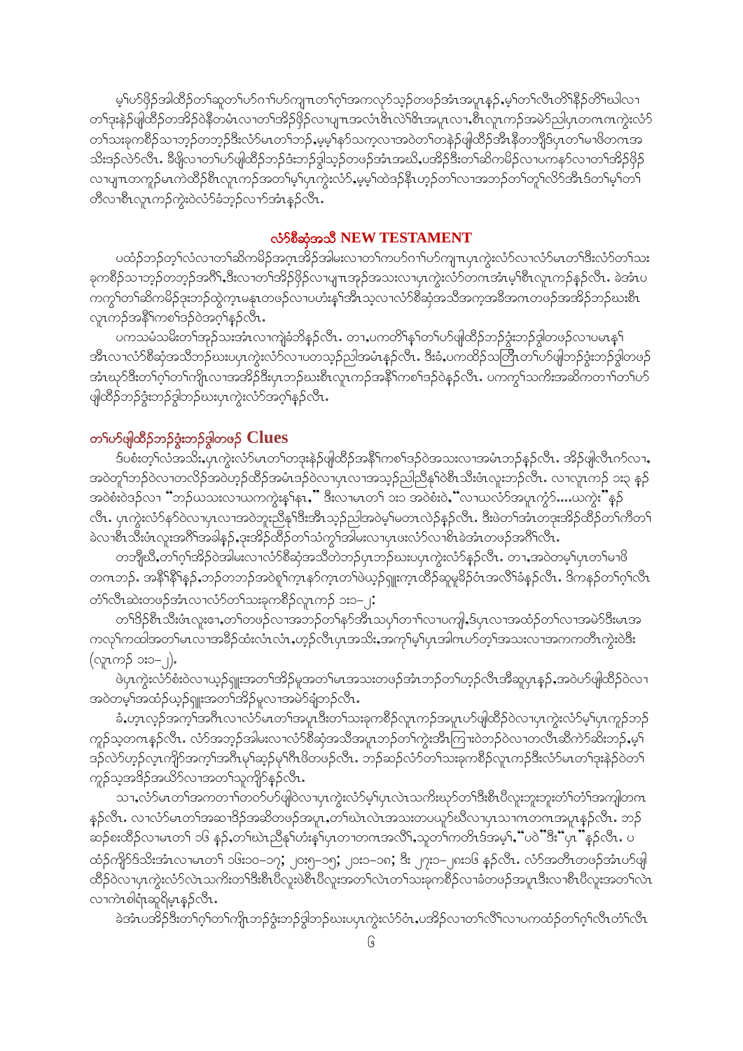မ့ၢ်ဟ်ဖိုဉ်အါထီဉ်တၢ်ဆုတၢ်ဟ်ဂၢၢ်ဟ်ကျၢၤတၢ်ဂ့ၢ်အကလုာ်သ့ဉ်တဖဉ်အံၤအပူၤန့ဉ်,မ့ၢ်တၢ်လီၤတံၢ်နီဉ်တိၢ်ဃါလၢ တၢ်ဒုးနဲဉ်ဖျါထီဉ်တအိဉ်ဝဲနီတမံၤလၢတၢ်အိဉ်ဖှိဉ်လၢပျၢၤအလံၤဖိၤလဲၢ်ဖိၤအပူၤလၢ,စီၤလူၤကဉ်အမဲာ်ညါပှၤတဂၤဂၤကွဲးလံာ် တၢ်သးခုကစီဉ်သၢဘ့ဉ်တဘ့ဉ်ဒီးလံာ်မၤတၢ်ဘဉ်,မ့မ့ၢ်နာ်သက့လၢအဝဲတၢ်တနဲဉ်ဖျါထီဉ်အီၤနီတဘျီဒ်ပှၤတၢ်မၢဖိတဂၤအ သိးဒဉ်လဲာ်လီၤ. ဒီဖျိလၢတၢ်ဟ်ဖျါထီဉ်ဘဉ်ဒံးဘဉ်ဒွါသ့ဉ်တဖဉ်အံၤအဃိ,ပအိဉ်ဒီးတၢ်ဆိကမိဉ်လၢပကနာ်လၢတၢ်အိဉ်ဖှိဉ် လၢပျၢၤတကူဉ်မၤကဲထီဉ်စီၤလူၤကဉ်အတၢ်မ့ၢ်ပှၤကွဲးလံာ်,မ့မ့ၢ်ထဲဒဉ်နီၤဟ့ဉ်တၢ်လၢအဘဉ်တၢ်တူၢ်လိာ်အီၤဒ်တၢ်မ့ၢ်တၢ် တီလၢစီၤလူၤကဉ်ကွဲးဝဲလံာ်ခံဘ့ဉ်လၢာ်အံၤန့ဉ်လီၤ.

## လံာ်စီဆှံအသီ NEW TESTAMENT

ပထံဉ်ဘဉ်တ့ၢ်လံလၢတၢ်ဆိကမိဉ်အဂ့ၤအိဉ်အါမးလၢတၢ်ကဟ်ဂၢၢ်ဟ်ကျၢၤပှၤကွဲးလံာ်လၢလံာ်မၤတၢ်ဒီးလံာ်တၢ်သး ခုကစီဉ်သၢဘ့ဉ်တဘ့ဉ်အဂီၢ်,ဒီးလၢတၢ်အိဉ်ဖှိဉ်လၢပျၢၤအုဉ်အသးလၢပှၤကွဲးလံာ်တဂၤအံၤမ့ၢ်စီၤလူၤကဉ်န့ဉ်လီၤ. ခဲအံၤပ ကကွၢ်တၢ်ဆိကမိဉ်ဒုးဘဉ်ထွဲက့ၤမနုၤတဖဉ်လၢပဟံးန့ၢ်အီၤသ့လၢလံာ်စီဆှံအသီအက့အခီအဂၤတဖဉ်အအိဉ်ဘဉ်ဃးစီၤ လူၤကဉ်အနီၢ်ကစၢ်ဒဉ်ဝဲအဂ့ၢ်န့ဉ်လီၤ.

ပကသမံသမိးတၢ်အှဉ်သးအံၤလၢကျဲခံဘိန့ဉ်လီၤ. တၢ,ပကတိၢ်နၢ်တၢ်ဟ်ဖျါထီဉ်ဘဉ်ဒွံးဘဉ်ဒွါတဖဉ်လၢပမၤန့ၢ် အီၤလၢလံာ်စီဆှံအသီဘဉ်ဃးပှၤကွဲးလံာ်လၢပတသ့ဉ်ညါအမံၤန့ဉ်လီၤ. ဒီးခံ,ပကထိဉ်သတြီၤတၢ်ဟ်ဖျါဘဉ်ဒွံးဘဉ်ဒွါတဖဉ် အံၤဃုာ်ဒီးတၢ်ဂ့ၢ်တၢ်ကျိၤလၢအအိဉ်ဒီးပှၤဘဉ်ဃးစီၤလူၤကဉ်အနီၢ်ကစၢ်ဒဉ်ဝဲန့ဉ်လီၤ. ပကကွၢ်သကိးအဆိကတၢၢ်တၢ်ဟ် ဖျါထီဉ်ဘဉ်ဒွံးဘဉ်ဒွါဘဉ်ဃးပှၤကွဲးလံာ်အဂ့ၢ်န့ဉ်လီၤ.

## တၢ်ဟ်ဖျါထီဉ်ဘဉ်ဒွံးဘဉ်ဒွါတဖဉ် Clues

ဒ်ပစံးတ့ၢ်လံအသိး,ပှၤကွဲးလံာ်မၤတၢ်တဒုးနဲဉ်ဖျါထီဉ်အနီၢ်ကစၢ်ဒဉ်ဝဲအသးလၢအမံၤဘဉ်န့ဉ်လီၤ. အိဉ်ဖျါလီၤကဲာ်လၢ, အဝဲတူၢ်ဘဉ်ဝဲလၢတလိဉ်အဝဲဟ့ဉ်ထိဉ်အမံၤဒဉ်ဝဲလၢပှၤလၢအသ့ဉ်ညါညီနှၢ်ဝဲစီၤသီးဖံၤလူးဘဉ်လီၤ. လၢလူၤကဉ် ၁း၃ နဉ် အဝဲစံးဝဲဒဉ်လၢ "ဘဉ်ယသးလၢယကကွဲးန့ၢ်နၤ," ဒီးလၢမၤတၢ် ၁း၁ အဝဲစံးဝဲ,"လၢယလံာ်အပူၤကွံာ်...ယကွဲး" နဉ် လီၤ. ပှၤကွဲးလံာ်နာ်ဝဲလၢပှၤလၢအဝဲဘူးညီနှၢ်ဒီးအီၤသ့ဉ်ညါအဝဲမ့ၢ်မတၤလဲဉ်နဉ်လီၤ. ဒီးဖဲတၢ်အံၤတဒုးအိဉ်ထိဉ်တၢ်ကီတၢ် ခဲလၢစီၤသီးဖံၤလူးအဂီၢ်အါခါနဉ်,ဒုးအိဉ်ထိဉ်တၢ်သံကွၢ်အါမးလၢပှၤဖးလံာ်လၢစီၤခဲအံၤတဖဉ်အဂီၢ်လီၤ.

တဘျီဃီ,တၢ်ဂ့ၢ်အိဉ်ဝဲအါမးလၢလံာ်စီဆှံအသီတဲဘဉ်ပှၤဘဉ်ဃးပပှၤကွဲးလံာ်နဉ်လီၤ. တၢ,အဝဲတမ့ၢ်ပှၤတၢ်မၢဖိ တဂၤဘဉ်. အနိၢ်နိၢ်နဉ်,ဘဉ်တဘဉ်အဝဲစူၢ်က့ၤနာ်က့ၤတၢ်ဖဲယ့ဉ်ရှူးက့ၤထိဉ်ဆူမူခိဉ်ဝံၤအလီၢ်ခံနဉ်လီၤ. ဒ်ကနဉ်တၢ်ဂ့ၢ်လီၤ တံၢ်လီၤဆဲးတဖဉ်အံၤလၢလံာ်တၢ်သးခုကစီဉ်လူၤကဉ် ၁း၁–၂:

တၢ်ဒိဉ်စီၤသီးဖံၤလူးဧၢ,တၢ်တဖဉ်လၢအဘဉ်တၢ်နာ်အီၤသပှ်တၢၢ်လၢပကျါ,ဒ်ပှၤလၢအထံဉ်တၢ်လၢအမဲာ်ဒီးမၤအ ကလုၢ်ကထါအတၢ်မၤလၢအခီဉ်ထံးလံၤလံၤ,ဟ့ဉ်လီၤပှၤအသိး,အက့ၢ်မ့ၢ်ပှၤအါဂၤဟ်တ့ၢ်အသးလၢအကကတီၤကွဲးဝဲဒီး (လူၤကဉ် ၁း၁–၂).

ဖဲပှၤကွဲးလံာ်စံးဝဲလၢယ့ဉ်ရှူးအတၢ်အိဉ်မူအတၢ်မၤအသးတဖဉ်အံၤဘဉ်တၢ်ဟ့ဉ်လီၤအီဆူပှၤန့ဉ်,အဝဲဟ်ဖျါထီဉ်ဝဲလၢ အဝဲတမ့ၢ်အထံဉ်ယ့ဉ်ရှူးအတၢ်အိဉ်မူလၢအမဲာ်ချံဘဉ်လီၤ.

ခံ,ဟ့ၤလ့ဉ်အက့ၢ်အဂီၤလၢလံာ်မၤတၢ်အပူၤဒီးတၢ်သးခုကစီဉ်လူၤကဉ်အပူၤဟ်ဖျါထီဉ်ဝဲလၢပှၤကွဲးလံာ်မ့ၢ်ပှၤကူဉ်ဘဉ် ကူဉ်သ့တဂၤန့ဉ်လီၤ. လံာ်အဘ့ဉ်အါမးလၢလံာ်စီဆှံအသီအပူၤဘဉ်တၢ်ကွဲးအီၤကြၢးဝဲဘဉ်ဝဲလၢတလီၤဆီကဲာ်ဆီးဘဉ်,မ့ၢ် ဒဉ်လဲာ်ဟ့ဉ်လ့ၤကျိာ်အက့ၢ်အဂီၤမ့ၢ်ဆူဉ်မ့ၢ်ဂီၤဖိတဖဉ်လီၤ. ဘဉ်ဆဉ်လံာ်တၢ်သးခုကစီဉ်လူၤကဉ်ဒီးလံာ်မၤတၢ်ဒုးနဲဉ်ဝဲတၢ် ကူဉ်သ့အဒိဉ်အယိာ်လၢအတၢ်သူကျိာ်နဉ်လီၤ.

သၢ,လံာ်မၤတၢ်အကတၢၢ်တတ်ဟ်ဖျါဝဲလၢပှၤကွဲးလံာ်မ့ၢ်ပှၤလဲၤသကိးဃုာ်တၢ်ဒီးစီၤပီလူးဘူးဘူးတံၢ်တံၢ်အကျါတဂၤ န့ဉ်လီၤ. လၢလံာ်မၤတၢ်အဆၢဒိဉ်အဆိတဖဉ်အပူၤ,တၢ်ဃဲၤလဲၤအသးတပယုာ်ဃီလၢပှၤသၢဂၤတဂၤအပူၤန့ဉ်လီၤ. ဘဉ် ဆဉ်စးထိဉ်လၢမၤတၢ် ၁၆ နဉ်,တၢ်ဃဲၤညီနှၢ်ဟံးန့ၢ်ပှၤတဂၤတဂၤအလီၢ်,သုတၢ်ကတိၤဒ်အမ့ၢ်,"ပဝဲ"ဒီး"ပှၤ"နဉ်လီၤ. ပ ထံဉ်ကျိာ်ဒ်သိးအံၤလၢမၤတၢ် ၁၆း၁၀–၁၇; ၂၀း၅–၁၅; ၂၁း၁–၁၈; ဒီး ၂၇း၁–၂၈း၁၆ နဉ်လီၤ. လံာ်အတီၤတဖဉ်အံၤဟ်ဖျါ ထီဉ်ဝဲလၢပှၤကွဲးလံာ်လဲၤသကိးတၢ်ဒီးစီၤပီလူးဖဲစီၤပီလူးအတၢ်လဲၤတၢ်သးခုကစီဉ်လၢခံတဖဉ်အပူၤဒီးလၢစီၤပီလူးအတၢ်လဲၤ လၢကဲၤစါရံၤဆူရိမ့ၤန့ဉ်လီၤ.

ခဲအံၤပအိဉ်ဒီးတၢ်ဂ့ၢ်တၢ်ကျိၤဘဉ်ဒွံးဘဉ်ဒွါဘဉ်ဃးပပှၤကွဲးလံာ်ဝံၤ,ပအိဉ်လၢတၢ်လီၢ်လၢပကထံဉ်တၢ်ဂ့ၢ်လီၤတံၢ်လီၤ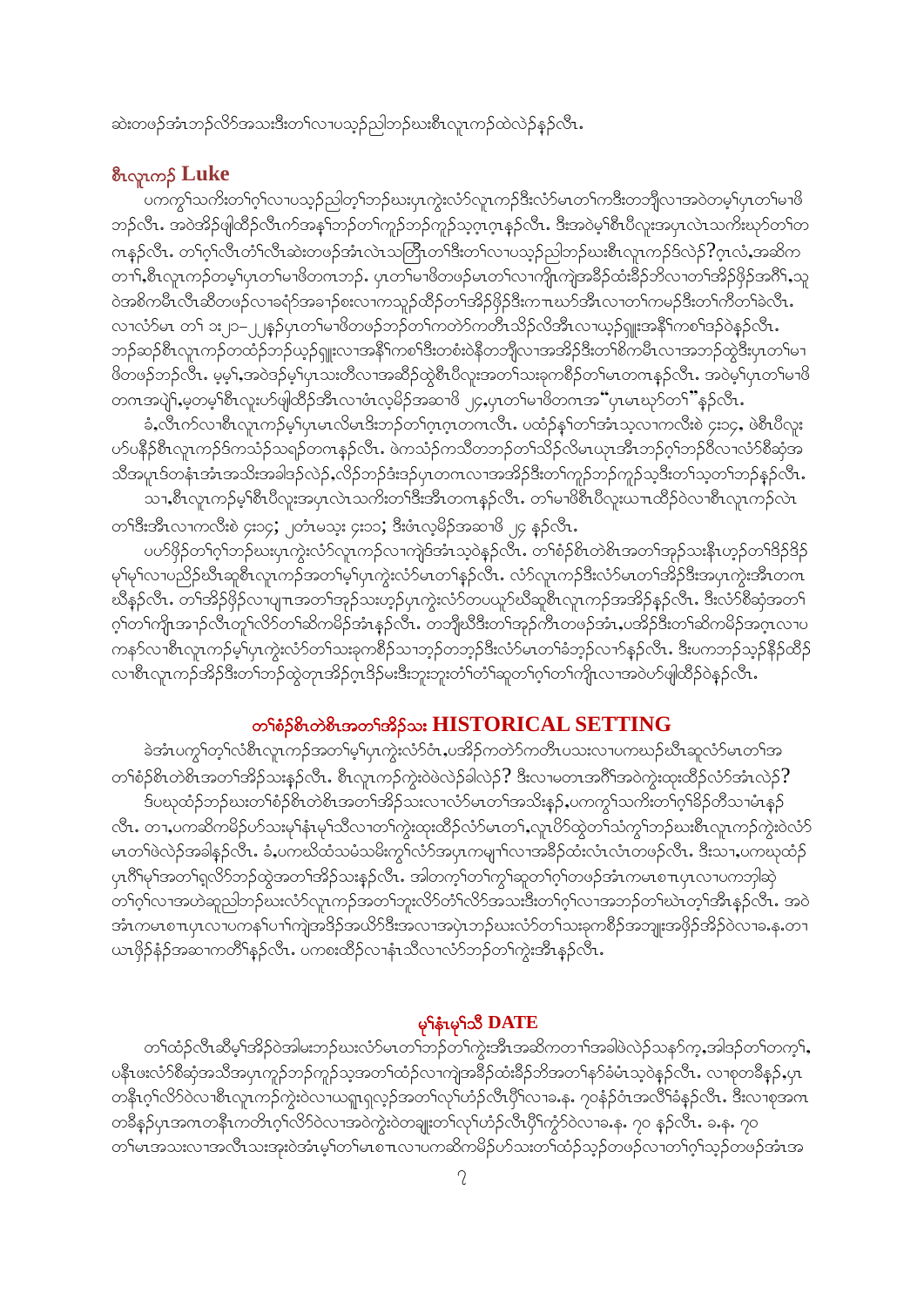ဆဲးတဖၣ်အံၤဘၣ်လိာ်အသးဒီးတၢ်လၢပသ့ၣ်ညါဘၣ်ဃးစီၤလူၤကၣ်ထဲလဲၣ်နၣ်လီၤ.

## စီၤလူၤကၣ် Luke

ပကကွၢ်သကိးတၢ်ဂ့ၢ်လၢပသ့ၣ်ညါတ့ၢ်ဘၣ်ဃးပှၤကွဲးလံာ်လူၤကၣ်ဒီးလံာ်မၤတၢ်ကဒီးတဘျီလၢအဝဲတမ့ၢ်ပှၤတၢ်မၢဖိဘၣ်လီၤ. အဝဲအိၣ်ဖျါထိၣ်လီၤက်အနေ့ၢ်ဘၣ်တၢ်ကူၣ်ဘၣ်ကူၣ်သ့ဂ့ၤဂ့ၤနၣ်လီၤ. ဒီးအဝဲမ့ၢ်စီၤပီလူးအပှၤလဲၤသကိးဃုာ်တၢ်တဂၤနၣ်လီၤ. တၢ်ဂ့ၢ်လီၤတံၢ်လီၤဆဲးတဖၣ်အံၤလဲၤသတြီၤတၢ်ဒီးတၢ်လၢပသ့ၣ်ညါဘၣ်ဃးစီၤလူၤကၣ်ဒ်လဲၣ်?ဂ့ၤလံ,အဆိကတၢၢ်,စီၤလူၤကၣ်တမ့ၢ်ပှၤတၢ်မၢဖိတဂၤဘၣ်. ပှၤတၢ်မၢဖိတဖၣ်မၤတၢ်လၢကျိၤကျဲအခိၣ်ထံးခိၣ်ဘိလၢတၢ်အိၣ်ဖှိၣ်အဂီၢ်,သုဝဲအစိကမီၤလီၤဆီတဖၣ်လၢခရံာ်အခၢၣ်စးလၢကသူၣ်ထိၣ်တၢ်အိၣ်ဖှိၣ်ဒီးကၤဃာ်အီၤလၢတၢ်ကမၣ်ဒီးတၢ်ကီတၢ်ခဲလီၤ. လၢလံာ်မၤ တၢ် ၁း၂၁–၂၂နၣ်ပှၤတၢ်မၢဖိတဖၣ်ဘၣ်တၢ်ကတဲာ်ကတီၤသိၣ်လိအီၤလၢယ့ၣ်ရှူးအနီၢ်ကစၢ်ဒၣ်ဝဲနၣ်လီၤ. ဘၣ်ဆၣ်စီၤလူၤကၣ်တထံၣ်ဘၣ်ယ့ၣ်ရှူးလၢအနီၢ်ကစၢ်ဒီးတစံးဝဲနီတဘျီလၢအအိၣ်ဒီးတၢ်စိကမီၤလၢအဘၣ်ထွဲဒီးပှၤတၢ်မၢဖိတဖၣ်ဘၣ်လီၤ. မ့မ့ၢ်,အဝဲဒၣ်မ့ၢ်ပှၤသးတီလၢအဆီၣ်ထွဲစီၤပီလူးအတၢ်သးခုကစိၣ်တၢ်မၤတဂၤနၣ်လီၤ. အဝဲမ့ၢ်ပှၤတၢ်မၢဖိတဂၤအပျဲၢ်,မ့တမ့ၢ်စီၤလူးပာ်ဖျါထိၣ်အီၤလၢဖံၤလ့မိၣ်အဆၢဖိ ၂၄,ပှၤတၢ်မၢဖိတဂၤအ"ပှၤမၤဃုာ်တၢ်"နၣ်လီၤ.

ခံ,လီၤက်လၢစီၤလူၤကၣ်မ့ၢ်ပှၤမၤလိမၤဒီးဘၣ်တၢ်ဂ့ၤဂ့ၤတဂၤလီၤ. ပထံၣ်နၢ်တၢ်အံၤသ့လၢကလီးစဲ ၄း၁၄, ဖဲစီၤပီလူးဟ်ပနီၣ်စီၤလူၤကၣ်ဒ်ကသံၣ်သရၣ်တဂၤနၣ်လီၤ. ဖဲကသံၣ်ကသီတဘၣ်တၢ်သိၣ်လိမၤယုၤအီၤဘၣ်ဂ့ၢ်ဘၣ်ဝီလၢလံာ်စီဆှံအသိအပူၤဒ်တနံၤအံၤအသိးအခါဒ်လဲၣ်,လိၣ်ဘၣ်ဒံးဒၣ်ပှၤတဂၤလၢအအိၣ်ဒီးတၢ်ကူၣ်ဘၣ်ကူၣ်သ့ဒီးတၢ်သ့တၢ်ဘၣ်နၣ်လီၤ.

သၢ,စီၤလူၤကၣ်မ့ၢ်စီၤပီလူးအပှၤလဲၤသကိးတၢ်ဒီးအီၤတဂၤနၣ်လီၤ. တၢ်မၢဖိစီၤပီလူးယπထိၣ်ဝဲလၢစီၤလူၤကၣ်လဲၤတၢ်ဒီးအီၤလၢကလီးစဲ ၄း၁၄; ၂တံၤမသ့း ၄း၁၁; ဒီးဖံၤလ့မိၣ်အဆၢဖိ ၂၄ နၣ်လီၤ.

ပဟ်ဖှိၣ်တၢ်ဂ့ၢ်ဘၣ်ဃးပှၤကွဲးလံာ်လူၤကၣ်လၢကျဲဒ်အံၤသ့ဝဲနၣ်လီၤ. တၢ်စံၣ်စိၤတဲစိၤအတၢ်အုၣ်သးနီၤဟ့ၣ်တၢ်ဒိၣ်ဒိၣ်မုၢ်မုၢ်လၢပညိၣ်ဃီၤဆူစီၤလူၤကၣ်အတၢ်မ့ၢ်ပှၤကွဲးလံာ်မၤတၢ်နၣ်လီၤ. လံာ်လူၤကၣ်ဒီးလံာ်မၤတၢ်အိၣ်ဒီးအပှၤကွဲးအီၤတဂၤဃီနၣ်လီၤ. တၢ်အိၣ်ဖှိၣ်လၢပျπအတၢ်အုၣ်သးဟ့ၣ်ပှၤကွဲးလံာ်တပယူာ်ဃီဆူစီၤလူၤကၣ်အအိၣ်နၣ်လီၤ. ဒီးလံာ်စီဆှံအတၢ်ဂ့ၢ်တၢ်ကျိၤအၢၣ်လီၤတူၢ်လိာ်တၢ်ဆိကမိၣ်အံၤနၣ်လီၤ. တဘျီဃီဒီးတၢ်အုၣ်ကီၤတဖၣ်အံၤ,ပအိၣ်ဒီးတၢ်ဆိကမိၣ်အဂ္ၤလၢပကနာ်လၢစီၤလူၤကၣ်မ့ၢ်ပှၤကွဲးလံာ်တၢ်သးခုကစိၣ်သၢဘ့ၣ်တဘ့ၣ်ဒီးလံာ်မၤတၢ်ခံဘ့ၣ်လၢာ်နၣ်လီၤ. ဒီးပကဘၣ်သ့ၣ်နီၣ်ထိၣ်လၢစီၤလူၤကၣ်အိၣ်ဒီးတၢ်ဘၣ်ထွဲတုၤအိၣ်ဂ့ၤဒိၣ်မးဒီးဘူးဘူးတံၢ်တံၢ်ဆူတၢ်ဂ့ၢ်တၢ်ကျိၤလၢအဝဲဟ်ဖျါထိၣ်ဝဲနၣ်လီၤ.

## တၢ်စံၣ်စိၤတဲစိၤအတၢ်အိၣ်သး HISTORICAL SETTING

ခဲအံၤပကွၢ်တ့ၢ်လံစီၤလူၤကၣ်အတၢ်မ့ၢ်ပှၤကွဲးလံာ်တံၤ,ပအိၣ်ကတဲာ်ကတီၤပသးလၢပကဃၣ်ဃီၤဆူလံာ်မၤတၢ်အတၢ်စံၣ်စိၤတဲစိၤအတၢ်အိၣ်သးနၣ်လီၤ. စီၤလူၤကၣ်ကွဲးဝဲဖဲလဲၣ်ခါလဲၣ်? ဒီးလၢမတၤအဂီၢ်အဝဲကွဲးထုးထိၣ်လံာ်အံၤလဲၣ်?

ဒ်ပဃုထံၣ်ဘၣ်ဃးတၢ်စံၣ်စိၤတဲစိၤအတၢ်အိၣ်သးလၢလံာ်မၤတၢ်အသိးနၣ်,ပကကွၢ်သကိးတၢ်ဂ့ၢ်ခိၣ်တီသၢမံၤနၣ်လီၤ. တၢ,ပကဆိကမိၣ်ဟ်သးမုၢ်နံၤမုၢ်သီလၢတၢ်ကွဲးထုးထိၣ်လံာ်မၤတၢ်,လူၤပိာ်ထွဲတၢ်သံကွၢ်ဘၣ်ဃးစီၤလူၤကၣ်ကွဲးဝဲလံာ်မၤတၢ်ဖဲလဲၣ်အခါနၣ်လီၤ. ခံ,ပကဃိထံသမံသမိးကွၢ်လံာ်အပှၤကမျၢၢ်လၢအခိၣ်ထံးလံၤလံၤတဖၣ်လီၤ. ဒီးသၢ,ပကဃုထံၣ်ပှၤဂီၢ်မုၢ်အတၢ်ရလိာ်ဘၣ်ထွဲအတၢ်အိၣ်သးနၣ်လီၤ. အါတက့ၢ်တၢ်ကွၢ်ဆူတၢ်ဂ့ၢ်တဖၣ်အံၤကမၤစπပှၤလၢပကဘၢါဆဲ့တၢ်ဂ့ၢ်လၢအဟဲဆူညါဘၣ်ဃးလံာ်လူၤကၣ်အတၢ်ဘူးလိာ်တံၢ်လိာ်အသးဒီးတၢ်ဂ့ၢ်လၢအဘၣ်တၢ်ဃဲၤတ့ၢ်အီၤနၣ်လီၤ. အဝဲအံၤကမၤစπပှၤလၢပကနၢ်ပၢၢ်ကျဲအခိၣ်အယိာ်ဒီးအလၢအပှဲၤဘၣ်ဃးလံာ်တၢ်သးခုကစိၣ်အဘျုးအဖှိၣ်အိၣ်ဝဲလၢခ.န.တၢယၤဖှိၣ်နံၣ်အဆၢကတိၢ်နၣ်လီၤ. ပကစးထိၣ်လၢနံၤသီလၢလံာ်ဘၣ်တၢ်ကွဲးအီၤနၣ်လီၤ.

## မုၢ်နံၤမုၢ်သီ DATE

တၢ်ထံၣ်လီၤဆီမ့ၢ်အိၣ်ဝဲအါမးဘၣ်ဃးလံာ်မၤတၢ်ဘၣ်တၢ်ကွဲးအီၤအဆိကတၢၢ်အခါဖဲလဲၣ်သနာ်က့,အါဒၣ်တၢ်တက့ၢ်,ပနီၤဖးလံာ်စီဆှံအသီအပှၤကူၣ်ဘၣ်ကူၣ်သ့အတၢ်ထံၣ်လၢကျဲအခိၣ်ထံးခိၣ်ဘိအတၢ်နာ်ခံမံၤသ့ဝဲနၣ်လီၤ. လၢစုတခီနၣ်,ပှၤတနီၤဂ့ၢ်လိာ်ဝဲလၢစီၤလူၤကၣ်ကွဲးဝဲလၢယရူၤရလ့ၣ်အတၢ်လုၢ်ဟံၣ်လီၤပိၢ်လၢခ.န. ၇၀နံၣ်ဝံၤအလိၢ်ခံနၣ်လီၤ. ဒီးလၢစုအဂၤတခီနၣ်ပှၤအဂၤတနီၤကတိၤဂ့ၢ်လိာ်ဝဲလၢအဝဲကွဲးဝဲချးတၢ်လုၢ်ဟံၣ်လီၤပိၢ်ကွံာ်ဝဲလၢခ.န. ၇၀ နၣ်လီၤ. ခ.န. ၇၀ တၢ်မၤအသးလၢအလီၤသးအုးဝဲအံၤမ့ၢ်တၢ်မၤစπလၢပကဆိကမိၣ်ဟ်သးတၢ်ထံၣ်သ့ၣ်တဖၣ်လၢတၢ်ဂ့ၢ်သ့ၣ်တဖၣ်အံၤအ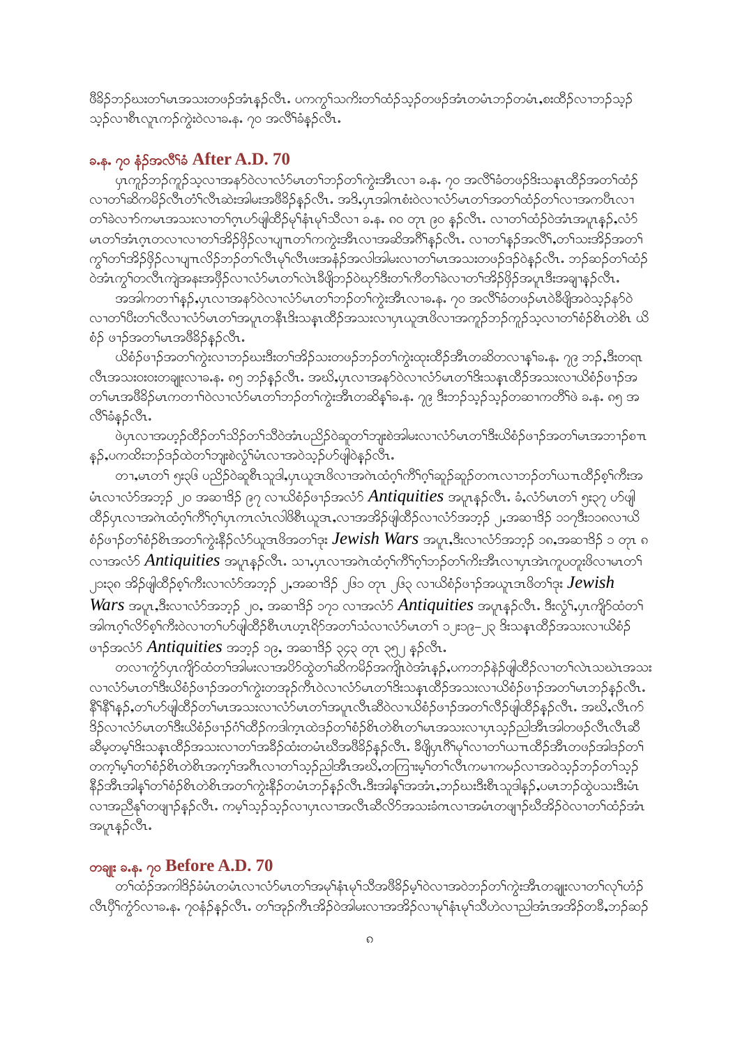ဖိနိဉ်ဘဉ်ဃးတၢ်မၤအသးတဖဉ်အံၤန့ဉ်လီၤ. ပကကွၢ်သကိးတၢ်ထံဉ်သ့ဉ်တဖဉ်အံၤတမံၤဘဉ်တမံၤ,စးထိဉ်လၢဘဉ်သ့ဉ်သ့ဉ်လၢစီၤလူၤကဉ်ကွဲးဝဲလၢခ.န. ၇၀ အလိၢ်ခံန့ဉ်လီၤ.

## ခ.န. ၇၀ နံဉ်အလိၢ်ခံ After A.D. 70

ပှၤကူဉ်ဘဉ်ကူဉ်သ့လၢအနာ်ဝဲလၢလံာ်မၤတၢ်ဘဉ်တၢ်ကွဲးအီၤလၢ ခ.န. ၇၀ အလိၢ်ခံတဖဉ်ဒိးသနၢထိဉ်အတၢ်ထံဉ်လၢတၢ်ဆိကမိဉ်လီၤတံၢ်လီၤဆဲးအါမးအဖီခိဉ်န့ဉ်လီၤ. အဒိ,ပှၤအါဂၤစံးဝဲလၢလံာ်မၤတၢ်အတၢ်ထံဉ်တၢ်လၢအကဟီၤလၢတၢ်ခဲလၢာ်ကမၤအသးလၢတၢ်ဂ့ၤပာ်ဖျါထိဉ်မ့ၢ်နံၤမ့ၢ်သီလၢ ခ.န. ၈၀ တုၤ ၉၀ န့ဉ်လီၤ. လၢတၢ်ထံဉ်ဝဲအံၤအပူၤန့ဉ်,လံာ်မၤတၢ်အံၤဂ့ၤတလၢလၢတၢ်အိဉ်ဖှိဉ်လၢပျ႑ာတၢ်ကကွဲးအီၤလၢအဆိအဂိၢ်န့ဉ်လီၤ. လၢတၢ်န့ဉ်အလိၢ်,တၢ်သးအိဉ်အတၢ်ကွၢ်တၢ်အိဉ်ဖှိဉ်လၢပျ႑ာလိဉ်ဘဉ်တၢ်လီၤမ့ၢ်လီၤဖးအနံဉ်အလါအါမးလၢတၢ်မၤအသးတဖဉ်ဒဉ်ဝဲန့ဉ်လီၤ. ဘဉ်ဆဉ်တၢ်ထံဉ်ဝဲအံၤကွၢ်တလီၤကျဲအနးအဖှိဉ်လၢလံာ်မၤတၢ်လဲၤခီဖျိဘဉ်ဝဲဃုာ်ဒီးတၢ်ကီတၢ်ခဲလၢတၢ်အိဉ်ဖှိဉ်အပူၤဒီးအချၢန့ဉ်လီၤ.

အအါကတၢၢ်န့ဉ်,ပှၤလၢအနာ်ဝဲလၢလံာ်မၤတၢ်ဘဉ်တၢ်ကွဲးအီၤလၢခ.န. ၇၀ အလိၢ်ခံတဖဉ်မၤဝဲခီဖျိအဝဲသ့ဉ်နာ်ဝဲလၢတၢ်ပီးတၢ်လီလၢလံာ်မၤတၢ်အပူၤတနီၤဒိးသနၢထိဉ်အသးလၢပှၤယူအၤဖိလၢအကူဉ်ဘဉ်ကူဉ်သ့လၢတၢ်စံဉ်စိၤတဲစိၤ ယိစံဉ် ဖၢဉ်အတၢ်မၤအဖီခိဉ်န့ဉ်လီၤ.

ယိစံဉ်ဖၢဉ်အတၢ်ကွဲးလၢဘဉ်ဃးဒီးတၢ်အိဉ်သးတဖဉ်ဘဉ်တၢ်ကွဲးထုးထိဉ်အီၤတဆိတလၢန့ၢ်ခ.န. ၇၉ ဘဉ်,ဒီးတရၢလီၤအသးဖးဖးတချူးလၢခ.န. ၈၅ ဘဉ်န့ဉ်လီၤ. အဃိ,ပှၤလၢအနာ်ဝဲလၢလံာ်မၤတၢ်ဒိးသနၢထိဉ်အသးလၢယိစံဉ်ဖၢဉ်အတၢ်မၤအဖီခိဉ်မၤကတၢၢ်ဝဲလၢလံာ်မၤတၢ်ဘဉ်တၢ်ကွဲးအီၤတဆိန့ၢ်ခ.န. ၇၉ ဒီးဘဉ်သ့ဉ်သ့ဉ်တဆၢကတီၢ်ဖဲ ခ.န. ၈၅ အလိၢ်ခံန့ဉ်လီၤ.

ဖဲပှၤလၢအဟ့ဉ်ထိဉ်တၢ်သိဉ်တၢ်သီဝဲအံၤပညိဉ်ဝဲဆူတၢ်ဘျးစဲအါမးလၢလံာ်မၤတၢ်ဒီးယိစံဉ်ဖၢဉ်အတၢ်မၤအဘၢဉ်စၢၤန့ဉ်,ပကထိးဘဉ်ဒဉ်ထဲတၢ်ဘျးစဲလွံၢ်မံၤလၢအဝဲသ့ဉ်ပာ်ဖျါဝဲန့ဉ်လီၤ.

တၢ,မၤတၢ် ၅း၃၆ ပညိဉ်ဝဲဆူစီၤသူဒါ,ပှၤယူအၤဖိလၢအဂဲၤထံဂ့ၢ်ကီၢ်ဂ့ၢ်ဆူဉ်ဆူဉ်တဂၤလၢဘဉ်တၢ်ယ႑ာထိဉ်စ့ၢ်ကီးအမံၤလၢလံာ်အဘ့ဉ် ၂၀ အဆၢဒိဉ် ၉၇ လၢယိစံဉ်ဖၢဉ်အလံာ် *Antiquities* အပူၤန့ဉ်လီၤ. ခံ,လံာ်မၤတၢ် ၅း၃၇ ပာ်ဖျါထိဉ်ပှၤလၢအဂဲၤထံဂ့ၢ်ကီၢ်ဂ့ၢ်ပှၤကၤလံၤလါဖိစီၤယူဒၤ,လၢအအိဉ်ဖျါထိဉ်လၢလံာ်အဘ့ဉ် ၂,အဆၢဒိဉ် ၁၁၇ဒီး၁၁၈လၢယိစံဉ်ဖၢဉ်တၢ်စံဉ်စိၤအတၢ်ကွဲးနီဉ်လံာ်ယူအၤဖိအတၢ်ဒုး *Jewish Wars* အပူၤ,ဒီးလၢလံာ်အဘ့ဉ် ၁၈,အဆၢဒိဉ် ၁ တုၤ ၈ လၢအလံာ် *Antiquities* အပူၤန့ဉ်လီၤ. သၢ,ပှၤလၢအဂဲၤထံဂ့ၢ်ကီၢ်ဂ့ၢ်ဘဉ်တၢ်ကးအီၤလၢပှၤအဲၤကူပထူးဖိလၢမၤတၢ် ၂၁း၃၈ အိဉ်ဖျါထိဉ်စ့ၢ်ကီးလၢလံာ်အဘ့ဉ် ၂,အဆၢဒိဉ် ၂၆၁ တုၤ ၂၆၃ လၢယိစံဉ်ဖၢဉ်အယူအၤဖိတၢ်ဒုး *Jewish Wars* အပူၤ,ဒီးလၢလံာ်အဘ့ဉ် ၂၀, အဆၢဒိဉ် ၁၇၀ လၢအလံာ် *Antiquities* အပူၤန့ဉ်လီၤ. ဒီးလွံၢ်,ပှၤကိုဉ်ထံတၢ်အါဂၤဂ့ၢ်လိာ်စ့ၢ်ကီးဝဲလၢတၢ်ပာ်ဖျါထိဉ်စီၤပဟ့ၤရိဉ်အတၢ်သံလၢလံာ်မၤတၢ် ၁၂း၁၉–၂၃ ဒိးသနၢထိဉ်အသးလၢယိစံဉ်ဖၢဉ်အလံာ် *Antiquities* အဘ့ဉ် ၁၉, အဆၢဒိဉ် ၃၄၃ တုၤ ၃၅၂ န့ဉ်လီၤ.

တလၢကွံာ်ပှၤကိုဉ်ထံတၢ်အါမးလၢအပိာ်ထွဲတၢ်ဆိကမိဉ်အကျိၤဝဲအံၤန့ဉ်,ပကဘဉ်နဲဉ်ဖျါထိဉ်လၢတၢ်လဲၤသးဃဲၤအသးလၢလံာ်မၤတၢ်ဒီးယိစံဉ်ဖၢဉ်အတၢ်ကွဲးတအုဉ်ကီၤဝဲလၢလံာ်မၤတၢ်ဒိးသနၢထိဉ်အသးလၢယိစံဉ်ဖၢဉ်အတၢ်မၤဘဉ်န့ဉ်လီၤ. နီၢ်နီၢ်န့ဉ်,တၢ်ပာ်ဖျါထိဉ်တၢ်မၤအသးလၢလံာ်မၤတၢ်အပူၤလီၤဆီဝဲလၢယိစံဉ်ဖၢဉ်အတၢ်လိဉ်ဖျါထိဉ်န့ဉ်လီၤ. အဃိ,လီၤက်ဒ်ဉ်လၢလံာ်မၤတၢ်ဒီးယိစံဉ်ဖၢဉ်ဂံၢ်ထိဉ်ကဒါက့ၤထဲဒဉ်တၢ်စံဉ်စိၤတဲစိၤတၢ်မၤအသးလၢပှၤသ့ဉ်ညါအီၤအါတဖဉ်လီၤလီၤဆီဆီဓူတဓူၢ်ဒိးသနၢထိဉ်အသးလၢတၢ်အခီဉ်ထံးတမံၤဃီအဖီခိဉ်န့ဉ်လီၤ. ခီဖျိပှၤဂိၢ်မုၢ်လၢတၢ်ယ႑ာထိဉ်အီၤတဖဉ်အါဒဉ်တၢ်တက့ၢ်မ့ၢ်တၢ်စံဉ်စိၤတဲစိၤအကူၢ်အဂီၤလၢတၢ်သ့ဉ်ညါအီၤအဃိ,တကြၢးမ့ၢ်တၢ်လီၤမၤကမဉ်လၢအဝဲသ့ဉ်ဘဉ်တၢ်သ့ဉ်နီဉ်အီၤအါန့ၢ်တၢ်စံဉ်စိၤတဲစိၤအတၢ်ကွဲးနီဉ်တမံၤဘဉ်န့ဉ်လီၤ.ဒီးအါန့ၢ်အအံၤ,ဘဉ်ဃးဒီးစီၤသူဒါန့ဉ်,ပမၤဘဉ်ထွဲပသးဒီးမံၤလၢအညီန့ၢ်တဖျၢဉ်န့ဉ်လီၤ. ကမ့ၢ်သ့ဉ်သ့ဉ်လၢပှၤလၢအလီၤဆီလိာ်အသးခံဂၤလၢအမံၤတဖျၢဉ်ဃီအိဉ်ဝဲလၢတၢ်ထံဉ်အံၤအပူၤန့ဉ်လီၤ.

## တချုး ခ.န. ၇၀ Before A.D. 70

တၢ်ထံဉ်အကါဒိဉ်ခံမံၤတမံၤလၢလံာ်မၤတၢ်အမုၢ်နံၤမုၢ်သီအဖီခိဉ်မ့ၢ်ဝဲလၢအဝဲဘဉ်တၢ်ကွဲးအီၤတချုးလၢတၢ်လုၢ်ဟံဉ်လီၤပိႝၢ်ကွံာ်လၢခ.န. ၇၀နံဉ်န့ဉ်လီၤ. တၢ်အုဉ်ကီၤအိဉ်ဝဲအါမးလၢအအိဉ်လၢမုၢ်နံၤမုၢ်သီဟဲလၢညါအံၤအအိဉ်တဒီ,ဘဉ်ဆဉ်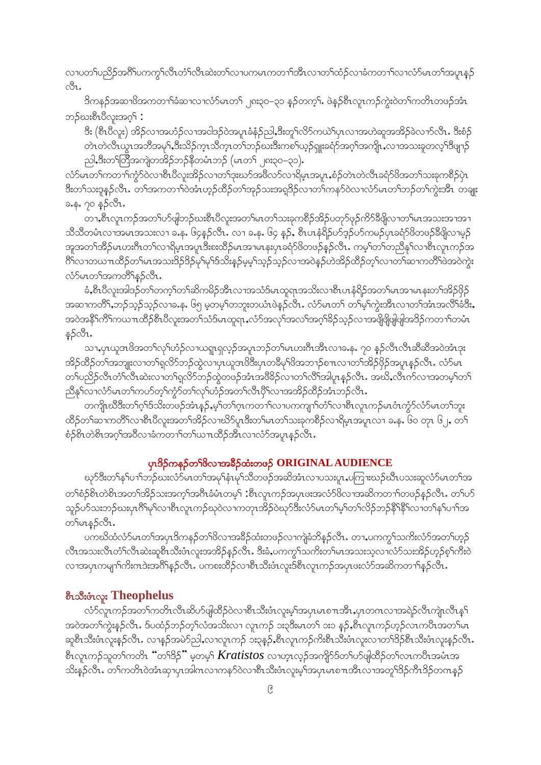လၢပတၢ်ပညိဉ်အဂီၢ်ပကကွၢ်လီၤတံၢ်လီၤဆဲးတၢ်လၢပကမၤကတၢၢ်အီၤလၢတၢ်ထံဉ်လၢခံကတၢၢ်လၢလံာ်မၤတၢ်အပူၤနှဉ်လီၤ.

ဒိကနဉ်အဆၢဖိအကတၢၢ်ခံဆၢလၢလံာ်မၤတၢ် ၂၈း၃၀–၃၁ နှဉ်တက့ၢ်. ဖဲနဉ်စီၤလူၤကဉ်ကွဲးဝဲတၢ်ကတိၤတဖဉ်အံၤဘဉ်ဃးစီၤပီလူးအဂ့ၢ် :

ဒီး (စီၤပီလူး) အိဉ်လၢအဟံဉ်လၢအငါဒဉ်ဝဲအပူၤခံနံဉ်ညါ,ဒီးတူၢ်လိာ်ကယဲၢ်ပှၤလၢအဟဲဆူအအိဉ်ခဲလၢာ်လီၤ. ဒီးစံဉ်တဲၤတဲလီၤယွၤအဘီအမုၢ်,ဒီးသိဉ်က့ၤသိကဲ့ၤတၢ်ဘဉ်ဃးဒီးကစၢ်ယ့ဉ်ရှူးခရံာ်အဂ့ၢ်အကျိၤ,လၢအသးခူတလ့ၢ်ဒီဖျၢဉ်ညါ,ဒီးတၢ်တြီအကျဲတအိဉ်ဘဉ်နီတမံၤဘဉ် (မၤတၢ် ၂၈း၃၀–၃၁).

လံာ်မၤတၢ်ကတၢၢ်ကွံာ်ဝဲလၢစီၤပီလူးအိဉ်လၢတၢ်ဒုးဃာ်အဖီလာ်လၢရိမ့ၤအပူၤ,စံဉ်တဲၤတဲလီၤခရံာ်ဖိအတၢ်သးခုကစီဉ်ပှဲၤဒီးတၢ်သးဒ့နှဉ်လီၤ. တၢ်အကတၢၢ်ဝဲအံၤဟ့ဉ်ထီဉ်တၢ်အုဉ်သးအရှဒိဉ်လၢတၢ်ကနာ်ဝဲလၢလံာ်မၤတၢ်ဘဉ်တၢ်ကွဲးအီၤ တချုး ခ.နံ. ၇၀ နှဉ်လီၤ.

တၢ,စီၤလူၤကဉ်အတၢ်ဟ်ဖျါဘဉ်ဃးစီၤပီလူးအတၢ်မၤတၢ်သးခုကစီဉ်အိဉ်ပတုာ်ဖုဉ်ကိာ်ဒိဖျိလၢတၢ်မၤအသးအၢအၢသီသီတမံၤလၢအမၤအသးလၢ ခ.နံ. ၆၄နှဉ်လီၤ. လၢ ခ.နံ. ၆၄ နှဉ်, စီၤပၤနံရိဉ်ဟ်ဒ့ဉ်ဟ်ကမဉ်ပှၤခရံာ်ဖိတဖဉ်ဒီဖျိလၢမ့ဉ်အူအတၢ်အိဉ်မၤဟးဂီၤတၢ်လၢရိမ့ၤအပူၤဒီးစးထီဉ်မၤအၢမၤနးပှၤခရံာ်ဖိတဖဉ်နှဉ်လီၤ. ကမ့ၢ်တၢ်တညီနှၢ်လၢစီၤလူၤကဉ်အဂီၢ်လၢတဃၢၤထိဉ်တၢ်မၤအသးဒိဉ်ဒိဉ်မှၢ်မှၢ်ဒ်သိးနှဉ်မ့မ့ၢ်သ့ဉ်သ့ဉ်လၢအဝဲနှဉ်ဟဲအိဉ်ထိဉ်တ့ၢ်လၢတၢ်ဆၢကတီၢ်ဖဲအဝဲကွဲးလံာ်မၤတၢ်အကတိၢ်နှဉ်လီၤ.

ခံ,စီၤပီလူးအါဒဉ်တၢ်တက့ၢ်တၢ်ဆိကမိဉ်အီၤလၢအသံဒ်မၤထူရၤအသိးလၢစီၤပၤနံရိဉ်အတၢ်မၤအၢမၤနးတၢ်အိဉ်ဖှိဉ်အဆၢကတီၢ်,ဘဉ်သ့ဉ်သ့ဉ်လၢခ.နံ. ၆၅ မ့တမ့ၢ်တဘူးတယံၤဖဲနှဉ်လီၤ. လံာ်မၤတၢ် တၢ်မ့ၢ်ကွဲးအီၤလၢတၢ်အံၤအလိၢ်ခံဒီး,အဝဲအနီၢ်ကီၢ်ကယၢၤထိဉ်စီၤပီလူးအတၢ်သံဒ်မၤထူရၤ,လံာ်အလုၢ်အလၢ်အဂ့ၢ်ခိဉ်သ့ဉ်လၢအဖျိဖျိဖျါအဒိဉ်ကတၢၢ်တမံၤနှဉ်လီၤ.

သၢ,ပှၤယူအၤဖိအတၢ်လုၢ်ဟံဉ်လၢယရူၤရှလ့ဉ်အပူၤဘဉ်တၢ်မၤဟးဂီၤအီၤလၢခ.နံ. ၇၀ နှဉ်လီၤလီၤဆီဆီအဝဲအံၤဒုးအိဉ်ထိဉ်တၢ်အဘျုးလၢတၢ်ရှလိာ်ဘဉ်ထွဲလၢပှၤယူအၤဖိဒီးပှၤတခ်ိမ့ၢ်ဖိအဘၢဉ်စπၤလၢတၢ်အိဉ်ဖှိဉ်အပူၤနှဉ်လီၤ. လံာ်မၤတၢ်ပညိဉ်လီၤတံၢ်လီၤဆဲးလၢတၢ်ရှလိာ်ဘဉ်ထွဲတဖဉ်အံၤအဖီခိဉ်လၢတၢ်လီၢ်အါပူၤနှဉ်လီၤ. အဃိ,လီၤဂဲာ်လၢအတမ့ၢ်တၢ်ညီနှၢ်လၢလံာ်မၤတၢ်ကဟ်တ့ၢ်ကွံာ်တၢ်လုၢ်ဟံဉ်အတၢ်လီၤပိၢ်လၢအအိဉ်ထိဉ်အံၤဘဉ်လီၤ.

တကျိၤဃီဒီးတၢ်ဂ့ၢ်ဒ်သိးတဖဉ်အံၤနှဉ်,မ့ၢ်တၢ်ဂ့ၤကတၢၢ်လၢပကကျၢၢ်တံၢ်လၢစီၤလူၤကဉ်မၤဝံၤကွံာ်လံာ်မၤတၢ်ဘူးထိဉ်တၢ်ဆၢကတီၢ်လၢစီၤပီလူးအတၢ်အိဉ်လၢဃိာ်ပူၤဒီးတၢ်မၤတၢ်သးခုကစီဉ်လၢရိမ့ၤအပူၤလၢ ခ.နံ. ၆၀ တုၤ ၆၂, တၢ်စံဉ်စိၤတဲစိၤအဂ့ၢ်အဝီလၢခံကတၢၢ်တၢ်ယπၤထိဉ်အီၤလၢလံာ်အပူၤနှဉ်လီၤ.

## ပှၤဒိဉ်ကနဉ်တၢ်ဖိလၢအခီဉ်ထံးတဖဉ် ORIGINAL AUDIENCE

ဃုာ်ဒီးတၢ်နၢ်ပၢၢ်ဘဉ်ဃးလံာ်မၤတၢ်အမုၢ်နံၤမုၢ်သီတဖဉ်အဆိအံၤလၢပသးပူၤ,ပကြၢးဃဉ်ဃီၤပသးဆူလံာ်မၤတၢ်အတၢ်စံဉ်စိၤတဲစိၤအတၢ်အိဉ်သးအက့ၢ်အဂီၤခံမံၤတမ့ၢ် :စီၤလူၤကဉ်အပှၤဖးအလံာ်ဖိလၢအဆိကတၢၢ်တဖဉ်နှဉ်လီၤ. တၢ်ဟ်သူဉ်ဟ်သးဘဉ်ဃးပှၤဂီၢ်မုၢ်လၢစီၤလူၤကဉ်ဃုဝဲလၢကတုၤအိဉ်ဝဲဃုာ်ဒီးလံာ်မၤတၢ်မ့ၢ်တၢ်လိဉ်ဘဉ်နီၢ်နီၢ်လၢတၢ်နၢ်ပၢၢ်အတၢ်မၤနှဉ်လီၤ.

ပကဃိထံလံာ်မၤတၢ်အပှၤဒိကနဉ်တၢ်ဖိလၢအခီဉ်ထံးတဖဉ်လၢကျဲခံဘိနှဉ်လီၤ. တၢ,ပကကွၢ်သကိးလံာ်အတၢ်ဟ့ဉ်လီၤအသးလီၤတံၢ်လီၤဆဲးဆူစီၤသီးဖံၤလူးအအိဉ်နှဉ်လီၤ. ဒီးခံ,ပကကွၢ်သကိးတၢ်မၤအသးသ့လၢလံာ်သးအိဉ်ဟ့ဉ်စ့ၢ်ကီးဝဲလၢအပှၤကမျၢၢ်ကိးကဒဲးအဂီၢ်နှဉ်လီၤ. ပကစးထိဉ်လၢစီၤသီးဖံၤလူးဒ်စီၤလူၤကဉ်အပှၤဖးလံာ်အဆိကတၢၢ်နှဉ်လီၤ.

### စီၤသီးဖံၤလူး Theophelus

လံာ်လူၤကဉ်အတၢ်ကတိၤလီၤဆိဟ်ဖျါထိဉ်ဝဲလၢစီၤသီးဖံၤလူးမ့ၢ်အပှၤမၤစπၤအီၤ,ပှၤတဂၤလၢအရဲဉ်လီၤကျဲၤလီၤနှၢ်အဝဲအတၢ်ကွဲးနှဉ်လီၤ. ဒ်ပထံဉ်ဘဉ်တ့ၢ်လံအသိးလၢ လူၤကဉ် ၁း၃ဒီးမၤတၢ် ၁း၁ နှဉ်,စီၤလူၤကဉ်ဟ့ဉ်လၤကပီၤအတၢ်မၤဆူစီၤသီးဖံၤလူးနှဉ်လီၤ. လၢနှဉ်အမဲာ်ညါ,လၢလူၤကဉ် ၁း၃နှဉ်,စီၤလူၤကဉ်ကိးစီၤသီးဖံၤလူးလၢတၢ်ဒိဉ်စီၤသီးဖံၤလူးနှဉ်လီၤ. စီၤလူၤကဉ်သူတၢ်ကတိၤ "တၢ်ဒိဉ်" မ့တမ့ၢ် *Kratistos* လၢဟ့ၤလ့ဉ်အကျိာ်ဒ်တၢ်ဟ်ဖျါထိဉ်တၢ်လၤကပီၤအမံၤအသိးနှဉ်လီၤ. တၢ်ကတိၤဝဲအံၤဆ့ၢပှၤအါဂၤလၢကနာ်ဝဲလၢစီၤသီးဖံၤလူးမ့ၢ်အပှၤမၤစπၤအီၤလၢအတူၢ်ဒိဉ်ကီၤဒိဉ်တဂၤနှဉ်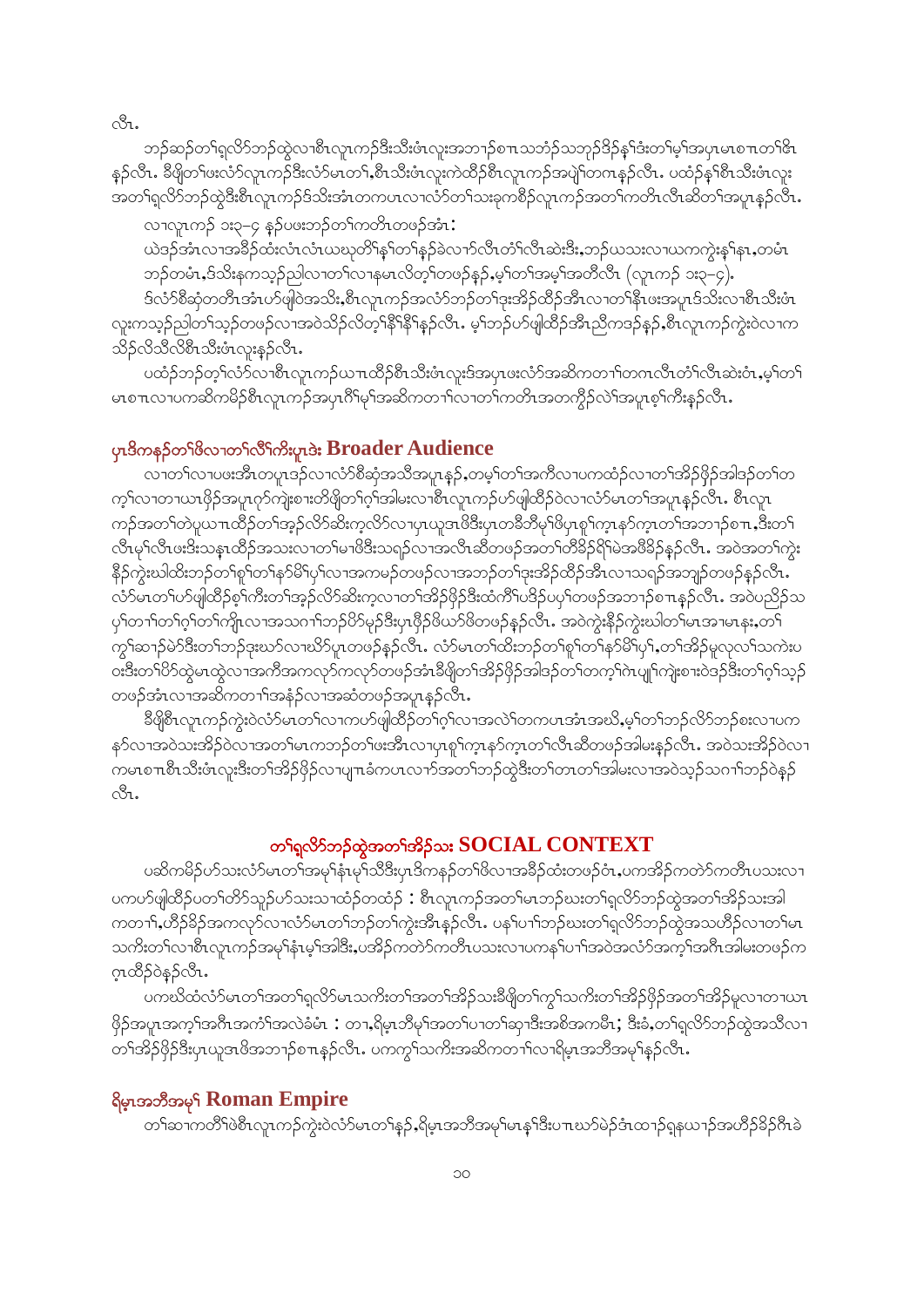လီၤ.

ဘၣ်ဆၣ်တၢ်ရှလိာ်ဘၣ်ထွဲလၢစီၤလူၤကၣ်ဒိးသီးဖံၤလူၤအဘၢၣ်စπၤသဘံၣ်သဘုၣ်ဒိၣ်နှၤ်ဒံးတၢ်မ့ၢ်အပူၤမၤစπၤတၢ်ဇိၤ နှၣ်လီၤ. ခီဖျိတၢ်ဖးလံာ်လူၤကၣ်ဒီးလံာ်မၤတၢ်,စီၤသီးဖံၤလူၤကဲထိၣ်စီၤလူၤကၣ်အပျဲၢ်တဂၤနှၣ်လီၤ. ပထံၣ်နှၤ်စီၤသီးဖံၤလူၤ အတၢ်ရှလိာ်ဘၣ်ထွဲဒီးစီၤလူၤကၣ်ဒ်သိးအံၤတကပၤလၢလံာ်တၢ်သးခုကစိၣ်လူၤကၣ်အတၢ်ကတိၤလီၤဆီတၢ်အပူၤနှၣ်လီၤ.

လၢလူၤကၣ် ၁း၃–၄ နှၣ်ပဖးဘၣ်တၢ်ကတိၤတဖၣ်အံၤ:

ယဲဒၣ်အံၤလၢအခီၣ်ထံးလံၤလံၤယၤယုတိၢ်နှၤ်တၢ်နှၣ်ခဲလၢာ်လီၤတံၢ်လီၤဆဲးဒီး,ဘၣ်ယသးလၢယကကွဲးနှၤ်နၤ,တမံၤ ဘၣ်တမံၤ,ဒ်သိးနကသ့ၣ်ညါလၢတၢ်လၢနမၤလိတ့ၢ်တဖၣ်နှၣ်,မ့ၢ်တၢ်အမ့ၢ်အတီလီၤ (လူၤကၣ် ၁း၃–၄).

ဒ်လံာ်စီဆှံတတီၤအံၤပာ်ဖျါဝဲအသိး,စီၤလူၤကၣ်အလံာ်ဘၣ်တၢ်ဒုးအိၣ်ထိၣ်အီၤလၢတၢ်နိၤဖးအပူၤဒ်သိးလၢစီၤသီးဖံၤ လူၤကသ့ၣ်ညါတၢ်သ့ၣ်တဖၣ်လၢအဝဲသိၣ်လိတ့ၢ်နိၢ်နိၢ်နှၣ်လီၤ. မ့ၢ်ဘၣ်ပာ်ဖျါထိၣ်အီၤညီကဒၣ်နှၣ်,စီၤလူၤကၣ်ကွဲးဝဲလၢက သိၣ်လိသီလိစီၤသီးဖံၤလူၤနှၣ်လီၤ.

ပထံၣ်ဘၣ်တ့ၢ်လံာ်လၢစီၤလူၤကၣ်ယπၤထိၣ်စီၤသီးဖံၤလူၤဒ်အပှၤဖးလံာ်အဆိကတၢၢ်တဂၤလီၤတံၢ်လီၤဆဲးဝံၤ,မ့ၢ်တၢ် မၤစπၤလၢပကဆိကမိၣ်စီၤလူၤကၣ်အပှၤဂိၢ်မုၢ်အဆိကတၢၢ်လၢတၢ်ကတိၤအတကွိၣ်လဲၢ်အပူၤစ့ၢ်ကီးနှၣ်လီၤ.

## ပှၤဒိကနၣ်တၢ်ဖိလၢတၢ်လီၢ်ကိးပူၤဒဲး **Broader Audience**

လၢတၢ်လၢပဖးအီၤတပူၤဒၣ်လၢလံာ်စီဆှံအသိအပူၤနှၣ်,တမ့ၢ်တၢ်အကီလၢပကထံၣ်လၢတၢ်အိၣ်ဖှိၣ်အါဒၣ်တၢ်တ က့ၢ်လၢတၢယπဖှိၣ်အပူၤဂုာ်ကျဲးစπးတိဖျိတၢ်ဂ့ၢ်အါမးလၢစီၤလူၤကၣ်ပာ်ဖျါထိၣ်ဝဲလၢလံာ်မၤတၢ်အပူၤနှၣ်လီၤ. စီၤလူၤ ကၣ်အတၢ်တဲပူယπၤထိၣ်တၢ်အ့ၣ်လိာ်ဆိးက့လိာ်လၢပှၤယူအဖိဒီးပှၤတခီဘိမုၢ်ဖိပှၤရူၢ်က့ၤနာ်က့ၤတၢ်အဘၢၣ်စπၤ,ဒီးတၢ် လီၤမုၢ်လီၤဖးဒိးသနၢထိၣ်အသးလၢတၢ်မၢဖိဒီးသရၣ်လၢအလီၤဆီတဖၣ်အတၢ်တိခိၣ်ရိၢ်မဲအဖိခိၣ်နှၣ်လီၤ. အဝဲအတၢ်ကွဲး နိၣ်ကွဲးဃါထိးဘၣ်တၢ်စူၢ်တၢ်နာ်မိၢ်ပှၢ်လၢအကမၣ်တဖၣ်လၢအဘၣ်တၢ်ဒုးအိၣ်ထိၣ်အီၤလၢသရၣ်အဘျၣ်တဖၣ်နှၣ်လီၤ. လံာ်မၤတၢ်ပာ်ဖျါထိၣ်စ့ၢ်ကီးတၢ်အ့ၣ်လိာ်ဆိးက့လၢတၢ်အိၣ်ဖှိၣ်ဒီးထံကိၢ်ပဒိၣ်ပပုၢ်တဖၣ်အဘၢၣ်စπၤနှၣ်လီၤ. အဝဲပညိၣ်သ ပှၢ်တၢ်တၢ်ဂ့ၢ်တၢ်ကျိၤလၢအသဂၢၢ်ဘၣ်ပိာ်မှၣ်ဒီးပှၤဖှိၣ်ဖိယာ်ဖိတဖၣ်နှၣ်လီၤ. အဝဲကွဲးနိၣ်ကွဲးဃါတၢ်မၤအၢမၤနႈ,တၢ် ကွၢ်ဆၢၣ်မဲာ်ဒီးတၢ်ဘၣ်ဒုးဃာ်လၢဃိာ်ပူၤတဖၣ်နှၣ်လီၤ. လံာ်မၤတၢ်ထိးဘၣ်တၢ်စူၢ်တၢ်နာ်မိၢ်ပှၢ်,တၢ်အိၣ်မူလုလၢ်သကဲးပ ဝးဒီးတၢ်ပိာ်ထွဲမၤထွဲလၢအကီအကလုာ်ကလုာ်တဖၣ်အံၤခီဖျိတၢ်အိၣ်ဖှိၣ်အါဒၣ်တၢ်တက့ၢ်ကဲၤပျုၢ်ကျဲးစπးဝဲဒၣ်ဒီးတၢ်ဂ့ၢ်သ့ၣ် တဖၣ်အံၤလၢအဆိကတၢၢ်အနံၣ်လၢအဆံတဖၣ်အပူၤနှၣ်လီၤ.

ခီဖျိစီၤလူၤကၣ်ကွဲးဝဲလံာ်မၤတၢ်လၢကပာ်ဖျါထိၣ်တၢ်ဂ့ၢ်လၢအလဲၢ်တကပၤအံၤအဃိ,မ့ၢ်တၢ်ဘၣ်လိာ်ဘၣ်စးလၢပက နာ်လၢအဝဲသးအိၣ်ဝဲလၢအတၢ်မၤကဘၣ်တၢ်ဖးအီၤလၢပှၤရူၢ်က့ၤနာ်က့ၤတၢ်လီၤဆီတဖၣ်အါမးနှၣ်လီၤ. အဝဲသးအိၣ်ဝဲလၢ ကမၤစπၤစီၤသီးဖံၤလူၤဒီးတၢ်အိၣ်ဖှိၣ်လၢပျπၤခံကပၤလၢာ်အတၢ်ဘၣ်ထွဲဒီးတၢ်တၤတၢ်အါမးလၢအဝဲသ့ၣ်သဂၢၢ်ဘၣ်ဝဲနှၣ် လီၤ.

## တၢ်ရှလိာ်ဘၣ်ထွဲအတၢ်အိၣ်သး **SOCIAL CONTEXT**

ပဆိကမိၣ်ပာ်သးလံာ်မၤတၢ်အမုၢ်နံၤမုၢ်သီဒီးပှၤဒိကနၣ်တၢ်ဖိလၢအခီၣ်ထံးတဖၣ်ဝံၤ,ပကအိၣ်ကတဲာ်ကတီၤပသးလၢ ပကပာ်ဖျါထိၣ်ပတၢ်တိာ်သူၣ်ပာ်သးသၢထံၣ်တထံၣ် : စီၤလူၤကၣ်အတၢ်မၤဘၣ်ဃးတၢ်ရှလိာ်ဘၣ်ထွဲအတၢ်အိၣ်သးအါ ကတၢၢ်,ဟီၣ်ခိၣ်အကလုာ်လၢလံာ်မၤတၢ်ဘၣ်တၢ်ကွဲးအီၤနှၣ်လီၤ. ပနၢ်ပၢၢ်ဘၣ်ဃးတၢ်ရှလိာ်ဘၣ်ထွဲအသဟီၣ်လၢတၢ်မၤ သကိးတၢ်လၢစီၤလူၤကၣ်အမုၢ်နံၤမုၢ်အါဒီး,ပအိၣ်ကတဲာ်ကတီၤပသးလၢပကနၢ်ပၢၢ်အဝဲအလံာ်အက့ၢ်အဂီၤအါမးတဖၣ်က ဂ့ၤထိၣ်ဝဲနှၣ်လီၤ.

ပကဃိထံလံာ်မၤတၢ်အတၢ်ရှလိာ်မၤသကိးတၢ်အတၢ်အိၣ်သးခီဖျိတၢ်ကွၢ်သကိးတၢ်အိၣ်ဖှိၣ်အတၢ်အိၣ်မူလၢတၢယπ ဖှိၣ်အပူၤအက့ၢ်အဂီၤအကံၢ်အလဲခံမံၤ : တ၊,ရိမ့ၤဘီမုၢ်အတၢ်ပၢတၢ်ဆှၢဒီးအစိအကမီၤ; ဒီးခံ,တၢ်ရှလိာ်ဘၣ်ထွဲအသိလၢ တၢ်အိၣ်ဖှိၣ်ဒီးပှၤယူအဖိအဘၢၣ်စπၤနှၣ်လီၤ. ပကကွၢ်သကိးအဆိကတၢၢ်လၢရိမ့ၤအဘီအမုၢ်နှၣ်လီၤ.

## ရိမ့ၤအဘီအမုၢ် **Roman Empire**

တၢ်ဆၢကတီၢ်ဖဲစီၤလူၤကၣ်ကွဲးဝဲလံာ်မၤတၢ်နှၣ်,ရိမ့ၤအဘီအမုၢ်မၤနှၢ်ဒီးပπၤဃာ်မဲာ်ဒံၤထၢၣ်ရှနယπၣ်အဟီၣ်ခိၣ်ဂီၤခဲ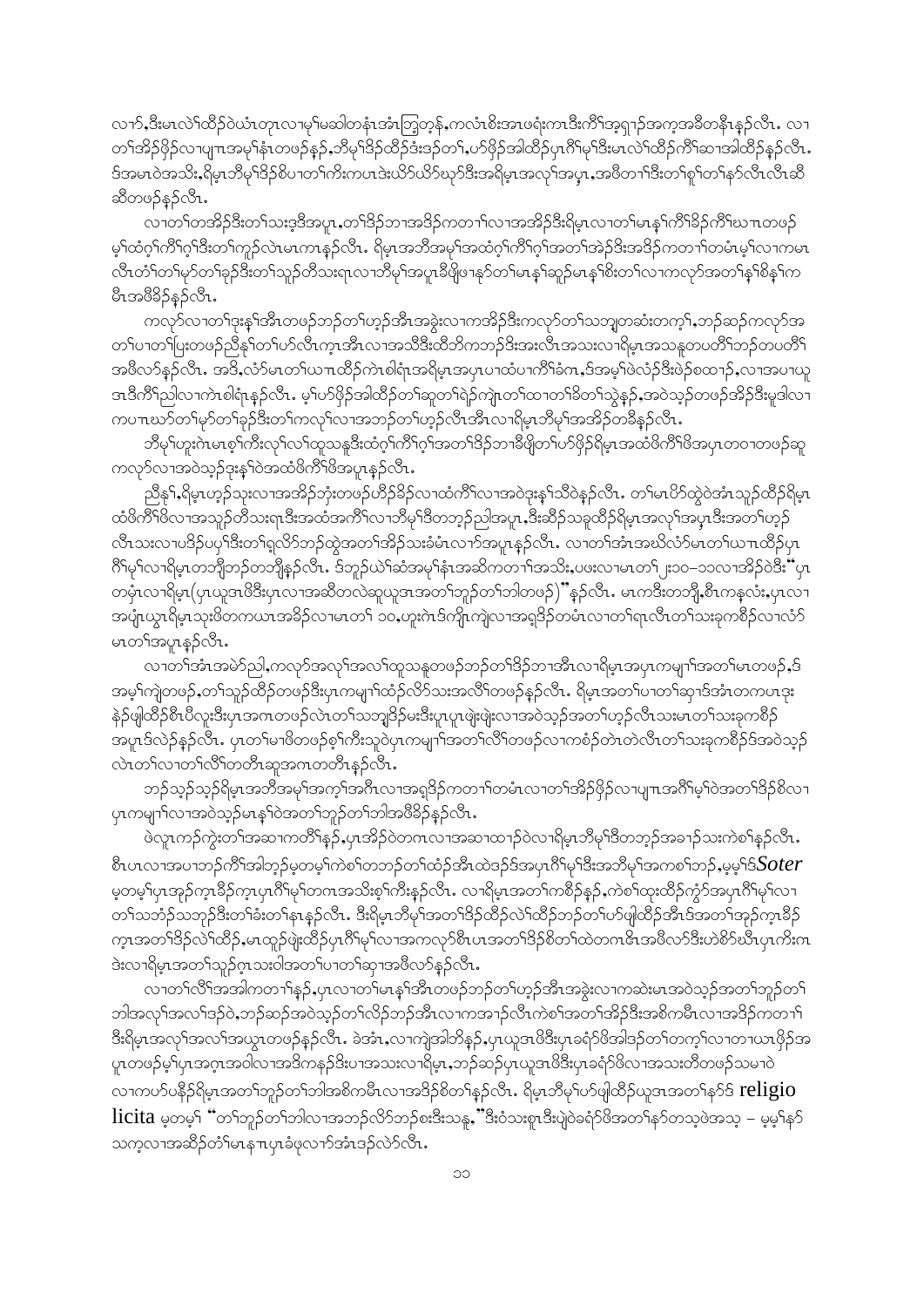လၢာ်.ဒီးမၤလဲ၊်ထီဉ်ဝဲယံၤတုၤလၢမ့၊်မဆါတနံၤအံၤဘြံတ့ဉ်.ကလံၤစီးအၤဖရံးကၤဒီးကီ၊်အရှၢဉ်အကဲ့အခိတနီၤနဉ်လီၤ. လၢတ၊်အိဉ်ဖှိဉ်လၢပျπအမှ၊်နံၤတဖဉ်နဉ်.ဘီမှ၊်ဒိဉ်ထိဉ်ဒံးဒဉ်တ၊်.ပာ်ဖှိဉ်အါထိဉ်ပှၤဂိ၊်မှ၊်ဒီးမၤလဲ၊်ထိဉ်ကိ၊်ဆၢအါထိဉ်နဉ်လီၤ. ဒ်အမၤဝဲအသိး.ရိမ့ၤဘီမှ၊်ဒိဉ်စိပၢတ၊်ကိးကပၤဒဲးယိာ်ယိာ်ဃုာ်ဒီးအရိမ့ၤအလု၊်အပှၤ.အဖိတၢ၊်ဒီးတ၊်စူ၊်တ၊်နာ်လီၤလီၤဆီဆီတဖဉ်နဉ်လီၤ.

လၢတ၊်တအိဉ်ဒီးတ၊်သးဒ့ဒီအပူၤ.တ၊်ဒိဉ်ဘၢအဒိဉ်ကတၢ၊်လၢအအိဉ်ဒီးရိမ့ၤလၢတ၊်မၤန့၊်ကိ၊်ခိဉ်ကိ၊်ဃπတဖဉ်မ့၊်ထံဂ့၊်ကိ၊်ဂ့၊်ဒီးတ၊်ကူဉ်လဲၤမၤကၤနဉ်လီၤ. ရိမ့ၤအဘီအမှ၊်အထံဂ့၊်ကိ၊်ဂ့၊်အတ၊်အဲဉ်ဒီးအဒိဉ်ကတၢ၊်တမံၤမ့၊်လၢကမၤလီၤတံ၊်တ၊်မှာ်တ၊်ခုဉ်ဒီးတ၊်သူဉ်တိသးရၤလၢဘီမှ၊်အပူၤခီဖျိဖၢနာ်တ၊်မၤန့၊်ဆူဉ်မၤန့၊်စိးတ၊်လၢကလုာ်အတ၊်နှ၊်စိန့၊်ကမီၤအဖီခိဉ်နဉ်လီၤ.

ကလုာ်လၢတ၊်ဒုးန့၊်အီၤတဖဉ်ဘဉ်တ၊်ဟ့ဉ်အီၤအခွဲးလၢကအိဉ်ဒီးကလုာ်တ၊်သဘျတဆံးတက့၊်.ဘဉ်ဆဉ်ကလုာ်အတ၊်ပၢတ၊်ပြးတဖဉ်ညီနှ၊်တ၊်ဟ်လီၤကွၤအီၤလၢအသိဒီးထိဘိကဘဉ်ဒီးအးလီၤအသးလၢရိမ့ၤအသနူတပတိ၊်ဘဉ်တပတိ၊်အဖီလာ်နဉ်လီၤ. အဒိ.လံာ်မၤတ၊်ယπထိဉ်ကဲၤစါရံၤအရိမ့ၤအပှၤပၢထံပၢကိ၊်ခံကၤ.ဒ်အမ့၊်ဖဲလံဉ်ဒီးဖဲဉ်စထၢဉ်.လၢအပၢယူဒၤဒီကိ၊်ညါလၢကဲၤစါရံၤနဉ်လီၤ. မ့၊်ဟ်ဖှိဉ်အါထိဉ်တ၊်ဆူတ၊်ရဲဉ်ကျဲၤတ၊်ထၢတ၊်ခိတ၊်သွဲနဉ်.အဝဲသ့ဉ်တဖဉ်အိဉ်ဒီးမူဒါလၢကပπဃာ်တ၊်မှာ်တ၊်ခုဉ်ဒီးတ၊်ကလု၊်လၢအဘဉ်တ၊်ဟ့ဉ်လီၤအီၤလၢရိမ့ၤဘီမှ၊်အအိဉ်တခ်ိနဉ်လီၤ.

ဘီမှ၊်ဟူးဂဲၤမၤစ့၊်ကီးလု၊်လ၊်ထူသနူဒီးထံဂ့၊်ကိ၊်ဂ့၊်အတ၊်ဒိဉ်ဘၢခီဖျိတ၊်ဟ်ဖှိဉ်ရိမ့ၤအထံဖိကိ၊်ဖိအပှၤတဝၢတဖဉ်ဆူကလုာ်လၢအဝဲသ့ဉ်ဒုးန့၊်ဝဲအထံဖိကိ၊်ဖိအပူၤနဉ်လီၤ.

ညီနှ၊်.ရိမ့ၤဟ့ဉ်သုးလၢအအိဉ်ဘုံးတဖဉ်ဟိဉ်ခိဉ်လၢထံကိ၊်လၢအဝဲဒုးန့၊်သိဝဲနဉ်လီၤ. တ၊်မၤပိာ်ထွဲဝဲအံၤသူဉ်ထိဉ်ရိမ့ၤထံဖိကိ၊်ဖိလၢအသူဉ်တိသးရၤဒီးအထံအကိ၊်လၢဘီမှ၊်ဒီတဘ့ဉ်ညါအပူၤ.ဒီးဆီဉ်သနူထိဉ်ရိမ့ၤအလု၊်အပှၤဒီးအတ၊်ဟ့ဉ်လီၤသးလၢပဒိဉ်ပှ၊်ဒီးတ၊်ရူလိာ်ဘဉ်ထွဲအတ၊်အိဉ်သးခံမံၤလၢာ်အပူၤနဉ်လီၤ. လၢတ၊်အံၤအဃိလံာ်မၤတ၊်ယπထိဉ်ပှၤဂိ၊်မှ၊်လၢရိမ့ၤတဘျီဘဉ်တဘျီနဉ်လီၤ. ဒ်ဘူဉ်ယဲ၊်ဆံအမှ၊်နံၤအဆိကတၢ၊်အသိး.ပဖးလၢမၤတ၊် ၂း၁၀–၁၁လၢအိဉ်ဝဲဒီး"ပှၤတမုံၤလၢရိမ့ၤ(ပှၤယူဒၤဖိဒီးပှၤလၢအဆီတလဲဆူယူဒၤအတ၊်ဘူဉ်တ၊်ဘါတဖဉ်)"နဉ်လီၤ. မၤကဒီးတဘျီ.စီၤကနလံး.ပှၤလၢအပုံၤယွၤရိမ့ၤသုးဖိတကယၤအခိဉ်လၢမၤတ၊် ၁၀.ဟူးဂဲၤဒ်ကျိၤကျဲလၢအရှဒိဉ်တမံၤလၢတ၊်ရၤလီၤတ၊်သးခုကစိဉ်လၢလံာ်မၤတ၊်အပူၤနဉ်လီၤ.

လၢတ၊်အံၤအမဲာ်ညါ.ကလုာ်အလု၊်အလ၊်ထူသနူတဖဉ်ဘဉ်တ၊်ဒိဉ်ဘၢအီၤလၢရိမ့ၤအပှၤကမျၢ၊်အတ၊်မၤတဖဉ်.ဒ်အမ့၊်ကျဲတဖဉ်.တ၊်သူဉ်ထိဉ်တဖဉ်ဒီးပှၤကမျၢ၊်ထံဉ်လိာ်သးအလီ၊်တဖဉ်နဉ်လီၤ. ရိမ့ၤအတ၊်ပၢတ၊်ဆှၢဒ်အံၤတကပၤဒုးနဲဉ်ဖျါထိဉ်စီၤပီလူးဒီးပှၤအဂၤတဖဉ်လဲၤတ၊်သဘျဒိဉ်မးဒီးပူၤပူၤဖျဲးဖျဲးလၢအဝဲသ့ဉ်အတ၊်ဟ့ဉ်လီၤသးမၤတ၊်သးခုကစိဉ်အပူၤဒ်လဲဉ်နဉ်လီၤ. ပှၤတ၊်မၢဖိတဖဉ်စ့၊်ကီးသူဝဲပှၤကမျၢ၊်အတ၊်လီ၊်တဖဉ်လၢကစံဉ်တဲၤတဲလီၤတ၊်သးခုကစိဉ်ဒ်အဝဲသ့ဉ်လဲၤတ၊်လၢတ၊်လီ၊်တတီၤဆူအဂၤတတီၤနဉ်လီၤ.

ဘဉ်သ့ဉ်သ့ဉ်ရိမ့ၤအဘီအမှ၊်အက့၊်အဂီၤလၢအရှဒိဉ်ကတၢ၊်တမံၤလၢတ၊်အိဉ်ဖှိဉ်လၢပျπအဂိ၊်မ့၊်ဝဲအတ၊်ဒိဉ်စိလၢပှၤကမျၢ၊်လၢအဝဲသ့ဉ်မၤန့၊်ဝဲအတ၊်ဘူဉ်တ၊်ဘါအဖီခိဉ်နဉ်လီၤ.

ဖဲလူၤကဉ်ကွဲးတ၊်အဆၢကတိ၊်နဉ်.ပှၤအိဉ်ဝဲတဂၤလၢအဆၢထၢဉ်ဝဲလၢရိမ့ၤဘီမှ၊်ဒီတဘ့ဉ်အခၢဉ်သးကဲစ၊်နဉ်လီၤ. စီၤပၤလၢအပၢဘဉ်ကိ၊်အါဘ့ဉ်မ့တမ့၊်ကဲစ၊်တဘဉ်တ၊်ထံဉ်အီၤထဲဒဉ်ဒ်အပှၤဂိ၊်မှ၊်ဒီးအဘီမှ၊်အကစ၊်ဘဉ်.မ့မ့၊်ဒ်*Soter* မ့တမ့၊်ပှၤအုဉ်ကူၤခိဉ်ကူၤပှၤဂိ၊်မှ၊်တဂၤအသိးစ့၊်ကီးနဉ်လီၤ. လၢရိမ့ၤအတ၊်ကစိဉ်နဉ်.ကဲစ၊်ထုးထိဉ်ကွံာ်အပှၤဂိ၊်မှ၊်လၢတ၊်သဘံဉ်သဘုဉ်ဒီးတ၊်ခံးတ၊်နၢနဉ်လီၤ. ဒီးရိမ့ၤဘီမှ၊်အတ၊်ဒိဉ်ထိဉ်လဲ၊်ထိဉ်ဘဉ်တ၊်ဟ်ဖျါထိဉ်အီၤဒ်အတ၊်အုဉ်ကူၤခိဉ်ကူၤအတ၊်ဒိဉ်လဲ၊်ထိဉ်.မၤထူဉ်ဖျဲးထိဉ်ပှၤဂိ၊်မှ၊်လၢအကလုာ်စီၤပၤအတ၊်ဒိဉ်စိတ၊်ထဲတဂၤဇိၤအဖီလာ်ဒီးဟဲစိာ်ဃီၤပှၤကိးကဒဲးလၢရိမ့ၤအတ၊်သူဉ်ဂ့ၤသးဝါအတ၊်ပၢတ၊်ဆှၢအဖီလာ်နဉ်လီၤ.

လၢတ၊်လီ၊်အအါကတၢ၊်နဉ်.ပှၤလၢတ၊်မၤန့၊်အီၤတဖဉ်ဘဉ်တ၊်ဟ့ဉ်အီၤအခွဲးလၢကဆဲးမၤအဝဲသ့ဉ်အတ၊်ဘူဉ်တ၊်ဘါအလု၊်အလ၊်ဒဉ်ဝဲ.ဘဉ်ဆဉ်အဝဲသ့ဉ်တ၊်လိဉ်ဘဉ်အီၤလၢကအၢဉ်လီၤကဲစ၊်အတ၊်အိဉ်ဒီးအစိကမီၤလၢအဒိဉ်ကတၢ၊်ဒီးရိမ့ၤအလု၊်အလ၊်အယွၤတဖဉ်နဉ်လီၤ. ခဲအံၤ.လၢကျဲအါဘိနဉ်.ပှၤယူဒၤဖိဒီးပှၤခရံာ်ဖိအါဒဉ်တ၊်တက့၊်လၢတၢယၤဖှိဉ်အပူၤတဖဉ်မ့၊်ပှၤအဂ္ၤအဝါလၢအဒိကနဉ်ဒီးပၢအသးလၢရိမ့ၤ.ဘဉ်ဆဉ်ပှၤယူဒၤဖိဒီးပှၤခရံာ်ဖိလၢအသးတီတဖဉ်သမၢဝဲလၢကဟ်ပနီဉ်ရိမ့ၤအတ၊်ဘူဉ်တ၊်ဘါအစိကမီၤလၢအဒိဉ်စိတ၊်နဉ်လီၤ. ရိမ့ၤဘီမှ၊်ဟ်ဖျါထိဉ်ယူဒၤအတ၊်နာ်ဒ် *religio licita* မ့တမ့၊် "တ၊်ဘူဉ်တ၊်ဘါလၢအဘဉ်လိာ်ဘဉ်စးဒီးသနူ."ဒီးဝံသးစူၤဒီးပျဲဝဲခရံာ်ဖိအတ၊်နာ်တသ့ဖဲအသ့ – မ့မ့၊်နာ်သကဲ့လၢအဆိဉ်တံ၊်မၤနπပှၤခံဖုလၢာ်အံၤဒဉ်လဲာ်လီၤ.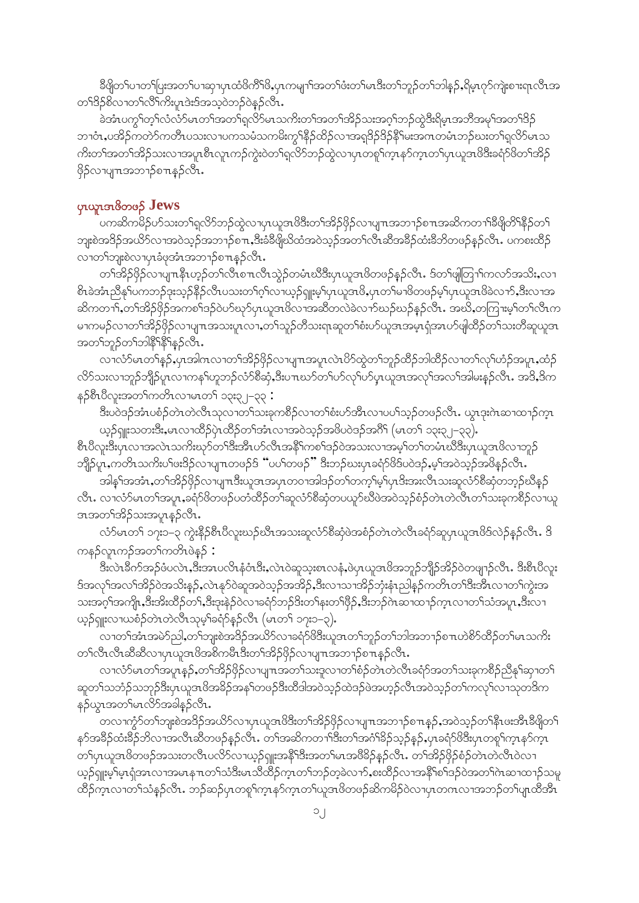ခီဖျိတၢ်ပၢတၢ်ပြးအတၢ်ပၢဆှၢပှၤထံဖိကီၢ်ဖိ,ပှၤကမျၢ်အတၢ်ဖံးတၢ်မၤဒီးတၢ်ဘူဉ်တၢ်ဘါန့ဉ်,ရိမ့ၤဂ့ၢ်ကျဲးစၢးရၤလီၤအတၢ်ဒိဉ်စိလၢတၢ်လီၢ်ကိးပူၤဒဲးဒ်အသ့ဝဲဘဉ်ဝဲန့ဉ်လီၤ.

ခဲအံၤပကွၢ်တ့ၢ်လံလံာ်မၤတၢ်အတၢ်ရလိာ်မၤသကိးတၢ်အတၢ်အိဉ်သးအဂ့ၢ်ဘဉ်ထွဲဒီးရိမ့ၤအဘီအမုၢ်အတၢ်ဒိဉ်ဘၢဝံၤ,ပအိဉ်ကတဲာ်ကတီၤပသးလၢပကသမံသမိးကွၢ်နီဉ်ထိဉ်လၢအရှဒိဉ်ဒိဉ်နီၢ်မႈအကတမံၤဘဉ်ဃးတၢ်ရလိာ်မၤသကိးတၢ်အတၢ်အိဉ်သးလၢအပူၤစီၤလူၤကဉ်ကွဲးဝဲတၢ်ရလိာ်ဘဉ်ထွဲလၢပှၤတစူၢ်ကူၤနာ်ကူၤတၢ်ပှၤယူအၤဖိဒီးခရံာ်ဖိတၢ်အိဉ်ဖှိဉ်လၢပျ႑ာအဘၢဉ်စၢၤန့ဉ်လီၤ.

## ပှၤယူအၤဖိတဖဉ် Jews

ပကဆိကမိဉ်ဟ်သးတၢ်ရလိာ်ဘဉ်ထွဲလၢပှၤယူအၤဖိဒီးတၢ်အိဉ်ဖှိဉ်လၢပျ႑ာအဘၢဉ်စၢၤအဆိကတၢၢ်ခီဖျိတၢ်နီဉ်တၢ်ဘူးစဲအဒိဉ်အယိာ်လၢအဝဲသ့ဉ်အဘၢဉ်စၢၤ,ဒီးခီဖျိဃိထံအဝဲသ့ဉ်အတၢ်လီၤဆီအခိဉ်ထံးခီဘိတဖဉ်န့ဉ်လီၤ. ပကစးထိဉ်လၢတၢ်ဘူးစဲလၢပှၤခံဖုအံၤအဘၢဉ်စၢၤန့ဉ်လီၤ.

တၢ်အိဉ်ဖှိဉ်လၢပျ႑ာနီၤဟ့ဉ်တၢ်လီၤစၢၤလီၤသွဲဉ်တမံၤဃီဒီးပှၤယူအၤဖိတဖဉ်န့ဉ်လီၤ. ဒ်တၢ်ဖျါတြၢၢ်ကလာ်အသိး,လၢစီၤခဲအံၤညီနုၢ်ပကဘဉ်ဒုးသ့ဉ်နီဉ်လီၤပသးတၢ်ဂ့ၢ်လၢယ့ဉ်ရှူးမ့ၢ်ပှၤယူအၤဖိ,ပှၤတၢ်မၢဖိတဖဉ်မ့ၢ်ပှၤယူအၤဖိခဲလၢာ်,ဒီးလၢအဆိကတၢၢ်,တၢ်အိဉ်ဖှိဉ်အကစၢ်ဒဉ်ဝဲဟ်ဃုာ်ပှၤယူအၤဖိလၢအဆိကတလဲခဲလၢာ်ဃဉ်ဃဉ်န့ဉ်လီၤ. အဃိ,တကြၢးမ့ၢ်တၢ်လီၤကမၢကမဉ်လၢတၢ်အိဉ်ဖှိဉ်လၢပျ႑ာအသးပူၤလၢ,တၢ်သူဉ်တီသးရၤဆူတၢ်စံးဟ်ယူအၤအမ့ၤရှံအၤဟ်ဖျါထိဉ်တၢ်သးတီဆူယူအၤအတၢ်ဘူဉ်တၢ်ဘါနီၢ်နီၢ်န့ဉ်လီၤ.

လၢလံာ်မၤတၢ်န့ဉ်,ပှၤအါဂၤလၢတၢ်အိဉ်ဖှိဉ်လၢပျ႑ာအပူၤလဲၤပိာ်ထွဲတၢ်ဘူဉ်ထိဉ်ဘါထိဉ်လၢတၢ်လုၢ်ဟံဉ်အပူၤ,ထံဉ်လိာ်သးလၢဘူဉ်ဘျိဉ်ပူၤလၢကနၢ်ဟူဘဉ်လံာ်စီဆုံ,ဒီးပၢၤဃာ်တၢ်ဟ်လုၢ်ဟ်ပှ့ၤယူအၤအလုၢ်အလၢ်အါမးန့ဉ်လီၤ. အဒိ,ဒိကနဉ်စီၤပီလူးအတၢ်ကတိၤလၢမၤတၢ် ၁၃း၃၂–၃၃ :

ဒီးပဝဲဒဉ်အံၤပစံဉ်တဲၤတဲလီၤသုလၢတၢ်သးခုကစီဉ်လၢတၢ်စံးဟ်အီၤလၢပပၢ်သ့ဉ်တဖဉ်လီၤ. ယွၤဒုးကဲၤဆၢထၢဉ်ကူၤယ့ဉ်ရှူးသတးဒီး,မၤလၢထိဉ်ပှဲၤထိဉ်တၢ်အံၤလၢအဝဲသ့ဉ်အဖိပဝဲဒဉ်အဂီၢ် (မၤတၢ် ၁၃း၃၂–၃၃).

စီၤပီလူးဒီးပှၤလၢအလဲၤသကိးဃုာ်တၢ်ဒီးအီၤဟ်လီၤအနီၢ်ကစၢ်ဒဉ်ဝဲအသးလၢအမ့ၢ်တၢ်တမံၤဃီဒီးပှၤယူအၤဖိလၢဘူဉ်ဘျိဉ်ပူၤ,ကတိၤသကိးပၢ်ဖးဒိဉ်လၢပျ႑ာတဖဉ်ဒ် "ပပၢ်တဖဉ်" ဒီးဘဉ်ဃးပှၤခရံာ်ဖိဒ်ပဝဲဒဉ်,မ့ၢ်အဝဲသ့ဉ်အဖိန့ဉ်လီၤ.

အါနုၢ်အအံၤ,တၢ်အိဉ်ဖှိဉ်လၢပျ႑ာဒီးယူအၤအပှၤတဝၢအါဒဉ်တၢ်တက့ၢ်မ့ၢ်ပှၤဒီးအးလီၤသးဆူလံာ်စီဆုံတဘ့ဉ်ဃီန့ဉ်လီၤ. လၢလံာ်မၤတၢ်အပူၤ,ခရံာ်ဖိတဖဉ်ပတံထိဉ်တၢ်ဆူလံာ်စီဆုံဖဲပယှာ်ဃီဖဲအဝဲသ့ဉ်စံဉ်တဲၤတဲလီၤတၢ်သးခုကစီဉ်လၢယူအၤအတၢ်အိဉ်သးအပူၤန့ဉ်လီၤ.

လံာ်မၤတၢ် ၁၇း၁–၃ ကွဲးနီဉ်စီၤပီလူးဃဉ်ဃီၤအသးဆူလံာ်စီဆုံဖဲအစံဉ်တဲၤတဲလီၤခရံာ်ဆူပှၤယူအၤဖိဒ်လဲဉ်န့ဉ်လီၤ. ဒိကနဉ်လူၤကဉ်အတၢ်ကတိၤဖဲန့ဉ် :

ဒီးလဲၤခီက်အဉ်ဖံပလဲၤ,ဒီးအၤပလိၤနံၤဝံၤဒီး,လဲၤဝဲဆူသ့ၤစၢလနံ,ဖဲပှၤယူအၤဖိအဘူဉ်ဘျိဉ်အိဉ်ဝဲတဖျၢဉ်လီၤ. ဒီးစီၤပီလူးဒ်အလုၢ်အလၢ်အိဉ်ဝဲအသိးန့ဉ်,လဲၤနုာ်ဝဲဆူအဝဲသ့ဉ်အအိဉ်,ဒီးလၢသၢအိဉ်ဘှံးနံၤညါန့ဉ်ကတိၤတၢ်ဒီးအီၤလၢတၢ်ကွဲးအသးအဂ့ၢ်အကျိၤ,ဒီးအိးထိဉ်တၢ်,ဒီးဒုးနဲဉ်ဝဲလၢခရံာ်ဘဉ်ဒီးတၢ်နးတၢ်ဖှိဉ်,ဒီးဘဉ်ဂဲၤဆၢထၢဉ်ကူၤလၢတၢ်သံအပူၤ,ဒီးလၢယ့ဉ်ရှူးလၢယစံဉ်တဲၤတဲလီၤသုမ့ၢ်ခရံာ်န့ဉ်လီၤ (မၤတၢ် ၁၇း၁–၃).

လၢတၢ်အံၤအမဲာ်ညါ,တၢ်ဘူးစဲအဒိဉ်အယိာ်လၢခရံာ်ဖိဒီးယူအၤတၢ်ဘူဉ်တၢ်ဘါအဘၢဉ်စၢၤဟဲစိာ်ထိဉ်တၢ်မၤသကိးတၢ်လီၤလီၤဆီဆီလၢပှၤယူအၤဖိအစိကမီၤဒီးတၢ်အိဉ်ဖှိဉ်လၢပျ႑ာအဘၢဉ်စၢၤန့ဉ်လီၤ.

လၢလံာ်မၤတၢ်အပူၤန့ဉ်,တၢ်အိဉ်ဖှိဉ်လၢပျ႑ာအတၢ်သးဒူလၢတၢ်စံဉ်တဲၤတဲလီၤခရံာ်အတၢ်သးခုကစီဉ်ညီနုၢ်ဆု၊တၢ်ဆူတၢ်သဘံဉ်သဘုဉ်ဒီးပှၤယူအၤဖိအခိဉ်အနၢ်တဖဉ်ဒီးထီဒါအဝဲသ့ဉ်ထဲဒဉ်ဖဲအဟ့ဉ်လီၤအဝဲသ့ဉ်တၢ်ကလုၢ်လၢသုတဒိကနဉ်ယွၤအတၢ်မၤလိာ်အခါန့ဉ်လီၤ.

တလၢကွံာ်တၢ်ဘူးစဲအဒိဉ်အယိာ်လၢပှၤယူအၤဖိဒီးတၢ်အိဉ်ဖှိဉ်လၢပျ႑ာအဘၢဉ်စၢၤန့ဉ်,အဝဲသ့ဉ်တၢ်နီၤဖးအီၤခီဖျိတၢ်နာ်အခိဉ်ထံးခီဉ်ဘိလၢအလီၤဆီတဖဉ်န့ဉ်လီၤ. တၢ်အဆိကတၢၢ်ဒီးတၢ်အဂံၢ်ခိဉ်သ့ဉ်နှဉ်,ပှၤခရံာ်ဖိဒီးပှၤတစူၢ်ကူၤနာ်ကူၤတၢ်ပှၤယူအၤဖိတဖဉ်အသးတလီၤပလိာ်လၢယ့ဉ်ရှူးအနီၢ်ဒီးအတၢ်မၤအဖိခိဉ်န့ဉ်လီၤ. တၢ်အိဉ်ဖှိဉ်စံဉ်တဲၤတဲလီၤဝဲလၢယ့ဉ်ရှူးမ့ၢ်မ့ၤရှံအၤလၢအမၤနၢၤတၢ်သံဒီးမၤသီထိဉ်ကူၤတၢ်ဘဉ်တ့ခဲလၢာ်,စးထိဉ်လၢအနီၢ်စၢ်ဒဉ်ဝဲအတၢ်ဂဲၤဆၢထၢဉ်သမူထိဉ်ကူၤလၢတၢ်သံန့ဉ်လီၤ. ဘဉ်ဆဉ်ပှၤတစူၢ်ကူၤနာ်ကူၤတၢ်ယူအၤဖိတဖဉ်ဆိကမိဉ်ဝဲလၢပှၤတဂၤလၢအဘဉ်တၢ်ပျၢထီအီၤ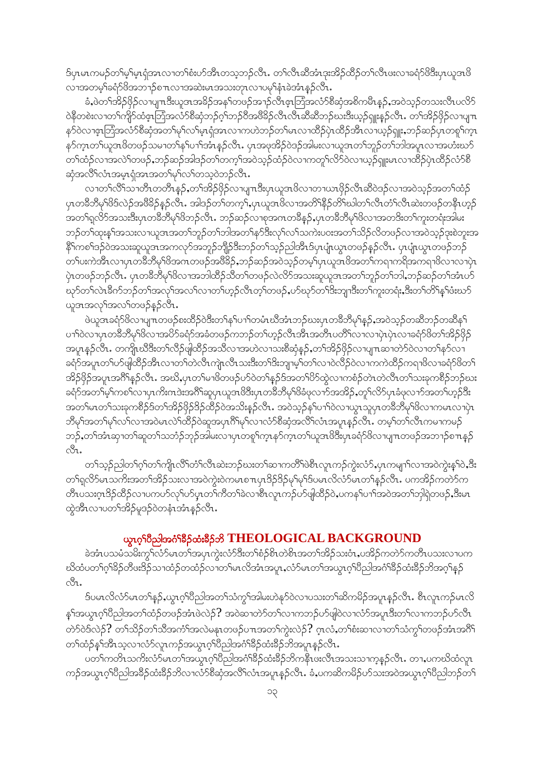ဒ်ပှၤမၤကမဉ်တၢ်မ့ၢ်မ့ၤရှံအၤလၢတၢ်စံးဟ်အီၤတသ့ဘဉ်လီၤ. တၢ်လီၤဆီအံၤဒုးအိဉ်ထိဉ်တၢ်လီၤဖးလၢခရံာ်ဖိဒီးပှၤယူဒၤဖိ လၢအတမ့ၢ်ခရံာ်ဖိအဘၢဉ်စπလၢအဆဲးမၤအသးတုၤလၢပမ့ၢ်နံၤခဲအံၤန့ဉ်လီၤ.

ခံ,ဖဲတၢ်အိဉ်ဖှိဉ်လၢပျπဒီးယူဒၤအခိဉ်အနၢ်တဖဉ်အၢဉ်လီၤဇ့ၤဘြံအလံာ်စီဆှံအစိကမီၤန့ဉ်,အဝဲသ့ဉ်တသးလီၤပလိာ် ဝဲနီတစဲးလၢတၢ်ကျိာ်ထံဇ့ၤဘြံအလံာ်စီဆှံဘဉ်ဂ့ၢ်ဘဉ်ဝီအဖိခိဉ်လီၤလီၤဆီဆီဘဉ်ဃးဒီးယ့ဉ်ရှူးန့ဉ်လီၤ. တၢ်အိဉ်ဖှိဉ်လၢပျπ နှာ်ဝဲလၢဇ့ၤဘြံအလံာ်စီဆှံအတၢ်မ့ၢ်လၢ်မ့ၤရှံအၤလၢကဟဲဘဉ်တၢ်မၤလၢထိဉ်ပှဲၤထိဉ်အီၤလၢယ့ဉ်ရှူး,ဘဉ်ဆဉ်ပှၤတစူၢ်က့ၤ နှာ်က့ၤတၢ်ယူဒၤဖိတဖဉ်သမၢတၢ်နၢ်ပၢၢ်အံၤန့ဉ်လီၤ. ပှၤအဖုအိဉ်ဝဲဒဉ်အါမးလၢယူဒၤတၢ်ဘူဉ်တၢ်ဘါအပူၤလၢအဟံးဃာ် တၢ်ထံဉ်လၢအလဲၢ်တဖဉ်,ဘဉ်ဆဉ်အါဒဉ်တၢ်တက့ၢ်အဝဲသ့ဉ်ထံဉ်ဝဲလၢကတူၢ်လိာ်ဝဲလၢယ့ဉ်ရှူးမၤလၢထိဉ်ပှဲၤထိဉ်လံာ်စီ ဆှံအလိၢ်လံၤအမ့ၤရှံအၤအတၢ်မ့ၢ်လၢ်တသ့ဝဲဘဉ်လီၤ.

လၢတၢ်လိၢ်သၢတီၤတတီၤန့ဉ်,တၢ်အိဉ်ဖှိဉ်လၢပျπဒီးပှၤယူဒၤဖိလၢတၢယၤဖှိဉ်လီၤဆီဝဲဒဉ်လၢအဝဲသ့ဉ်အတၢ်ထံဉ် ပှၤတခီဘီမုၢ်ဖိဒ်လဲဉ်အဖိခိဉ်န့ဉ်လီၤ. အါဒဉ်တၢ်တက့ၢ်,ပှၤယူဒၤဖိလၢအတၢ်နီဉ်တံၢ်ဃါတၢ်လီၤတံၢ်လီၤဆဲးတဖဉ်တနီၤဟ့ဉ် အတၢ်ရှလိာ်အသးဒီးပှၤတခီဘီမုၢ်ဖိဘဉ်လီၤ. ဘဉ်ဆဉ်လၢစုအကတခ်ီနဉ်,ပှၤတခီဘီမုၢ်ဖိလၢအတဒိးတၢ်ကူးတရံးအါမး ဘဉ်တၢ်ထုးနှၢ်အသးလၢယူဒၤအတၢ်ဘူဉ်တၢ်ဘါအတၢ်နှာ်ဒီးလုၢ်လၢ်သကဲးပၤအတၢ်သိဉ်လိတဖဉ်လၢအဝဲသ့ဉ်ဒုးစဲဘူးအ နီၢ်ကစၢ်ဒဉ်ဝဲအသးဆူယူဒၤအကလုာ်အဘူဉ်ဘျီဉ်ဒီးဘဉ်တၢ်သ့ဉ်ညါအီၤဒ်ပှၤပျံၤယွၤတဖဉ်န့ဉ်လီၤ. ပှၤပျံၤယွၤတဖဉ်ဘဉ် တၢ်ပးကဲအီၤလၢပှၤတခီဘီမုၢ်ဖိအကၤတဖဉ်အဖိခိဉ်,ဘဉ်ဆဉ်အဝဲသ့ဉ်တမ့ၢ်ပှၤယူဒၤဖိအတၢ်ကရၢကရိအကရၢဖိလၢလၢပှဲၤ ပှဲၤတဖဉ်ဘဉ်လီၤ. ပှၤတခီဘီမုၢ်ဖိလၢအဘါထိဉ်သီတၢ်တဖဉ်လဲလိာ်အသးဆူယူဒၤအတၢ်ဘူဉ်တၢ်ဘါ,ဘဉ်ဆဉ်တၢ်အံၤဟ် ဃုာ်တၢ်လဲၤခီက်ဘဉ်တၢ်အလုၢ်အလၢ်လၢတၢ်ဟ့ဉ်လီၤတ့ၢ်တဖဉ်,ဟ်ဃုာ်တၢ်ဒီးဘျၢဒီးတၢ်ကူးတရံး,ဒီးတၢ်တိၢ်နှၢ်ဖံးဃာ် ယူဒၤအလုၢ်အလၢ်တဖဉ်န့ဉ်လီၤ.

ဖဲယူဒၤခရံာ်ဖိလၢပျπတဖဉ်စးထိဉ်ဝဲဒီးတၢ်နၢ်ပၢၢ်တမံၤဃီအံၤဘဉ်ဃးပှၤတခီဘီမုၢ်န့ဉ်,အဝဲသ့ဉ်တဆီဘဉ်တဆီန့ၢ် ပၢၢ်ဝဲလၢပှၤတခီဘီမုၢ်ဖိလၢအပိာ်ခရံာ်အခံတဖဉ်ကဘဉ်တၢ်ဟ့ဉ်လီၤအီၤအသတီၤပတိၢ်လၢလၢပှဲၤပှဲၤလၢခရံာ်ဖိတၢ်အိဉ်ဖှိဉ် အပူၤန့ဉ်လီၤ. တကျိၤဃီဒီးတၢ်လိဉ်ဖျါထိဉ်အသိလၢအဟဲလၢသးစီဆှံန့ဉ်,တၢ်အိဉ်ဖှိဉ်လၢပျπဆၢတဲာ်ဝဲလၢတၢ်နှာ်လၢ ခရံာ်အပူၤတၢ်ပာ်ဖျါထိဉ်အီၤလၢတၢ်တဲလီၤကျဲၤလီၤသးဒီးတၢ်ဒီးဘျၢမ့ၢ်တၢ်လၢဝဲလိဉ်ဝဲလၢကကဲထိဉ်ကရၢဖိလၢခရံာ်ဖိတၢ် အိဉ်ဖှိဉ်အပူၤအဂီၢ်နဉ်လီၤ. အဃိ,ပှၤတၢ်မၢဖိတဖဉ်ဟ်ဝဲတၢ်နဉ်ဒ်အတၢ်ပိာ်ထွဲလၢကစံဉ်တဲၤတဲလီၤတၢ်သးခုကစီဉ်ဘဉ်ဃး ခရံာ်အတၢ်မ့ၢ်ကစၢ်လၢပှၤကိးကၤဒဲးအဂီၢ်ဆူပှၤယူဒၤဖိဒီးပှၤတခီဘီမုၢ်ဖိခံဖုလၢာ်အအိဉ်,တူၢ်လိာ်ပှၤခံဖုလၢာ်အတၢ်ဟ့ဉ်ဒီး အတၢ်မၤတၢ်သးခုကစီဉ်ဒ်တၢ်အိဉ်ဖှိဉ်ဒိဉ်ထိဉ်ဝဲအသိးန့ဉ်လီၤ. အဝဲသ့ဉ်နၢ်ပၢၢ်ဝဲလၢယွၤသူပှၤတခီဘီမုၢ်ဖိလၢကမၤလၢပှဲၤ ဘီမုၢ်အတၢ်မုၢ်လၢ်လၢအဝဲမၤလဲၢ်ထိဉ်ဝဲဆူအပုၤဂီၢ်မုၢ်လၢလံာ်စီဆှံအလိၢ်လံၤအပူၤန့ဉ်လီၤ. တမ့ၢ်တၢ်လီၤကမၢကမဉ် ဘဉ်,တၢ်အံၤဆုၢတၢ်ဆူတၢ်သဘံဉ်ဘုဉ်အါမးလၢပှၤတစူၢ်က့ၤနှာ်က့ၤတၢ်ယူဒၤဖိဒီးပှၤခရံာ်ဖိလၢပျπတဖဉ်အဘၢဉ်စπန့ဉ် လီၤ.

တၢ်သ့ဉ်ညါတၢ်ဂ့ၢ်တၢ်ကျိၤလိၢ်တံၢ်လီၤဆဲးဘဉ်ဃးတၢ်ဆၢကတီၢ်ဖဲစီၤလူၤကဉ်ကွဲးလံာ်,ပှၤကမျπၢ်လၢအဝဲကွဲးနှၢ်ဝဲ,ဒီး တၢ်ရှလိာ်မၤသကိးအတၢ်အိဉ်သးလၢအဝဲကွဲးဝဲကမၤစπပှၤဒိဉ်ဒိဉ်မုၢ်မုၢ်ဒ်ပမၤလိလံာ်မၤတၢ်နဉ်လီၤ. ပကအိဉ်ကတဲာ်က တီၤပသးဂ့ၤဒိဉ်ထိဉ်လၢပကပာ်လုၢ်ဟ်ပှၤတၢ်ကိတၢ်ခဲလၢစီၤလူၤကဉ်ဟ်ဖျါထိဉ်ဝဲ,ပကနၢ်ပၢၢ်အဝဲအတၢ်ဘျဲၣ်တဖဉ်,ဒီးမၤ ထွဲအီၤလၢပတၢ်အိဉ်မူဒဉ်ဝဲတနံၤအံၤန့ဉ်လီၤ.

## ယွၤဂ့ၢ်ပီညါအဂံၢ်ခိဉ်ထံးခိဉ်ဘိ THEOLOGICAL BACKGROUND

ခဲအံၤပသမံသမိးကွၢ်လံာ်မၤတၢ်အပှၤကွဲးလံာ်ဒီးတၢ်စံဉ်စီၤတဲစီၤအတၢ်အိဉ်သးဝံၤ,ပအိဉ်ကတဲာ်ကတီၤပသးလၢပက ဃိထံပတၢ်ဂ့ၢ်ခိဉ်တီးဒိဉ်သၢထံဉ်တထံဉ်လၢတၢ်မၤလိအံၤအပူၤ,လံာ်မၤတၢ်အယွၤဂ့ၢ်ပီညါအဂံၢ်ခိဉ်ထံးခိဉ်ဘိအဂ့ၢ်နဉ် လီၤ.

ဒ်ပမၤလိလံာ်မၤတၢ်နဉ်,ယွၤဂ့ၢ်ပီညါအတၢ်သံကွၢ်အါမးဟဲနှာ်ဝဲလၢပသးတၢ်ဆိကမိဉ်အပူၤန့ဉ်လီၤ. စီၤလူၤကဉ်မၤလိ နှၢ်အယွၤဂ့ၢ်ပီညါအတၢ်ထံဉ်တဖဉ်အံၤဖဲလဲဉ်? အဝဲဆၢတဲာ်တၢ်လၢကဘဉ်ဟ်ဖျါဝဲလၢလံာ်အပူၤဒီးတၢ်လၢကဘဉ်ဟ်လီၤ တဲာ်ဝဲဒ်လဲဉ်? တၢ်သိဉ်တၢ်သီအကံၢ်အလဲမနုၤတဖဉ်ပπအတၢ်ကွဲးလဲဉ်? ဂ့ၤလံ,တၢ်စံးဆၢလၢတၢ်သံကွၢ်တဖဉ်အံၤအဂီၢ် တၢ်ထံဉ်န့ၢ်အီၤသ့လၢလံာ်လူၤကဉ်အယွၤဂ့ၢ်ပီညါအဂံၢ်ခိဉ်ထံးခိဉ်ဘိအပူၤန့ဉ်လီၤ.

ပတၢ်ကတီၤသကိးလံာ်မၤတၢ်အယွၤဂ့ၢ်ပီညါအဂံၢ်ခိဉ်ထံးခိဉ်ဘိကနီၤဖးလီၤအသးသၢကနူဉ်လီၤ. တၢ,ပကဃိထံလူၤ ကဉ်အယွၤဂ့ၢ်ပီညါအခိဉ်ထံးခိဉ်ဘိလၢလံာ်စီဆှံအလိၢ်လံၤအပူၤန့ဉ်လီၤ. ခံ,ပကဆိကမိဉ်ဟ်သးအဝဲအယွၤဂ့ၢ်ပီညါဘဉ်တၢ်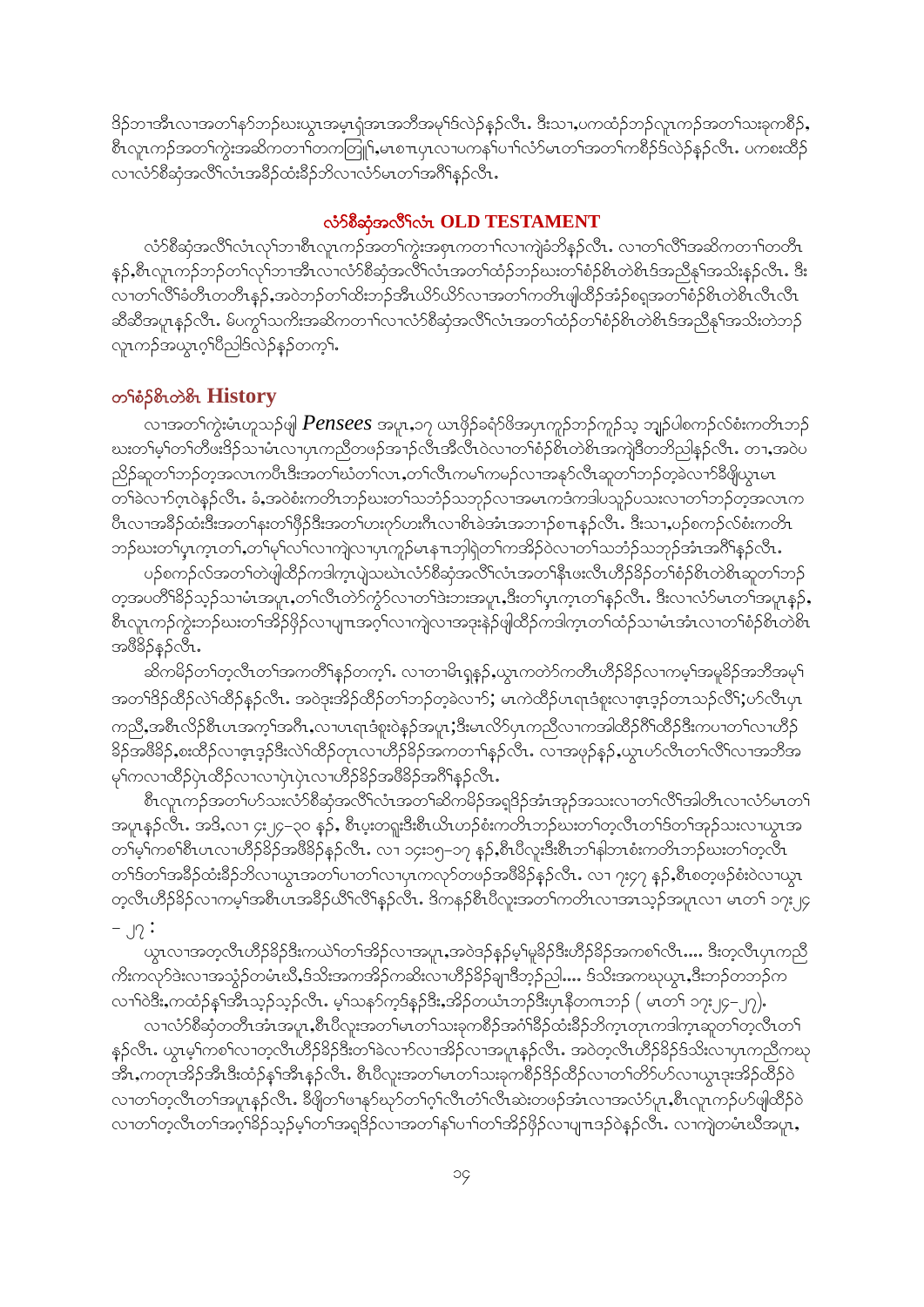ဒိဉ်ဘၢအီၤလၢအတၢ်နာ်ဘဉ်ဃးယွၤအမ့ၢ်ရံအၢအဘီအမုၢ်ဒ်လဲဉ်နဉ်လီၤ. ဒီးသၢ,ပကထံဉ်ဘဉ်လူၤကဉ်အတၢ်သးခုကစီဉ်, စီၤလူၤကဉ်အတၢ်ကွဲးအဆိကတၢၢ်တကတြူၢ်,မၤစπပှၤလၢပကနၢ်ပၢၢ်လံာ်မၤတၢ်အတၢ်ကစီဉ်ဒ်လဲဉ်နဉ်လီၤ. ပကစးထိဉ် လၢလံာ်စီဆှံအလိၢ်လံၤအခီဉ်ထံးခီဉ်ဘိလၢလံာ်မၤတၢ်အဂီၢ်နဉ်လီၤ.

## လံာ်စီဆှံအလိၢ်လံၤ OLD TESTAMENT

လံာ်စီဆှံအလိၢ်လံၤလုၢ်ဘၢစီၤလူၤကဉ်အတၢ်ကွဲးအစုၤကတၢၢ်လၢကျဲခံဘိနဉ်လီၤ. လၢတၢ်လိၢ်အဆိကတၢၢ်တတီၤ နဉ်,စီၤလူၤကဉ်ဘဉ်တၢ်လုၢ်ဘၢအီၤလၢလံာ်စီဆှံအလိၢ်လံၤအတၢ်ထံဉ်ဘဉ်ဃးတၢ်စံဉ်စိၤတဲစိၤဒ်အညီနုၢ်အသိးနဉ်လီၤ. ဒီး လၢတၢ်လိၢ်ခံတီၤတတီၤန့ဉ်,အဝဲဘဉ်တၢ်ထိးဘဉ်အီၤယိာ်ယိာ်လၢအတၢ်ကတိၤဖျါထိဉ်အံဉ်စရုအတၢ်စံဉ်စိၤတဲစိၤလီၤလီၤ ဆီဆီအပူၤနဉ်လီၤ. မ်ပကွၢ်သကိးအဆိကတၢၢ်လၢလံာ်စီဆှံအလိၢ်လံၤအတၢ်ထံဉ်တၢ်စံဉ်စိၤတဲစိၤဒ်အညီနုၢ်အသိးတဲဘဉ် လူၤကဉ်အယွၤဂ့ၢ်ပီညါဒ်လဲဉ်နဉ်တက့ၢ်.

## တၢ်စံဉ်စိၤတဲစိၤ History

လၢအတၢ်ကွဲးမံၤဟူသဉ်ဖျါ *Pensees* အပူၤ,၁၇ ယၤဖှိဉ်ခရံာ်ဖိအပှၤကူဉ်ဘဉ်ကူဉ်သ့ ဘျဉ်ပါစကဉ်လ်စံးကတိၤဘဉ် ဃးတၢ်မ့ၢ်တၢ်တီဖးဒိဉ်သၢမံၤလၢပှၤကညီတဖဉ်အၢဉ်လီၤအီလီၤဝဲလၢတၢ်စံဉ်စိၤတဲစိၤအကျဲဒီတဘိညါနဉ်လီၤ. တၢ,အဝဲ ညိဉ်ဆူတၢ်ဘဉ်တ့အလၤကပီၤဒီးအတၢ်ဃံတၢ်လၤ,တၢ်လီၤကမၢ်ကမဉ်လၢအနာ်လီၤဆူတၢ်ဘဉ်တ့ခဲလၢာ်ခီဖျိယွၤမၤ တၢ်ခဲလၢာ်ဂ့ၤဝဲနဉ်လီၤ. ခံ,အဝဲစံးကတိၤဘဉ်ဃးတၢ်သဘံဉ်သဘုဉ်လၢအမၤကဒံကဒါပသူဉ်ပသးလၢတၢ်ဘဉ်တ့အလၤက ပီၤလၢအခီဉ်ထံးဒီးအတၢ်နးတၢ်ဖှိဉ်ဒီးအတၢ်ဟးဂ့ာ်ဟးဂီၤလၢစိၤခဲအံၤအဘၢဉ်စπနဉ်လီၤ. ဒီးသၢ,ပဉ်စကဉ်လ်စံးကတိၤ ဘဉ်ဃးတၢ်ပှၤက့ၤတၢ်,တၢ်မ့ၢ်လၢ်လၢကျဲလၢပှၤကူဉ်မၤနπဘါရဲတၢ်ကအိဉ်ဝဲလၢတၢ်သဘံဉ်သဘုဉ်အံၤအဂီၢ်နဉ်လီၤ.

ပဉ်စကဉ်လ်အတၢ်တဲဖျါထိဉ်ကဒါက့ၤပျဲသဃဲၤလံာ်စီဆှံအလိၢ်လံၤအတၢ်နီၤဖးလီၤဟီဉ်ခိဉ်တၢ်စံဉ်စိၤတဲစိၤဆူတၢ်ဘဉ် တ့အပတိၢ်ခိဉ်သ့ဉ်သၢမံၤအပူၤ,တၢ်လီၤတဲာ်ကွံာ်လၢတၢ်ဒဲးဘးအပူၤ,ဒီးတၢ်ပှၤက့ၤတၢ်နဉ်လီၤ. ဒီးလၢလံာ်မၤတၢ်အပူၤနဉ်, စီၤလူၤကဉ်ကွဲးဘဉ်ဃးတၢ်အိဉ်ဖှိဉ်လၢပျπအဂ့ၢ်လၢကျဲလၢအဒုးနဲဉ်ဖျါထိဉ်ကဒါက့ၤတၢ်ထံဉ်သၢမံၤအံၤလၢတၢ်စံဉ်စိၤတဲစိၤ အဖီခိဉ်နဉ်လီၤ.

ဆိကမိဉ်တၢ်တ့လီၤတၢ်အကတိၢ်နဉ်တက့ၢ်. လၢတၢမိၤရှနဉ်,ယွၤကတဲာ်ကတီၤဟီဉ်ခိဉ်လၢကမ့ၢ်အမူခိဉ်အဘီအမုၢ် အတၢ်ဒိဉ်ထိဉ်လဲၢ်ထိဉ်နဉ်လီၤ. အဝဲဒုးအိဉ်ထိဉ်တၢ်ဘဉ်တ့ခဲလၢာ်; မၤကဲထိဉ်ပှၤရၤဒံဖုးလၢဇ့ၤဒ့ဉ်တၤသဉ်လိၢ်;ဟ်လီၤပှၤ ကညီ,အစီၤလံဉ်စီၤဟၤအက့ၢ်အဂီၤ,လၢပှၤရၤဒံဖုးဝဲနဉ်အပူၤ;ဒီးမၤလိာ်ပှၤကညီလၢကအါထိဉ်ဂိၢ်ထိဉ်ဒီးကပၢတၢ်လၢဟီဉ် ခိဉ်အဖီခိဉ်,စးထိဉ်လၢဇ့ၤဒ့ဉ်ဒီးလဲၢ်ထိဉ်တုၤလၢဟီဉ်ခိဉ်အကတၢၢ်နဉ်လီၤ. လၢအဖှဉ်နဉ်,ယွၤဟ်လီၤတၢ်လိၢ်လၢအဘီအ မုၢ်ကလၢထိဉ်ပှဲၤထိဉ်လၢလၢပှဲၤပှဲၤလၢဟီဉ်ခိဉ်အဖီခိဉ်အဂီၢ်နဉ်လီၤ.

စီၤလူၤကဉ်အတၢ်ဟ်သးလံာ်စီဆှံအလိၢ်လံၤအတၢ်ဆိကမိဉ်အရှဒိဉ်အံၤအုဉ်အသးလၢတၢ်လိၢ်အါတီၤလၢလံာ်မၤတၢ် အပူၤနဉ်လီၤ. အဒိ,လၢ ၄း၂၄-၃၀ နဉ်, စီၤပ့ၤတရူးဒီးစီၤယိၤဟဉ်စံးကတိၤဘဉ်ဃးတၢ်တ့လီၤတၢ်ဒ်တၢ်အုဉ်သးလၢယွၤအ တၢ်မ့ၢ်ကစၢ်စီၤပၤလၢဟီဉ်ခိဉ်အဖီခိဉ်နဉ်လီၤ. လၢ ၁၄း၁၅-၁၇ နဉ်,စီၤပီလူးဒီးစီၤဘၢ်နါဘၤစံးကတိၤဘဉ်ဃးတၢ်တ့လီၤ တၢ်ဒ်တၢ်အခီဉ်ထံးခီဉ်ဘိလၢယွၤအတၢ်ပၢတၢ်လၢပှၤကလုာ်တဖဉ်အဖီခိဉ်နဉ်လီၤ. လၢ ၇း၄၇ နဉ်,စီၤတ့ဖဉ်စံးဝဲလၢယွၤ တ့လီၤဟီဉ်ခိဉ်လၢကမ့ၢ်အစီၤပၤအခီဉ်ယိၢ်လိၢ်နဉ်လီၤ. ဒ်ကနဉ်စီၤပီလူးအတၢ်ကတိၤလၢအၤသ့ဉ်အပူၤလၢ မၤတၢ် ၁၇း၂၄ – ၂၇ :

ယွၤလၢအတ့လီၤဟီဉ်ခိဉ်ဒီးကယဲၢ်တၢ်အိဉ်လၢအပူၤ,အဝဲဒဉ်နဉ်မ့ၢ်မူခိဉ်ဒီးဟီဉ်ခိဉ်အကစၢ်လီၤ.... ဒီးတ့လီၤပှၤကညီ ကိးကလုာ်ဒဲးလၢအသွံဉ်တမံၤဃီ,ဒ်သိးအကအိဉ်ကဆိးလၢဟီဉ်ခိဉ်ချၢဒီတ့ဉ်ညါ.... ဒ်သိးအကဃုယွၤ,ဒီးဘဉ်တဘဉ်က လၢၢ်ဝဲဒီး,ကထံဉ်နၢ်အီၤသ့ဉ်သ့ဉ်လီၤ. မ့ၢ်သနာ်က့ဒ်နဉ်ဒီး,အိဉ်တယံၤဘဉ်ဒီးပှၤနီတဂၤဘဉ် ( မၤတၢ် ၁၇း၂၄-၂၇).

လၢလံာ်စီဆှံတတီၤအံၤအပူၤ,စီၤပီလူးအတၢ်မၤတၢ်သးခုကစီဉ်အဂံၢ်ခိဉ်ထံးခိဉ်ဘိက့ၤတုၤကဒါက့ၤဆူတၢ်တ့လီၤတၢ် နဉ်လီၤ. ယွၤမ့ၢ်ကစၢ်လၢတ့လီၤဟီဉ်ခိဉ်ဒီးတၢ်ခဲလၢာ်လၢအိဉ်လၢအပူၤနဉ်လီၤ. အဝဲတ့လီၤဟီဉ်ခိဉ်ဒ်သိးလၢပှၤကညီကဃု အီၤ,ကတုၤအိဉ်အီၤဒီးထံဉ်နၢ်အီၤနဉ်လီၤ. စီၤပီလူးအတၢ်မၤတၢ်သးခုကစီဉ်ဒိဉ်ထိဉ်လၢတၢ်တိာ်ဟ်လၢယွၤဒုးအိဉ်ထိဉ်ဝဲ လၢတၢ်တ့လီၤတၢ်အပူၤနဉ်လီၤ. ခီဖျိတၢ်ဖπနာ်ဃုာ်တၢ်ဂ့ၢ်လီၤတံၢ်လီၤဆဲးတဖဉ်အံၤလၢအလံာ်ပူၤ,စီၤလူၤကဉ်ဟ်ဖျါထိဉ်ဝဲ လၢတၢ်တ့လီၤတၢ်အဂ့ၢ်ခိဉ်သ့ဉ်မ့ၢ်တၢ်အရှဒိဉ်လၢအတၢ်နၢ်ပၢၢ်တၢ်အိဉ်ဖှိဉ်လၢပျπဒဉ်ဝဲနဉ်လီၤ. လၢကျဲတမံၤဃီအပူၤ,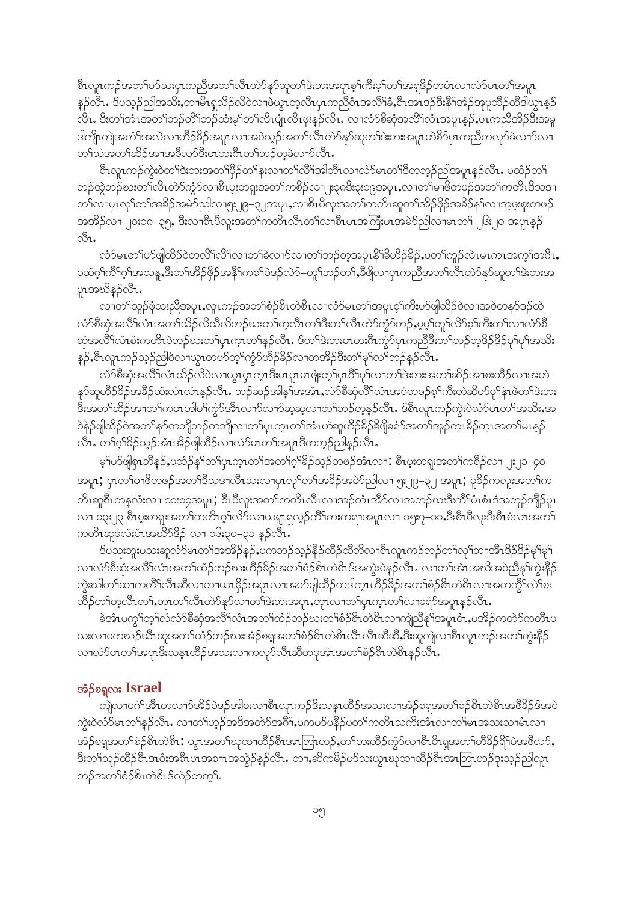စီၤလူၤကဉ်အတၢ်ဟ်သးပှၤကညီအတၢ်လီၤတဲာ်နာ်ဆူတၢ်ဒုးဘးအပူၤစ့ၢ်ကီးမ့ၢ်တၢ်အရှ့ဒိဉ်တမံၤလၢလံာ်မၤတၢ်အပူၤနဉ်လီၤ. ဒ်ပသ့ဉ်ညါအသိး,တၢမိၢ်ရှသိဉ်လိဝဲလၢဖဲယွၤတ့လီၤပှၤကညီဝံၤအလိၢ်ခံ,စီၤအၤဒဉ်ဒီးနိၢ်အံဉ်အုပူထိဉ်ထိဒါယွၤနဉ်လီၤ. ဒီးတၢ်အံၤအတၢ်ဘဉ်တိၢ်ဘဉ်ထံးမ့ၢ်တၢ်လီၤပျံၤလီၤဖုးနဉ်လီၤ. လၢလံာ်စီဆှံအလိၢ်လံၤအပူၤနဉ်,ပှၤကညီအိဉ်ဒီးအမူဒါကျိၤကျဲအကံၢ်အလဲလၢဟီဉ်ခိဉ်အပူၤလၢအဝဲသ့ဉ်အတၢ်လီၤတဲာ်နာ်ဆူတၢ်ဒုးဘးအပူၤဟဲစိာ်ပှၤကညီကလုာ်ခဲလၢာ်လၢတၢ်သံအတၢ်ဆိဉ်အၢအဖီလာ်ဒီးမၤဟးဂီၤတၢ်ဘဉ်တ့ခဲလၢာ်လီၤ.

စီၤလူၤကဉ်ကွဲးဝဲတၢ်ဒုးဘးအတၢ်ဖှိဉ်တၢ်နးလၢတၢ်လိၢ်ဒါတီၤလၢလံာ်မၤတၢ်ဒိတဘ့ဉ်ညါအပူၤနဉ်လီၤ. ပထံဉ်တၢ်ဘဉ်ထွဲဘဉ်ဃးတၢ်လီၤတဲာ်ကွံာ်လၢစီၤပ့းတရူးအတၢ်ကစီဉ်လၢ ၂း၃၈ဒီး၃း၁၉အပူၤ,လၢတၢ်မၢဖိတဖဉ်အတၢ်ကတိၤဒီသဒၢတၢ်လၢပှၤလုၢ်တၢ်အခိဉ်အမဲာ်ညါလၢ၅း၂၉–၃၂အပူၤ,လၢစီၤပီလူးအတၢ်ကတိၤဆူတၢ်အိဉ်ဖှိဉ်အခိဉ်နၢ်လၢအ့ဖ့းစူးတဖဉ်အအိဉ်လၢ ၂၀း၁၈–၃၅, ဒီးလၢစီၤပီလူးအတၢ်ကတိၤလီၤတၢ်လၢစီၤဟၤအကြီးပၤအမဲာ်ညါလၢမၤတၢ် ၂၆း၂၀ အပူၤနဉ်လီၤ.

လံာ်မၤတၢ်ဟ်ဖျါထီဉ်ဝဲတလိၢ်လိၢ်လၢတၢ်ခဲလၢာ်လၢတၢ်ဘဉ်တ့အပူၤနိၢ်ခ်ဟီဉ်ခိဉ်,ပတၢ်ကူဉ်လဲၤမၤကၤအကၠၢ်အဂီၤ,ပထံဉ်ကီၢ်ဂ့ၢ်အသနူ,ဒီးတၢ်အိဉ်ဖှိဉ်အနိၢ်ကစၢ်ဝဲဒဉ်လဲာ်–တူၢ်ဘဉ်တၢ်,ခီဖျိလၢပှၤကညီအတၢ်လီၤတဲာ်နာ်ဆူတၢ်ဒုးဘးအပူၤအဃိနဉ်လီၤ.

လၢတၢ်သူဉ်ဖှံသးညီအပူၤ,လူၤကဉ်အတၢ်စံဉ်စိၤတဲစိၤလၢလံာ်မၤတၢ်အပူၤစ့ၢ်ကီးဟ်ဖျါထီဉ်ဝဲလၢအဝဲတနာ်ဒဉ်ထဲလံာ်စီဆှံအလိၢ်လံၤအတၢ်သိဉ်လိသီလိဘဉ်ဃးတၢ်တ့လီၤတၢ်ဒီးတၢ်လီၤတဲာ်ကွံာ်ဘဉ်,မ့မ့ၢ်တုၢ်လိာ်စ့ၢ်ကီးတၢ်လၢလံာ်စီဆှံအလိၢ်လံၤစံးကတိၤဝဲဘဉ်ဃးတၢ်မ့ၤက့ၤတၢ်နဉ်လီၤ. ဒ်တၢ်ဒုးဘးမၤဟးဂီၤကွံာ်ပှၤကညီဒီးတၢ်ဘဉ်တ့ဒိဉ်ဒိဉ်မုၢ်မုၢ်အသိးနဉ်,စီၤလူၤကဉ်သ့ဉ်ညါဝဲလၢယွၤတဟ်တ့ၢ်ကွံာ်ဟီဉ်ခိဉ်လၢတအိဉ်ဒီးတၢ်မုၢ်လၢ်ဘဉ်နဉ်လီၤ.

လံာ်စီဆှံအလိၢ်လံၤသိဉ်လိဝဲလၢယွၤမ့ၤက့ၤဒီးမၤပူၤမၤဖျဲးတ့ၢ်ပှၤဂိၢ်မုၢ်လၢတၢ်ဒုးဘးအတၢ်ဆိဉ်အၢစးထိဉ်လၢအဟဲနာ်ဆူဟီဉ်ခိဉ်အခိဉ်ထံးလံၤလံၤနဉ်လီၤ. ဘဉ်ဆဉ်အါနှၢ်အအံၤ,လံာ်စီဆှံလိၢ်လံၤအဝံတဖဉ်စ့ၢ်ကီးတဲဆိဟ်မုၢ်နံၤဖဲတၢ်ဒုးဘးဒီးအတၢ်ဆိဉ်အၢတၢ်ကမၤဟါမ်ၢ်ကွံာ်အီၤလၢာ်လၢာ်ဆ့ဆ့လၢတၢ်ဘဉ်တ့နဉ်လီၤ. ဒ်စီၤလူၤကဉ်ကွဲးဝဲလံာ်မၤတၢ်အသိး,အဝဲနဲဉ်ဖျါထီဉ်ဝဲအတၢ်နာ်တဘျီဘဉ်တဘျီလၢတၢ်အံၤဟဲဆူဟီဉ်ခိဉ်ခီဖျိခရံာ်အတၢ်အုဉ်က့ၤခီဉ်က့ၤအတၢ်မၤနဉ်လီၤ. တၢ်ဂ့ၢ်ခိဉ်သ့ဉ်အံၤအိဉ်ဖျါထီဉ်လၢလံာ်မၤတၢ်အပူၤဒိတဘ့ဉ်ညါနဉ်လီၤ.

မ့ၢ်ဟ်ဖျါစှၤဘီနဉ်,ပထံဉ်နၢ်တၢ်မ့ၤက့ၤတၢ်အတၢ်ဂ့ၢ်ခိဉ်သ့ဉ်တဖဉ်အံၤလၢ: စီၤပ့းတရူးအတၢ်ကစီဉ်လၢ ၂း၂၀–၄၀ အပူၤ; ပှၤတၢ်မၢဖိတဖဉ်အတၢ်ဒီသဒၢလီၤသးလၢပှၤလုၢ်တၢ်အခိဉ်အမဲာ်ညါလၢ ၅း၂၉–၃၂ အပူၤ; မူခိဉ်ကလူးအတၢ်ကတိၤဆူစီၤကနလံးလၢ ၁၁း၁၄အပူၤ; စီၤပီလူးအတၢ်ကတိၤလီၤလၢအဉ်တံၤအီာ်လၢအဘဉ်ဃးဒီးကိၢ်ပံၤစံၤဒံအဘူဉ်ဘျီဉ်ပူၤလၢ ၁၃း၂၃ စီၤပ့းတရူးအတၢ်ကတိၤဂ့ၢ်လိာ်လၢယရူၤရှလ့ဉ်ကိၢ်ကးကရၢအပူၤလၢ ၁၅း၇–၁၁,ဒီးစီၤပီလူးဒီးစီၤစံလၤအတၢ်ကတိၤဆူဖံလံးပံၤအဃိာ်ဒိဉ် လၢ ၁၆း၃၀–၃၁ နဉ်လီၤ.

ဒ်ပသုးဘူးပသးဆူလံာ်မၤတၢ်အအိဉ်နဉ်,ပကဘဉ်သ့ဉ်နိဉ်ထိဉ်ထီဘိလၢစီၤလူၤကဉ်ဘဉ်တၢ်လုၢ်ဘၢအီၤဒိဉ်ဒိဉ်မုၢ်မုၢ်လၢလံာ်စီဆှံအလိၢ်လံၤအတၢ်ထံဉ်ဘဉ်ဃးဟီဉ်ခိဉ်အတၢ်စံဉ်စိၤတဲစိၤဒ်အကွဲးဝဲနဉ်လီၤ. လၢတၢ်အံၤအဃိအဝဲညီနှၢ်ကွဲးဃါတၢ်ဆၢကတိၢ်လီၤဆီလၢတၢယၤဖှိဉ်အပူၤလၢအဟ်ဖျါထီဉ်ကဒါက့ၤဟီဉ်ခိဉ်အတၢ်စံဉ်စိၤတဲစိၤလၢအတကွိၢ်လဲၢ်စးထိဉ်တၢ်တ့လီၤတၢ်,တုၤတၢ်လီၤတဲာ်နာ်လၢတၢ်ဒုးဘးအပူၤ,တုၤလၢတၢ်မ့ၤက့ၤတၢ်လၢခရံာ်အပူၤနဉ်လီၤ.

ခဲအံၤပကွၢ်တ့ၢ်လံလံာ်စီဆှံအလိၢ်လံၤအတၢ်ထံဉ်ဘဉ်ဃးတၢ်စံဉ်စိၤတဲစိၤလၢကျဲညီနှၢ်အပူၤဝံၤ,ပအိဉ်ကတဲာ်ကတီၤပသးလၢပကဃဉ်ဃီၤဆူအတၢ်ထံဉ်ဘဉ်ဃးအံဉ်စရ့အတၢ်စံဉ်စိၤတဲစိၤလီၤလီၤဆီဆီ,ဒီးဆူကျဲလၢစီၤလူၤကဉ်အတၢ်ကွဲးနီဉ်လၢလံာ်မၤတၢ်အပူၤဒီးသန့ၤထိဉ်အသးလၢကလုာ်လီၤဆီတဖုအံၤအတၢ်စံဉ်စိၤတဲစိၤနဉ်လီၤ.

## အံဉ်စရ့လး Israel

ကျဲလၢပဂံၢ်အီၤတလၢာ်အိဉ်ဝဲဒဉ်အါမးလၢစီၤလူၤကဉ်ဒီးသန့ၤထိဉ်အသးလၢအံဉ်စရ့အတၢ်စံဉ်စိၤတဲစိၤအဖိခိဉ်ဒ်အဝဲကွဲးဝဲလံာ်မၤတၢ်နဉ်လီၤ. လၢတၢ်ဟ့ဉ်အဒိအတဲာ်အဂိၢ်,ပကဟ်ပနီဉ်ပတၢ်ကတိၤသကိးအံၤလၢတၢ်မၤအသးသၢမံၤလၢအံဉ်စရ့အတၢ်စံဉ်စိၤတဲစိၤ: ယွၤအတၢ်ဃုထၢထိဉ်စီၤအၤဘြၤဟဉ်,တၢ်ဟးထိဉ်ကွံာ်လၢစီၤမိၢ်ရှအတၢ်တီခိဉ်ရိၢ်မဲအဖီလာ်,ဒီးတၢ်သူဉ်ထိဉ်စီၤဒၤဝံးအစီၤပၤအစၢၤအသ့ဲခဲနဉ်လီၤ. တၢ,ဆိကမိဉ်ဟ်သးယွၤဃုထၢထိဉ်စီၤအၤဘြၤဟဉ်ဒ်သ့ဉ်ညါလူၤကဉ်အတၢ်စံဉ်စိၤတဲစိၤဒ်လဲဉ်တက့ၢ်.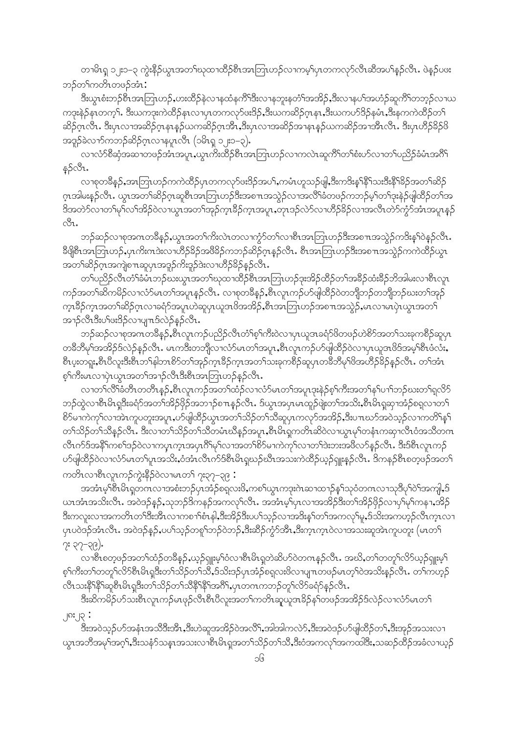တၢမိၤရှ ၁၂း၁–၃ ကွဲးနီၣ်ယွၤအတၢ်ဃုထၢထိၣ်စီၤအၤဘြၤဟၣ်လၢကမ့ၢ်ပှၤတကလုာ်လီၤဆီအပၢ်နၣ်လီၤ. ဖဲနၣ်ပဖး ဘၣ်တၢ်ကတိၤတဖၣ်အံၤ:

ဒီးယွၤစံးဘၣ်စီၤအၤဘြၤဟၣ်,ဟးထီၣ်နဲလၢနထံနကိၢ်ဒီးလၢနဘူးနတံၢ်အအိၣ်,ဒီးလၢနပၢ်အဟံၣ်ဆူကိၢ်တဘ့ၣ်လၢယ ကဒုးနဲၣ်နၤတက့ၢ်. ဒီးယကဒုးကဲထိၣ်နၤလၢပှၤတကလုာ်ဖးဒိၣ်,ဒီးယကဆိၣ်ဂ့ၤနၤ,ဒီးယကဟ်ဒိၣ်နမံၤ,ဒီးနကကဲထိၣ်တၢ် ဆိၣ်ဂ့ၤလီၤ. ဒီးပှၤလၢအဆိၣ်ဂ့ၤနၤန့ၣ်ယကဆိၣ်ဂ့ၤအီၤ,ဒီးပှၤလၢအဆိၣ်အၢနၤန့ၣ်ယကဆိၣ်အၢအီၤလီၤ. ဒီးပှၤဟီၣ်ခိၣ်ဖိ အဒူၣ်ခဲလၢာ်ကဘၣ်ဆိၣ်ဂ့ၤလၢနပူၤလီၤ (၁မိၤရှ ၁၂း၁–၃).

လၢလံာ်စီဆှံအဆၢတဖၣ်အံၤအပူၤ,ယွၤကိးထိၣ်စီၤအၤဘြၤဟၣ်လၢကလဲၤဆူကိၢ်တၢ်စံးဟ်လၢတၢ်ပညိၣ်ခံမံၤအဂိၢ် နၣ်လီၤ.

လၢစုတခီန့ၣ်,အၤဘြၤဟၣ်ကကဲထိၣ်ပှၤတကလုာ်ဖးဒိၣ်အပၢ်,ကမံၤဟူသဉ်ဖျါ,ဒီးကဒိးန့ၢ်နီၢ်သးဒီးနီၢ်ခိၣ်အတၢ်ဆိၣ် ဂ့ၤအါမးန့ၣ်လီၤ. ယွၤအတၢ်ဆိၣ်ဂ့ၤဆူစီၤအၤဘြၤဟၣ်ဒီးအစၢၤအသွဲၣ်လၢအလိၢ်ခံတဖၣ်ကဘၣ်မ့ၢ်တၢ်ဒုးနဲၣ်ဖျါထိၣ်တၢ်အ ဒိအတဲာ်လၢတၢ်မ့ၢ်လၢ်အိၣ်ဝဲလၢယွၤအတၢ်အုၣ်ကူၤခ်ိၣ်ကူၤအပူၤ,တုၤဒၣ်လဲာ်လၢဟီၣ်ခိၣ်လၢအလိၤတဲာ်ကွံာ်အံၤအပူၤန့ၣ် လီၤ.

ဘၣ်ဆၣ်လၢစုအဂၤတခီန့ၣ်,ယွၤအတၢ်ကိးလဲၤတလၢကွံာ်တၢ်လၢစီၤအၤဘြၤဟၣ်ဒီးအစၢၤအသွဲၣ်ကဒိးန့ၢ်ဝဲန့ၣ်လီၤ. ခီဖျိစီၤအၤဘြၤဟၣ်,ပှၤကိးဂၤဒဲးလၢဟီၣ်ခိၣ်အဖီခိၣ်ကဘၣ်ဆိၣ်ဂ့ၤန့ၣ်လီၤ. စီၤအၤဘြၤဟၣ်ဒီးအစၢၤအသွဲၣ်ကကဲထိၣ်ယွၤ အတၢ်ဆိၣ်ဂ့ၤအကျဲစၢၤဆူပှၤအဒူၣ်ကိးဒူၣ်ဒဲးလၢဟီၣ်ခိၣ်နၣ်လီၤ.

တၢ်ပညိၣ်လီၤတံၢ်ခံမံၤဘၣ်ဃးယွၤအတၢ်ဃုထၢထိၣ်စီၤအၤဘြၤဟၣ်ဒုးအိၣ်ထိၣ်တၢ်အခီၣ်ထံးခီၣ်ဘိအါမးလၢစီၤလူၤ ကၣ်အတၢ်ဆိကမိၣ်လၢလံာ်မၤတၢ်အပူၤန့ၣ်လီၤ. လၢစုတခီန့ၣ်,စီၤလူၤကၣ်ဟ်ဖျါထိၣ်ဝဲတဘျီဘၣ်တဘျီဘၣ်ဃးတၢ်အုၣ် ကူၤခ်ိၣ်ကူၤအတၢ်ဆိၣ်ဂ့ၤလၢခရံာ်အပူၤဟဲဆူပှၤယူဒၤဖိအအိၣ်,စီၤအၤဘြၤဟၣ်အစၢၤအသွဲၣ်,မၤလၢမၤပှဲၤယွၤအတၢ် အၢၣ်လီၤဒီးပၢ်ဖးဒိၣ်လၢပျπဒ်လဲၣ်နၣ်လီၤ.

ဘၣ်ဆၣ်လၢစုအဂၤတခီန့ၣ်,စီၤလူၤကၣ်ပညိၣ်လီၤတံၢ်စ့ၢ်ကီးဝဲလၢပှၤယူဒၤခရံာ်ဖိတဖၣ်ဟဲစိာ်အတၢ်သးခုကစိၣ်ဆူပှၤ တခ်ိဘီမုၢ်အအိၣ်ဒ်လဲၣ်နၣ်လီၤ. မၤကဒီးတဘျီလၢလံာ်မၤတၢ်အပူၤ,စီၤလူၤကၣ်ဟ်ဖျါထိၣ်ဝဲလၢပှၤယူဒၤဖိဒ်အမ့ၢ်စီၤဖံလံး, စီၤပ့းတရူး,စီၤပီလူးဒီးစီၤဘၢ်နါဘၤစိာ်တၢ်အုၣ်ကူၤခ်ိၣ်ကူၤအတၢ်သးခုကစိၣ်ဆူပှၤတခ်ိဘီမုၢ်ဖိအဟီၣ်ခိၣ်နၣ်လီၤ. တၢ်အံၤ စ့ၢ်ကီးမၤလၢပှဲၤယွၤအတၢ်အၢၣ်လီၤဒီးစီၤအၤဘြၤဟၣ်နၣ်လီၤ.

လၢတၢ်လိၢ်ခံတိၤတတိၤန့ၣ်,စီၤလူၤကၣ်အတၢ်ထံၣ်လၢလံာ်မၤတၢ်အပူၤဒုးနဲၣ်စ့ၢ်ကီးအတၢ်နၢ်ပၢၢ်ဘၣ်ဃးတၢ်ရှလိာ် ဘၣ်ထွဲလၢစီၤမိၤရှဒီးခရံာ်အတၢ်အိၣ်ဖှိၣ်အဘၢၣ်စπနၣ်လီၤ. ဒ်ယွၤအပှၤမၤထူၣ်ဖျဲးတၢ်အသိး,စီၤမိၤရှဆှၢအံၣ်စရ့လၢတၢ် စိာ်မၢကဲကုၢ်လၢအဲၤကူပတူးအပူၤ,ဟ်ဖျါထိၣ်ယွၤအတၢ်သိၣ်တၢ်သီဆူပှၤကလုာ်အအိၣ်,ဒီးပπဃာ်အဝဲသ့ၣ်လၢကတိၢ်နၢ် တၢ်သိၣ်တၢ်သီနၣ်လီၤ. ဒီးလၢတၢ်သိၣ်တၢ်သီတမံၤဃီန့ၣ်အပူၤ,စီၤမိၤရှကတိၤဆိဝဲလၢယွၤမ့ၢ်တနံၤကဆှၢလီၤဝံအသိတဂၤ လီၤက်ဒ်အနီၢ်ကစၢ်ဒၣ်ဝဲလၢကမ့ၤကူၤအပှၤဂိၢ်မုၢ်လၢအတၢ်စိာ်မၢကဲကုၢ်လၢတၢ်ဒဲးဘးအဖီလာ်နၣ်လီၤ. ဒီးဒိၤစီၤလူၤကၣ် ဟ်ဖျါထိၣ်ဝဲလၢလံာ်မၤတၢ်ပူၤအသိး,ဝံအံၤလီၤက်ဒ်စီၤမိၤရှဃၣ်ဃီၤအသးကဲထိၣ်ယ့ၣ်ရှူးနၣ်လီၤ. ဒ်ကနၣ်စီၤစတ့ဖၣ်အတၢ် ကတိၤလၢစီၤလူၤကၣ်ကွဲးနီၣ်ဝဲလၢမၤတၢ် ၇း၃၇–၃၉ :

အအံၤမ့ၢ်စီၤမိၤရှတဂၤလၢအစံးဘၣ်ပှၤအံၣ်စရ့လးဖိ,ကစၢ်ယွၤကဒုးဂဲၤဆၢထၢၣ်နၢ်သုဝံတဂၤလၢသုဒီပုၢ်ဝဲၢ်အကျါ,ဒ် ယၤအံၤအသိးလီၤ. အဝဲဒၣ်န့ၣ်,သုဘၣ်ဒိကနၣ်အကလုၢ်လီၤ. အအံၤမ့ၢ်ပှၤလၢအအိၣ်ဒီးတၢ်အိၣ်ဖှိၣ်လၢပှၢ်မုၢ်ကန႑,အိၣ် ဒီးကလူးလၢအကတိၤတၢ်ဒီးအီၤလၢကစ႑ၢ်စံၤနါ,ဒီးအိၣ်ဒီးပပၢ်သ့ၣ်လၢအဒိးန့ၢ်တၢ်အကလုၢ်မူ,ဒ်သိးအကဟ့ၣ်လီၤကူၤလၢ ပှၤပဝဲဒၣ်အံၤလီၤ. အဝဲဒၣ်န့ၣ်,ပပၢ်သ့ၣ်တစူၢ်ဘၣ်ဝဲဘၣ်,ဒီးဆိၣ်ကွံာ်အီၤ,ဒီးကူၤကူၤဝဲလၢအသးဆူအဲၤကူပတူး (မၤတၢ် ၇း ၃၇–၃၉).

လၢစီၤစတ့ဖၣ်အတၢ်ထံၣ်တခီန့ၣ်,ယ့ၣ်ရှူးမ့ၢ်ဝံလၢစီၤမိၤရှတဲဆိဟ်ဝဲတဂၤန့ၣ်လီၤ. အဃိ,တၢ်တတူၢ်လိာ်ယ့ၣ်ရှူးမ့ၢ် စ့ၢ်ကီးတၢ်တတူၢ်လိာ်စီၤမိၤရှဒီးတၢ်သိၣ်တၢ်သီ,ဒ်သိးဒၣ်ပှၤအံၣ်စရ့လးဖိလၢပျπတဖၣ်မၤတ့ၢ်ဝဲအသိးန့ၣ်လီၤ. တၢ်ကဟ့ၣ် လီၤသးနီၢ်နီၢ်ဆူစီၤမိၤရှဒီးတၢ်သိၣ်တၢ်သီနီၢ်နီၢ်အဂိၢ်,ပှၤတဂၤကဘၣ်တူၢ်လိာ်ခရံာ်နၣ်လီၤ.

ဒီးဆိကမိၣ်ဟ်သးစီၤလူၤကၣ်မၤဖှၣ်လီၤစီၤပီလူးအတၢ်ကတိၤဆူယူဒၤခ်ိၣ်နၢ်တဖၣ်အအိၣ်ဒ်လဲၣ်လၢလံာ်မၤတၢ် ၂၈း၂၃ :

ဒီးအဝဲသ့ၣ်ဟ်အနံၤအသိဒီးအီၤ,ဒီးဟဲဆူအအိၣ်ဝဲအလိၢ်,အါအါကလဲာ်,ဒီးအဝဲဒၣ်ဟ်ဖျါထိၣ်တၢ်,ဒီးအုၣ်အသးလၢ ယွၤအဘီအမုၢ်အဂ့ၢ်,ဒီးသန့ၤ်သနၢၤအသးလၢစီၤမိၤရှအတၢ်သိၣ်တၢ်သီ,ဒီးဝံအကလုၢ်အကထါဒီး,သဆၣ်ထိၣ်အခံလၢယ့ၣ်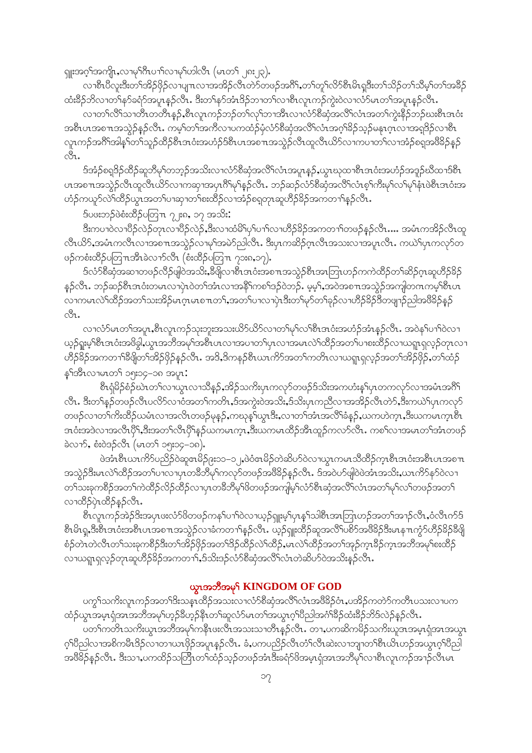ရူးအဂ့ၢ်အကျိၤ,လၢမ့ၢ်ဂီၤပၢၢ်လၢမ့ၢ်ပါလီၤ (မၤတၢ် ၂၈း၂၃).

လၢစီၤပီလူးဒီးတၢ်အိၣ်ဖိုၣ်လၢပျπလၢအအိၣ်လီၤတဲာ်တဖၣ်အဂီၢ်,တၢ်တူၢ်လိာ်စီၤမိၤရှဒီးတၢ်သိၣ်တၢ်သီမ့ၢ်တၢ်အခိၣ်ထံးခိၣ်ဘိလၢတၢ်နာ်ခရံာ်အပူၤန့ၣ်လီၤ. ဒီးတၢ်နာ်အံၤဒိၣ်ဘၢတၢ်လၢစီၤလူၤကၣ်ကွဲးဝဲလၢလံာ်မၤတၢ်အပူၤန့ၣ်လီၤ.

လၢတၢ်လိၢ်သၢတီၤတတီၤန့ၣ်,စီၤလူၤကၣ်ဘၣ်တၢ်လှၢ်ဘၢအီၤလၢလံာ်စီဆှံအလိၢ်လံၤအတၢ်ကွဲးနိၣ်ဘၣ်ဃးစီၤအဝံးအစီၤပၤအစπအသွဲၣ်နှၣ်လီၤ. ကမ့ၢ်တၢ်အကိလၢပကထံၣ်မံလံာ်စီဆှံအလိၢ်လံၤအဂ့ၢ်ခိၣ်သ့ၣ်မနုၤဂ့ၤလၢအရှဒိၣ်လၢစီၤလူၤကၣ်အဂီၢ်အါန့ၢ်တၢ်သူၣ်ထိၣ်စီၤအဝံးအဟံၣ်ဒ်စီၤပၤအစπအသွဲၣ်လီၤထူလီၤယိာ်လၢကပၢတၢ်လၢအံၣ်စရှအဖိခိၣ်နှၣ်လီၤ.

ဒ်အံၣ်စရှဒိၣ်ထိၣ်ဆူဘီမုၢ်တဘ့ၣ်အသိးလၢလံာ်စီဆှံအလိၢ်လံၤအပူၤန့ၣ်,ယွၤဃုထၢစီၤအဝံးအဟံၣ်အဒ့ၣ်ဃိထၢဒ်စီၤပၤအစπအသွဲၣ်လီၤထူလီၤယိာ်လၢကဆုၢအပှၤဂိၢ်မုၢ်နှၣ်လီၤ. ဘၣ်ဆၣ်လံာ်စီဆှံအလိၢ်လံၤစ့ၢ်ကီးမ့ၢ်လၢ်မ့ၢ်နံၤဖဲစီၤအဝံးအဟံၣ်ကယုာ်လဲၢ်ထိၣ်ယွၤအတၢ်ပၢဆှၢတၢ်စးထိၣ်လၢအံၣ်စရ့တုၤဆူဟီၣ်ခိၣ်အကတၢၢ်နှၣ်လီၤ.

ဒ်ပဖးဘၣ်ဖဲစံးထိၣ်ပတြπ ၇၂း၈, ၁၇ အသိး:

ဒီးကပၢဝဲလၢပိၣ်လဲၣ်တုၤလၢပိၣ်လဲၣ်,ဒီးလၢထံမိၢ်ပှၢ်ပၢၢ်လၢဟီၣ်ခိၣ်အကတၢၢ်တဖၣ်နှၣ်လီၤ.... အမံၤကအိၣ်လီၤထူလီၤယိာ်,အမံၤကလီၤလၢအစπအသွဲၣ်လၢမုၢ်အမဲာ်ညါလီၤ. ဒီးပှၤကဆိၣ်ဂ့ၤလီၤအသးလၢအပူၤလီၤ. ကယဲၢ်ပှၤကလုာ်တဖၣ်ကစံးထိၣ်ပတြπအီၤခဲလၢာ်လီၤ (စံးထိၣ်ပတြπ ၇၁း၈,၁၇).

ဒ်လံာ်စီဆှံအဆၢတဖၣ်လိၣ်ဖျါဝဲအသိး,ခီဖျိလၢစီၤအဝံးအစπအသွဲၣ်စီၤအπတြπဟၣ်ကကဲထိၣ်တၢ်ဆိၣ်ဂ့ၤဆူဟီၣ်ခိၣ်နှၣ်လီၤ. ဘၣ်ဆၣ်စီၤအဝံးတမၤလၢပှဲၤဝဲတၢ်အံၤလၢအနိၢ်ကစၢ်ဒၣ်ဝဲဘၣ်. မ့မ့ၢ်,အဝဲအစπအသွဲၣ်အကျါတဂၤကမ့ၢ်စီၤပၤလၢကမၤလဲၢ်ထိၣ်အတၢ်သးအိၣ်မၤဂ့ၤမၤစπတၢ်,အတၢ်ပၢလၢပှဲၤဒီးတၢ်မုာ်တၢ်ခုၣ်လၢဟီၣ်ခိၣ်ဒီတဖျၢၣ်ညါအဖိခိၣ်နှၣ်လီၤ.

လၢလံာ်မၤတၢ်အပူၤ,စီၤလူၤကၣ်သူးဘူးအသးယိာ်ယိာ်လၢတၢ်မုၢ်လၢ်စီၤအဝံးအဟံၣ်အံၤနှၣ်လီၤ. အဝဲနၢ်ပၢၢ်ဝဲလၢယ့ၣ်ရှူးမ့ၢ်စီၤအဝံးအဖိခွါ,ယွၤအဘီအမုၢ်အစီၤပၤလၢအပၢတၢ်ပှၤလၢအမၤလဲၢ်ထိၣ်အတၢ်ပၢစးထိၣ်လၢယရူၤရှလ့ၣ်တုၤလၢဟီၣ်ခိၣ်အကတၢၢ်ခီဖျိတၢ်အိၣ်ဖိုၣ်နှၣ်လီၤ. အဒိ,ဒိကနၣ်စီၤယၤကိာ်အတၢ်ကတိၤလၢယရူၤရှလ့ၣ်အတၢ်အိၣ်ဖိုၣ်,တၢ်ထံၣ်နှၢ်အီၤလၢမၤတၢ် ၁၅း၁၄–၁၈ အပူၤ:

စီၤရှံမိၣ်စံၣ်ဃဲၤတၢ်လၢယွၤလၢသိန့ၣ်,အိၣ်သကိးပှၤကလုာ်တဖၣ်ဒ်သိးအကဟံးနှၢ်ပှၤတကလုာ်လၢအမံၤအဂီၢ်လီၤ. ဒီးတၢ်နဲ့ၣ်တဖၣ်လီၤပလိာ်လၢဝံအတၢ်ကတိၤ,ဒ်အကွဲးဝဲအသိး,ဒ်သိးပှၤကညီလၢအအိၣ်လီၤတဲာ်,ဒီးကယဲၢ်ပှၤကလုာ်တဖၣ်လၢတၢ်ကိးထိၣ်ယမံၤလၢအလီၤတဖၣ်မုန့ၣ်,ကဃုနှၢ်ယွၤဒီး,လၢတၢ်အံၤအလိၢ်ခံန့ၣ်,ယကဟဲက္ၤ,ဒီးယကမၤက္ၤစီၤအဝံးအဒဲလၢအလီၤပိ့ၢ်,ဒီးအတၢ်လီၤပိ့ၢ်နှၣ်ယကမၤက္ၤ,ဒီးယကမၤထိၣ်အီၤထူၣ်ကလာ်လီၤ. ကစၢ်လၢအမၤတၢ်အံၤတဖၣ်ခဲလၢာ်, စံးဝဲဒၣ်လီၤ (မၤတၢ် ၁၅း၁၄–၁၈).

ဖဲအံၤစီၤယၤကိာ်ပညိၣ်ဝဲဆူဧၤမိၣ်၉း၁၁–၁၂,ဖဲဝံဧၤမိၣ်တဲဆိပာ်ဝဲလၢယွၤကမၤသီထိၣ်က္ၤစီၤအဝံးအစီၤပၤအစπအသွဲၣ်ဒီးမၤလဲၢ်ထိၣ်အတၢ်ပၢလၢပှၤတခီဘီမုၢ်ကလုာ်တဖၣ်အဖိခိၣ်နှၣ်လီၤ. ဒ်အဝဲပာ်ဖျါဝဲဖဲအံၤအသိး,ယၤကိာ်နာ်ဝဲလၢတၢ်သးခုကစိၣ်အတၢ်ကဲထိၣ်လိၣ်ထိၣ်လၢပှၤတခီဘီမုၢ်ဖိတဖၣ်အကျါမ့ၢ်လံာ်စီဆှံအလိၢ်လံၤအတၢ်မုၢ်လၢ်တဖၣ်အတၢ်လၢထိၣ်ပှဲၤထိၣ်နှၣ်လီၤ.

စီၤလူၤကၣ်အဲၣ်ဒီးအပှၤဖးလံာ်ဖိတဖၣ်ကနၢ်ပၢၢ်ဝဲလၢယ့ၣ်ရှူးမ့ၢ်ပှၤနှၢ်သါစီၤအπတြπဟၣ်အတၢ်အၢၣ်လီၤ,ဝံလီၤက်ဒ်စီၤမိၤရှ,ဒီးစီၤအဝံးအစီၤပၤအစπအသွဲၣ်လၢခံကတၢၢ်နှၣ်လီၤ. ယ့ၣ်ရှူးထိၣ်ဆူအလိၢ်ပစိာ်အဖိခိၣ်ဒီးမၤနπကွံာ်ဟီၣ်ခိၣ်ခီဖျိစံၣ်တဲၤတဲလီၤတၢ်သးခုကစိၣ်ဒီးတၢ်အိၣ်ဖိုၣ်အတၢ်ဒိၣ်ထိၣ်လဲၢ်ထိၣ်,မၤလဲၢ်ထိၣ်အတၢ်အုၣ်က္ၤခီၣ်က္ၤအဘီအမုၢ်စးထိၣ်လၢယရူၤရှလ့ၣ်တုၤဆူဟီၣ်ခိၣ်အကတၢၢ်,ဒ်သိးဒၣ်လံာ်စီဆှံအလိၢ်လံၤတဲဆိပာ်ဝဲအသိးနှၣ်လီၤ.

## ယွၤအဘီအမုၢ် KINGDOM OF GOD

ပကွၢ်သကိးလူၤကၣ်အတၢ်ဒိးသန့ၤထိၣ်အသးလၢလံာ်စီဆှံအလိၢ်လံၤအဖိခိၣ်ဝံၤ,ပအိၣ်ကတဲာ်ကတီၤပသးလၢပကထံၣ်ယွၤအမ့ၤရှံအπအဘီအမုၢ်ဟ့ၣ်ခီဟ့ၣ်နီၤတၢ်ဆုလံာ်မၤတၢ်အယွၤဂ့ၢ်ပီညါအဂံၢ်ခိၣ်ထံးခိၣ်ဘိဒ်လဲၣ်နှၣ်လီၤ.

ပတၢ်ကတိၤသကိးယွၤအဘီအမုၢ်ကနီၤဖးလီၤအသးသၢတီၤန့ၣ်လီၤ. တၢ,ပကဆိကမိၣ်သကိးယူအၤအမ့ၤရှံအπအယွၤဂ့ၢ်ပီညါလၢအစိကမီၤဒိၣ်လၢတၢယၤဖိုၣ်အပူၤနှၣ်လီၤ. ခံ,ပကပညိၣ်လီၤတံၢ်လီၤဆဲးလၢဘျၢတၢ်စီၤယိၤဟၣ်အယွၤဂ့ၢ်ပီညါအဖိခိၣ်နှၣ်လီၤ. ဒီးသၢ,ပကထိၣ်သတြီၤတၢ်ထံၣ်သ့ၣ်တဖၣ်အံၤဒီးခရံာ်ဖိအမ့ၤရှံအπအဘီမုၢ်လၢစီၤလူၤကၣ်အၢၣ်လီၤမၤ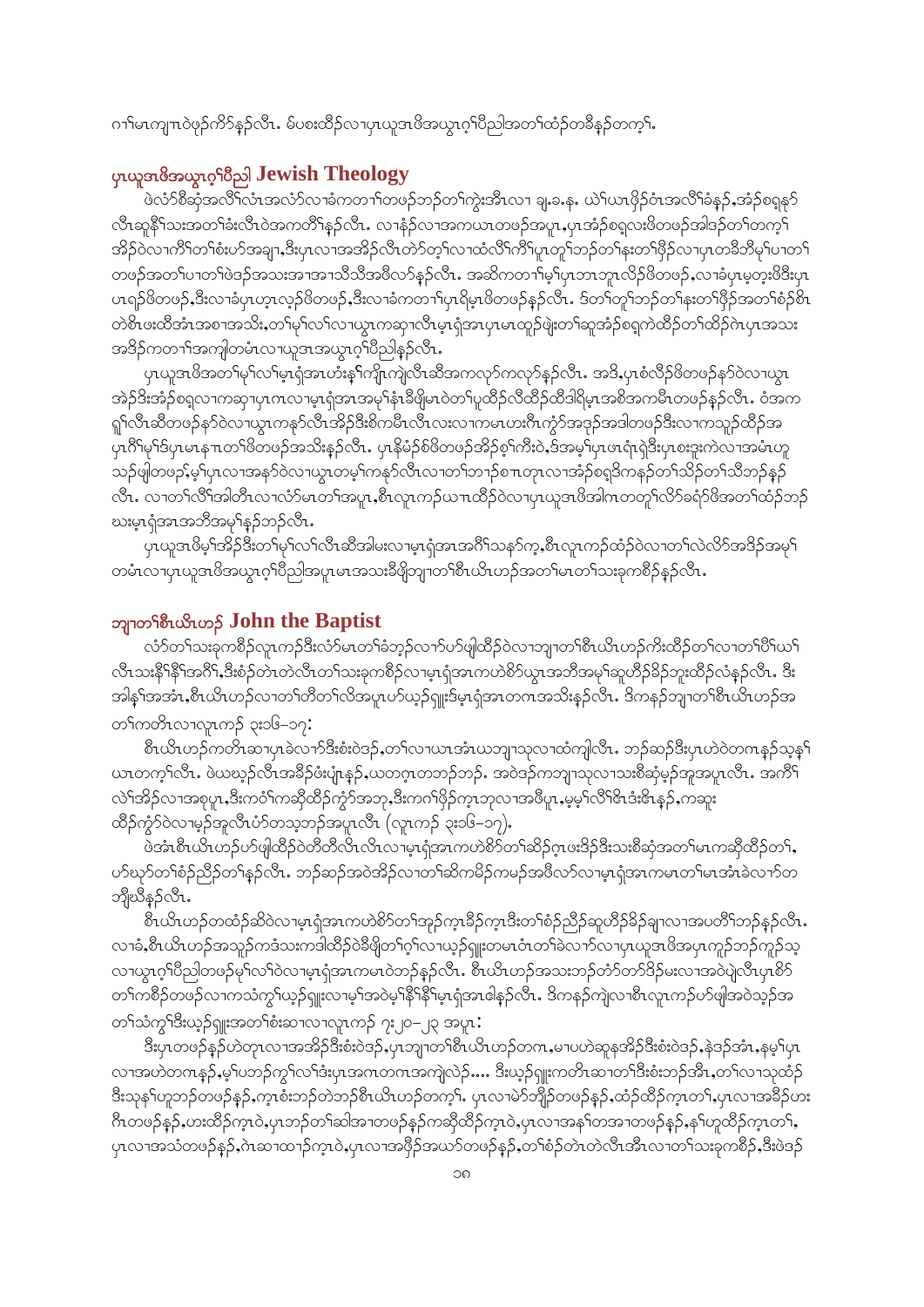ဂ႑ါမၤကျπၤ၀ဲဖဲ့ဉ်ကိ>်နဉ်လီၤ. မ်ပစးထိဉ်လၢပှၤယူအၤဖိအယွၤဂ့ၢ်ပီညါအတၢ်ထံဉ်တခ်ိနဉ်တက့ၢ်.

## ပှၤယူအၤဖိအယွၤဂ့ၢ်ပီညါ Jewish Theology

ဖဲလံာ်စီဆုံအလိၢ်လံၤအလံာ်လၢခံကတၢၢ်တဖဉ်ဘဉ်တၢ်ကွဲးအီၤလၢ ချ့.ခ.န. ယဲၢ်ယၤဖိုဉ်၀ံၤအလိၢ်ခံနံဉ်,အံဉ်စရုနူာ် လီၤဆူနိၢ်သးအတၢ်ခံးလီၤ၀ဲအကတိၢ်နဉ်လီၤ. လၢနံဉ်လၢအကယၤတဖဉ်အပူၤ,ပှၤအံဉ်စရလးဖိတဖဉ်အါဒဉ်တၢ်တက့ၢ် အိဉ်၀ဲလၢကိၢ်တၢ်စံးဟ်အချၢ,ဒီးပှၤလၢအအိဉ်လီၤတဲာ်တ့ၢ်လၢထံလိၢ်ကိၢ်ပူၤတူၢ်ဘဉ်တၢ်နးတၢ်ဖှိဉ်လၢပှၤတခ်ီတီမ့ၢ်ပၢတၢ် တဖဉ်အတၢ်ပၢတၢ်ဖဲဒဉ်အသးအၢအၢသီသီအဖီလာ်နဉ်လီၤ. အဆိကတၢၢ်မ့ၢ်ပှၤဘၤဘူၤလိဉ်ဖိတဖဉ်,လၢခံပှၤမ့တ့းဖိဒီးပှၤ ပၤရှဉ်ဖိတဖဉ်,ဒီးလၢခံပှၤဟ့ၤလ့ဉ်ဖိတဖဉ်,ဒီးလၢခံကတၢၢ်ပှၤရိမ့ၤဖိတဖဉ်နဉ်လီၤ. ဒ်တၢ်တူၢ်ဘဉ်တၢ်နးတၢ်ဖှိဉ်အတၢ်စံဉ်စိၤ တဲစိၤဖးထီအံၤအစၢအသိး,တၢ်မ့ၢ်လၢ်လၢယွၤကဆုၢလီၤမ့ၤရှံအၤပှၤမၤထူဉ်ဖျဲးတၢ်ဆူအံဉ်စရ့ကဲထိဉ်တၢ်ထိဉ်ဂဲၤပှၤအသး အဒိဉ်ကတၢၢ်အကျါတမံၤလၢယူအၤအယွၤဂ့ၢ်ပီညါနဉ်လီၤ.

ပှၤယူအၤဖိအတၢ်မ့ၢ်လၢ်မ့ၤရှံအၤတံးနှၢ်ကျိၤကျဲလီၤဆီအကလုာ်ကလုာ်နဉ်လီၤ. အဒိ,ပှၤစံလီဉ်ဖိတဖဉ်နာ်၀ဲလၢယွၤ အဲဉ်ဒီးအံဉ်စရ့လၢကဆုၢပှၤကၤလၢမ့ၤရှံအၤအမ့ၢ်နံၤခီဖျိမၤ၀ဲတၢ်ပူထိဉ်လီထိဉ်ထိဒါရိမ့ၤအစိအကမီၤတဖဉ်နဉ်လီၤ. ၀ံအက ရူၢ်လီၤဆီတဖဉ်နာ်၀ဲလၢယွၤကနာ်လီၤအိဉ်ဒီးစိကမီၤလီၤလးလၢကမၤဟးဂီၤကွံာ်အဒုဉ်အဒါတဖဉ်ဒီးလၢကသူဉ်ထိဉ်အ ပှၤဂိၢ်မုၢ်ဒ်ပှၤမၤနπတၢ်ဖိတဖဉ်အသိးနဉ်လီၤ. ပှၤနိမံဉ်စ်ဖိတဖဉ်အိဉ်စ့ၢ်ကီး၀ဲ,ဒ်အမ့ၢ်ပှၤဖၤရံၤရဲဒီးပှၤစးဒူးကဲလၢအမံၤဟူ သဉ်ဖျါတဖဉ်,မ့ၢ်ပှၤလၢအနာ်၀ဲလၢယွၤတမ့ၢ်ကနာ်လီၤလၢတၢ်ဘၢဉ်စπတုၤလၢအံဉ်စရ့ဒ်ကနဉ်တၢ်သိဉ်တၢ်သီဘဉ်နဉ် လီၤ. လၢတၢ်လိၢ်အါတီၤလၢလံာ်မၤတၢ်အပူၤ,စီၤလူၤကဉ်ယπထိဉ်၀ဲလၢပှၤယူအၤဖိအါဂၤတတူၢ်လိာ်ခရံာ်ဖိအတၢ်ထံဉ်ဘဉ် ဃးမ့ၤရှံအၤအဘီအမုၢ်နဉ်ဘဉ်လီၤ.

ပှၤယူအၤဖိမ့ၢ်အိဉ်ဒီးတၢ်မ့ၢ်လ်ၢလီၤဆီအါမးလၢမ့ၤရှံအၤအဂိၢ်သနာ်က့,စီၤလူၤကဉ်ထံဉ်၀ဲလၢတၢ်လဲလိာ်အဒိဉ်အမုၢ် တမံၤလၢပှၤယူအၤဖိအယွၤဂ့ၢ်ပီညါအပူၤမၤအသးခီဖျိဘျၢတၢ်စီၤယိၤဟဉ်အတၢ်မၤတၢ်သးခုကစိဉ်နဉ်လီၤ.

## ဘျၢတၢ်စီၤယိၤဟဉ် John the Baptist

လံာ်တၢ်သးခုကစိဉ်လူၤကဉ်ဒီးလံာ်မၤတၢ်ခံဘ့ဉ်လၢာ်ဟ်ဖျါထိဉ်၀ဲလၢဘျၢတၢ်စီၤယိၤဟဉ်ကဲးထိဉ်တၢ်လၢတၢ်ပိၢ်ယၢ် လီၤသးနိၢ်နိၢ်အဂိၢ်,ဒီးစံဉ်တဲၤတဲလီၤတၢ်သးခုကစိဉ်လၢမ့ၤရှံအၤကဟဲစိာ်ယွၤအဘီအမုၢ်ဆူဟီဉ်ခိဉ်ဘူးထိဉ်လံနဉ်လီၤ. ဒီး အါန့ၢ်အအံၤ,စီၤယိၤဟဉ်လၢတၢ်ကတိၤတၢ်လိအပူၤဟ်ယှဉ်ရူးဒ်မ့ၤရှံအၤတဂၤအသိးနဉ်လီၤ. ဒ်ကနဉ်ဘျၢတၢ်စီၤယိၤဟဉ်အ တၢ်ကတိၤလၢလူၤကဉ် ၃း၁၆–၁၇:

စီၤယိၤဟဉ်ကတိၤဆၢပှၤခဲလၢာ်ဒီးစံး၀ဲဒဉ်,တၢ်လၢယၤအံၤယဘျၢသုလၢထံကျါလီၤ. ဘဉ်ဆဉ်ဒီးပှၤဟဲ၀ဲတဂၤနဉ်သ့နှၢ် ယၤတက့ၢ်လီၤ. ဖဲယဃုဉ်လီၤအခီဉ်ဖံးပျံၤနဉ်,ယတဂ္ၤတဘဉ်ဘဉ်. အ၀ဲဒဉ်ကဘျၢသုလၢသးစီဆုံမ့ဉ်အူအပူၤလီၤ. အကိၢ် လဲၢ်အိဉ်လၢအစုပူၤ,ဒီးကဝံၢ်ကဆိုထိဉ်ကွံာ်အဘု,ဒီးကၢ်ဖှိဉ်ကူၤဘုလၢအဖိပူၤ,မ့မ့ၢ်လိၢ်ဇၤဒံးဇိၤနဉ်,ကဆုး ထိဉ်ကွံာ်၀ဲလၢမ့ဉ်အူလီၤပံာ်တသ့ဘဉ်အပူၤလီၤ (လူၤကဉ် ၃း၁၆–၁၇).

ဖဲအံၤစီၤယိၤဟဉ်ဟ်ဖျါထိဉ်၀တိတီလီၤလီၤလၢမ့ၤရှံအၤကဟဲစိာ်တၢ်ဆိဉ်ဂ့ၤဖးဒိဉ်ဒီးသးစီဆုံအတၢ်မၤကဆိုထိဉ်တၢ်, ဟ်ဃုာ်တၢ်စံဉ်ညီဉ်တၢ်နဉ်လီၤ. ဘဉ်ဆဉ်အ၀ဲအိဉ်လၢတၢ်ဆိကမိဉ်ကမဉ်အဖီလာ်လၢမ့ၤရှံအၤကမၤတၢ်မၤအံၤခဲလၢာ်တ ဘျီယီနဉ်လီၤ.

စီၤယိၤဟဉ်တထံဉ်ဆိ၀ဲလၢမ့ၤရှံအၤကဟဲစိာ်တၢ်အုဉ်ကူၤခီဉ်ကူၤဒီးတၢ်စံဉ်ညီဉ်ဆူဟီဉ်ခိဉ်ချၢလၢအပတိၢ်ဘဉ်နဉ်လီၤ. လၢခံ,စီၤယိၤဟဉ်အသူဉ်ကဒံသးကဒါထိဉ်၀ဲခီဖျိတၢ်ဂ့ၢ်လၢယှဉ်ရူးတမၤ၀ံၤတၢ်ခဲလၢာ်လၢပှၤယူအၤဖိအပှၤကူဉ်ဘဉ်ကူဉ်သ့ လၢယွၤဂ့ၢ်ပီညါတဖဉ်မ့ၢ်လ်ၢ၀ဲလၢမ့ၤရှံအၤကမၤ၀ဲဘဉ်နဉ်လီၤ. စီၤယိၤဟဉ်အသးဘဉ်တံာ်တာ်ဒိဉ်မးလၢအ၀ဲပျဲလီၤပှၤစိာ် တၢ်ကစိဉ်တဖဉ်လၢကသံကွၢ်ယှဉ်ရူးလၢမ့ၢ်အ၀ဲမ့ၢ်နိၢ်နိၢ်မ့ၤရှံအၤဓါနဉ်လီၤ. ဒ်ကနဉ်ကျဲလၢစီၤလူၤကဉ်ဟ်ဖျါအ၀ဲသ့ဉ်အ တၢ်သံကွၢ်ဒီးယှဉ်ရူးအတၢ်စံးဆၢလၢလူၤကဉ် ၇း၂၀–၂၃ အပူၤ:

ဒီးပှၤတဖဉ်နဉ်ဟဲတုၤလၢအအိဉ်ဒီးစံး၀ဲဒဉ်,ပှၤဘျၢတၢ်စီၤယိၤဟဉ်တဂၤ,မၢပဟဲဆူနအိဉ်ဒီးစံး၀ဲဒဉ်,နဲဒဉ်အံၤ,နမ့ၢ်ပှၤ လၢအဟဲတဂၤနဉ်,မ့ၢ်ပဘဉ်ကွၢ်လ်ၢဒံးပှၤအဂၤတဂၤအကျဲလဲဉ်.... ဒီးယှဉ်ရူးကတိၤဆၢတၢ်ဒီးစံးဘဉ်အီၤ,တၢ်လၢသုထံဉ် ဒီးသုနၢ်ဟူဘဉ်တဖဉ်နဉ်,ကွၤစံးဘဉ်တဲဘဉ်စီၤယိၤဟဉ်တက့ၢ်. ပှၤလၢမဲာ်ဘျီဉ်တဖဉ်နဉ်,ထံဉ်ထိဉ်ကွၤတၢ်,ပှၤလၢအခီဉ်ဟး ဂီၤတဖဉ်နဉ်,ဟးထိဉ်ကွၤ၀ဲ,ပှၤဘဉ်တၢ်ဆါအၢတဖဉ်နဉ်ကဆိုထိဉ်ကွၤ၀ဲ,ပှၤလၢအနၢ်တအၢတဖဉ်နဉ်,နၢ်ဟူထိဉ်ကွၤတၢ်, ပှၤလၢအသံတဖဉ်နဉ်,ဂဲၤဆၢထၢဉ်ကွၤ၀ဲ,ပှၤလၢအဖှိဉ်အဃာ်တဖဉ်နဉ်,တၢ်စံဉ်တဲၤတဲလီၤအီၤလၢတၢ်သးခုကစိဉ်,ဒီးဖဲဒဉ်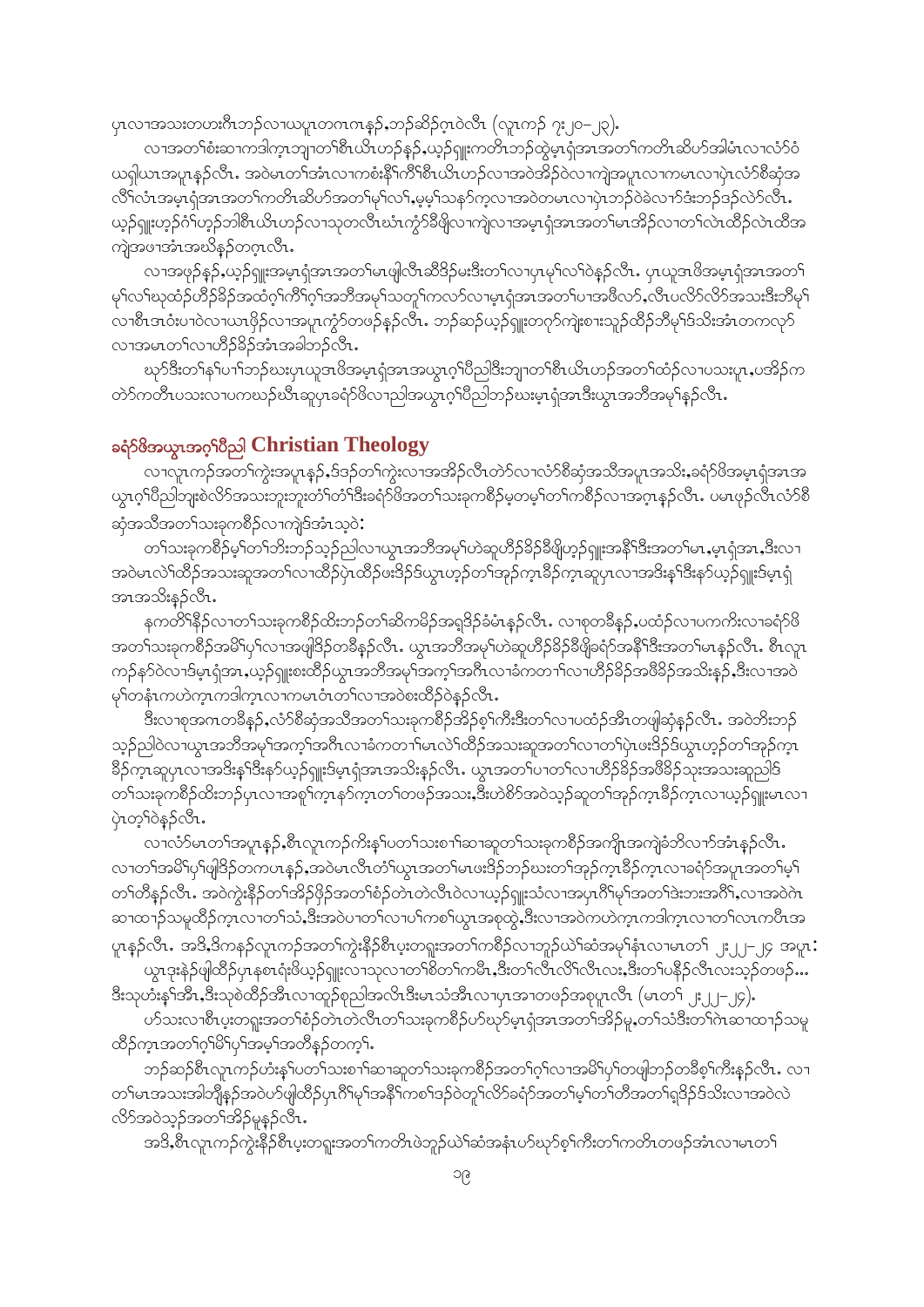ပှၤလၢအသးတဟးဂၤဘၣ်လၢယပူၤတဂၤဂ့ၤနၣ်,ဘၣ်ဆိၣ်ဂ့ၤဝဲလီၤ (လူၤကၣ် ၇း၂၀–၂၃).

လၢအတၢ်စံးဆၢကဒါက့ၤဘျၢတၢ်စီၤယိၤဟၣ်နဲၣ်,ယွၤ်ဂျူးကတိၤဘၣ်ထွဲမ့ၢ်ရှံအၢအတၢ်ကတိၤဆိဟ်အါမံၤလၢလံာ်ဝံ ယရှါယၤအပူၤနၣ်လီၤ. အဝဲမၤတၢ်အံၤလၢကစံးနီၢ်ကီၢ်စီၤယိၤဟၣ်လၢအဝဲအိၣ်ဝဲလၢကျဲအပူၤလၢကမၤလၢပှဲၤလံာ်စီဆှံအ လိၢ်လံၤအမ့ၤရှံအၢအတၢ်ကတိၤဆိဟ်အတၢ်မုၢ်လၢ်,မ့မ့ၢ်သနၥ်က့လၢအဝဲတမၤလၢပှဲၤဘၣ်ဝဲခဲလၢာ်ဒံးဘၣ်ဒၣ်လဲာ်လီၤ. ယွၤ်ဂျူးဟ့ၣ်ဂံၢ်ဟ့ၣ်ဘါစီၤယိၤဟၣ်လၢသုတလီၤဃံၤကွံာ်ဒီဖျိလၢကျဲလၢအမ့ၤရှံအၢအတၢ်မၤအိၣ်လၢတၢ်လဲၤထိၣ်လဲၤထိအ ကျဲအဖၢအံၤအဃိနၣ်တဂ့ၤလီၤ.

လၢအဖုၣ်နၣ်,ယွၤ်ဂျူးအမ့ၤရှံအၢအတၢ်မၤဖျါလီၤဆီဒိၣ်မးဒီးတၢ်လၢပှၤမုၢ်လၢ်ဝဲနၣ်လီၤ. ပှၤယူအၤဖိအမ့ၤရှံအၢအတၢ် မုၢ်လၢ်ဃုထံၣ်ဟိၣ်ခိၣ်အထံဂ့ၢ်ကီၢ်ဂ့ၢ်အဘီအမုၢ်သတူၢ်ကလ်ာလၢမ့ၤရှံအၢအတၢ်ပၢအဖီလာ်,လီၤပလိာ်လိာ်အသးဒီးဘီမုၢ် လၢစီၤအဝံးပၢဝဲလၢယၤဖိၣ်လၢအပူၤကွံာ်တဖၣ်နၣ်လီၤ. ဘၣ်ဆၣ်ယွၤ်ဂျူးတဂ့ာ်ကျဲးစၢးသုၣ်ထိၣ်ဘီမုၢ်ဒ်သိးအံၤတကလုာ် လၢအမၤတၢ်လၢဟိၣ်ခိၣ်အံၤအခါဘၣ်လီၤ.

ဃုာ်ဒီးတၢ်နၢ်ပၢၢ်ဘၣ်ဃးပှၤယူအၤဖိအမ့ၤရှံအၢအယွၤဂ့ၢ်ပီညါဒီးဘျၢတၢ်စီၤယိၤဟၣ်အတၢ်ထံၣ်လၢပသးပူၤ,ပအိၣ်က တဲာ်ကတိၤပသးလၢပကဃၣ်ဃီၤဆူပှၤခရံာ်ဖိလၢညါအယွၤဂ့ၢ်ပီညါဘၣ်ဃးမ့ၤရှံအၢဒီးယွၤအဘီအမုၢ်နၣ်လီၤ.

## ခရံာ်ဖိအယွၤအဂ့ၢ်ပီညါ Christian Theology

လၢလူၤကၣ်အတၢ်ကွဲးအပူၤနၣ်,ဒ်ဒၣ်တၢ်ကွဲးလၢအအိၣ်လီၤတဲာ်လၢလံာ်စီဆှံအသိအပူၤအသိး,ခရံာ်ဖိအမ့ၤရှံအၢအ ယွၤဂ့ၢ်ပီညါဘျးစဲလိာ်အသးဘူးဘူးတံၢ်တံၢ်ဒီးခရံာ်ဖိအတၢ်သးခုကစိၣ်မ့တမ့ၢ်တၢ်ကစိၣ်လၢအဂ့ၤနၣ်လီၤ. ပမၤဖုၣ်လီၤလံာ်စီ ဆှံအသိအတၢ်သးခုကစိၣ်လၢကျဲဒ်အံၤသ့ဝဲ:

တၢ်သးခုကစိၣ်မ့ၢ်တၢ်ဘိးဘၣ်သ့ၣ်ညါလၢယွၤအဘီအမုၢ်ဟဲဆူဟိၣ်ခိၣ်ခီဖျိဟ့ၣ်ဂျူးအနီၢ်ဒီးအတၢ်မၤ,မ့ၤရှံအၢ,ဒီးလၢ အဝဲမၤလဲၢ်ထိၣ်အသးဆူအတၢ်လၢထိၣ်ပှဲၤထိၣ်ဖးဒိၣ်ဒ်ယွၤဟ့ၣ်တၢ်အုၣ်က့ၤခီၣ်က့ၤဆူပှၤလၢအဒိးနၢ်ဒီးနာ်ယွၤ်ဂျူးဒ်မ့ၤရှံ အၢအသိးနၣ်လီၤ.

နကတိၢ်နီၣ်လၢတၢ်သးခုကစိၣ်ထိးဘၣ်တၢ်ဆိကမိၣ်အရှဒိၣ်ခံမံၤနၣ်လီၤ. လၢစုတခီနၣ်,ပထံၣ်လၢပကကိးလၢခရံာ်ဖိ အတၢ်သးခုကစိၣ်အမိၢ်ပှၢ်လၢအဖျါဒိၣ်တခီနၣ်လီၤ. ယွၤအဘီအမုၢ်ဟဲဆူဟိၣ်ခိၣ်ခီဖျိခရံာ်အနီၢ်ဒီးအတၢ်မၤနၣ်လီၤ. စီၤလူၤ ကၣ်နာ်ဝဲလၢဒ်မ့ၤရှံအၢ,ယွၤ်ဂျူးစးထိၣ်ယွၤအဘီအမုၢ်အက့ၢ်အဂီၤလၢခံကတၢၢ်လၢဟိၣ်ခိၣ်အဖီခိၣ်အသိးနၣ်,ဒီးလၢအဝဲ မုၢ်တနံၤကဟဲက့ၤကဒါက့ၤလၢကမၤဝံၤတၢ်လၢအဝဲစးထိၣ်ဝဲနၣ်လီၤ.

ဒီးလၢစုအဂၤတခီနၣ်,လံာ်စီဆှံအသိအတၢ်သးခုကစိၣ်အိၣ်စ့ၢ်ကီးဒီးတၢ်လၢပထံၣ်အီၤတဖျါဆှံနၣ်လီၤ. အဝဲဘိးဘၣ် သ့ၣ်ညါဝဲလၢယွၤအဘီအမုၢ်အက့ၢ်အဂီၤလၢခံကတၢၢ်မၤလဲၢ်ထိၣ်အသးဆူအတၢ်လၢတၢ်ပှဲၤဖးဒိၣ်ဒ်ယွၤဟ့ၣ်တၢ်အုၣ်က့ၤ ခီၣ်က့ၤဆူပှၤလၢအဒိးနၢ်ဒီးနာ်ယွၤ်ဂျူးဒ်မ့ၤရှံအၢအသိးနၣ်လီၤ. ယွၤအတၢ်ပၢတၢ်လၢဟိၣ်ခိၣ်အဖီခိၣ်သုးအသးဆူညါဒ် တၢ်သးခုကစိၣ်ထိးဘၣ်ပှၤလၢအစူၢ်က့ၤနာ်က့ၤတၢ်တဖၣ်အသး,ဒီးဟဲစိာ်အဝဲသ့ၣ်ဆူတၢ်အုၣ်က့ၤခီၣ်က့ၤလၢယွၤ်ဂျူးမၤလၢ ပှဲၤတ့ၢ်ဝဲနၣ်လီၤ.

လၢလံာ်မၤတၢ်အပူၤနၣ်,စီၤလူၤကၣ်ကိးနၢ်ပတၢ်သးစၢ်ဆၢဆူတၢ်သးခုကစိၣ်အကျိၤအကျဲခံဘိလၢာ်အံၤနၣ်လီၤ. လၢတၢ်အမိၢ်ပှၢ်ဖျါဒိၣ်တကပၤနၣ်,အဝဲမၤလီၤတံၢ်ယွၤအတၢ်မၤဖးဒိၣ်ဘၣ်ဃးတၢ်အုၣ်က့ၤခီၣ်က့ၤလၢခရံာ်အပူၤအတၢ်မ့ၢ် တၢ်တီနၣ်လီၤ. အဝဲကွဲးနိၣ်တၢ်အိၣ်ဖိုၣ်အတၢ်စံၣ်တဲတဲလီၤဝဲလၢယွၤ်ဂျူးသံလၢအပှၤဂီၢ်မုၢ်အတၢ်ဒဲးဘးအဂီၢ်,လၢအဝဲဂဲၤ ဆၢထၢၣ်သမူထိၣ်က့ၤလၢတၢ်သံ,ဒီးအဝဲပၢတၢ်လၢပၢ်ကစၢ်ယွၤအစုထွဲ,ဒီးလၢအဝဲကဟဲက့ၤကဒါက့ၤလၢတၢ်လၤကပီၤအ ပူၤနၣ်လီၤ. အဒိ,ဒ်ကနၣ်လူၤကၣ်အတၢ်ကွဲးနီၣ်စီၤပ့းတရူးအတၢ်ကစိၣ်လၢဘူၣ်ယဲၢ်ဆံအမုၢ်နံၤလၢမၤတၢ် ၂း၂၂–၂၄ အပူၤ:

ယွၤဒုးနဲၣ်ဖျါထိၣ်ပှၤနတၢ်ရ်ဖိယွၤ်ဂျူးလၢသုလၢတၢ်စိတၢ်ကမီၤ,ဒီးတၢ်လီၤလိၢ်လီၤလး,ဒီးတၢ်ပနိၣ်လီၤလးသ့ၣ်တဖၣ်... ဒီးသုဟံးနၢ်အီၤ,ဒီးသုစဲထိၣ်အီၤလၢထူၣ်စုညါအလီၤဒီးမၤသံအီၤလၢပှၤအၢတဖၣ်အစုပူၤလီၤ (မၤတၢ် ၂း၂၂–၂၄).

ဟ်သးလၢစီၤပ့းတရူးအတၢ်စံၣ်တဲတဲလီၤတၢ်သးခုကစိၣ်ဟ်ဃုာ်မ့ၤရှံအၢအတၢ်အိၣ်မူ,တၢ်သံဒီးတၢ်ဂဲၤဆၢထၢၣ်သမူ ထိၣ်က့ၤအတၢ်ဂ့ၢ်မိၢ်ပှၢ်အမ့ၢ်အတီနၣ်တက့ၢ်.

ဘၣ်ဆၣ်စီၤလူၤကၣ်ဟံးနၢ်ပတၢ်သးစၢ်ဆၢဆူတၢ်သးခုကစိၣ်အတၢ်ဂ့ၢ်လၢအမိၢ်ပှၢ်တဖျါဘၣ်တခီစ့ၢ်ကီးနၣ်လီၤ. လၢ တၢ်မၤအသးအါဘျီနၣ်အဝဲဟ်ဖျါထိၣ်ပှၤဂီၢ်မုၢ်အနီၢ်ကစၢ်ဒၣ်ဝဲတူၢ်လိာ်ခရံာ်အတၢ်မ့ၢ်တၢ်တီအတၢ်ရှဒိၣ်ဒ်သိးလၢအဝဲလဲ လိာ်အဝဲသ့ၣ်အတၢ်အိၣ်မူနၣ်လီၤ.

အဒိ,စီၤလူၤကၣ်ကွဲးနိၣ်စီၤပ့းတရူးအတၢ်ကတိၤဖဲဘူၣ်ယဲၢ်ဆံအနံၤဟ်ဃုာ်စ့ၢ်ကီးတၢ်ကတိၤတဖၣ်အံၤလၢမၤတၢ်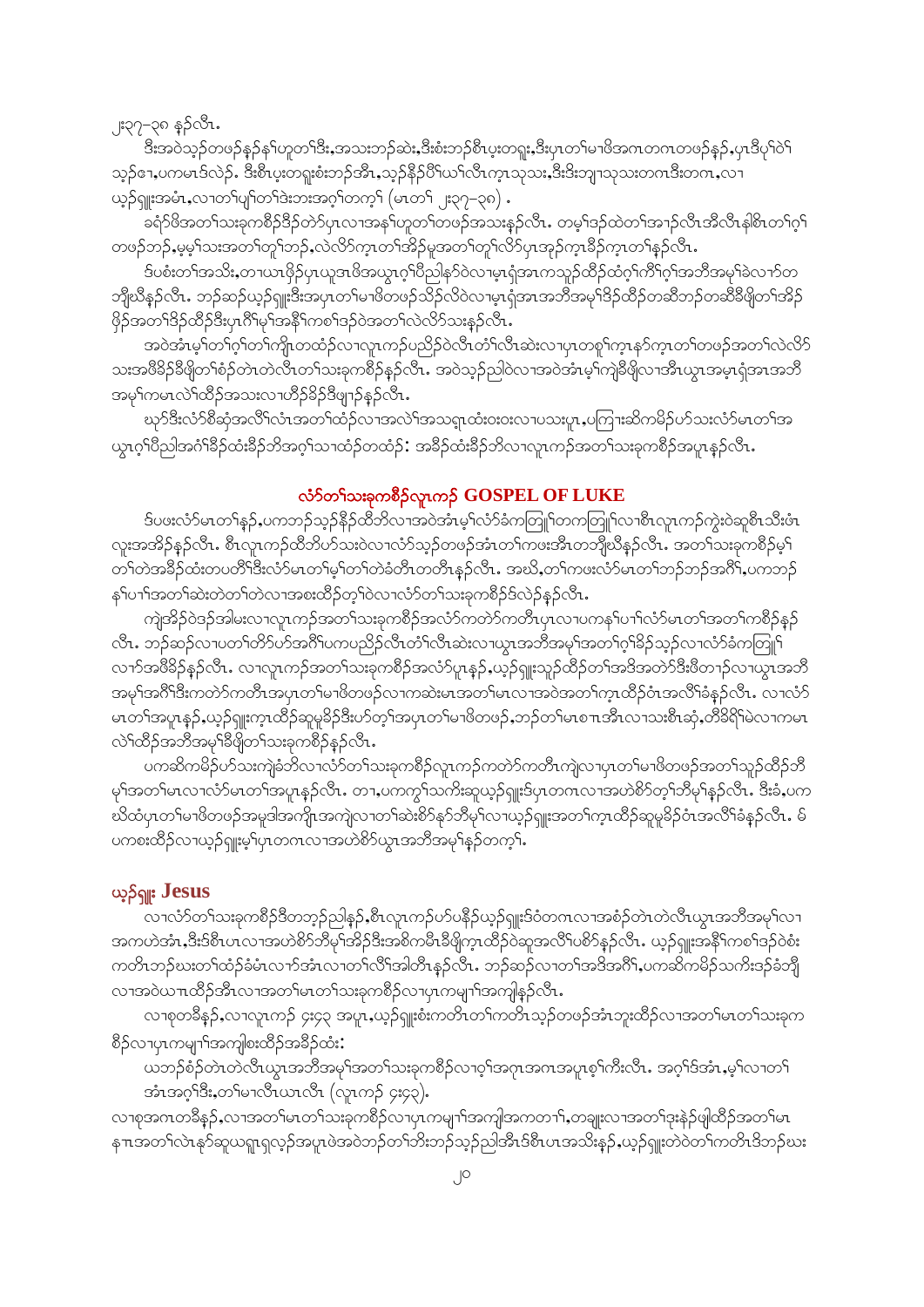၂း၃၇–၃၈ နဉ်လီၤ.

ဒီးအဝဲသ့ဉ်တဖဉ်နဉ်နၢ်ဟူတၢ်ဒီး,အသးဘဉ်ဆဲး,ဒီးစံးဘဉ်စီၤပ့းတရူး,ဒီးပှၤတၢ်မၢဖိအဂၤတဂၤတဖဉ်နဉ်,ပှၤဒီပုၢ်ဝဲၢ်သ့ဉ်ဧၢ,ပကမၤဒ်လဲဉ်. ဒီးစီၤပ့းတရူးစံးဘဉ်အီၤ,သ့ဉ်နိဉ်ပိၢ်ယၢ်လီၤက့ၤသုသး,ဒီးဒိဘျ့ၤသုသးတဂၤဒီးတဂၤ,လၢယ့ဉ်ရှူးအမံၤ,လၢတၢ်ပျၢ်တၢ်ဒဲးဘးအဂ့ၢ်တက့ၢ် (မၤတၢ် ၂း၃၇–၃၈) .

ခရံာ်ဖိအတၢ်သးခုကစီဉ်ဒိဉ်တဲာ်ပှၤလၢအနၢ်ဟူတၢ်တဖဉ်အသးနဉ်လီၤ. တမ့ၢ်ဒဉ်ထဲတၢ်အၢဉ်လီၤအီလီၤနါစိၤတၢ်ဂ့ၢ်တဖဉ်ဘဉ်,မ့မ့ၢ်သးအတၢ်တူၢ်ဘဉ်,လဲလိာ်က့ၤတၢ်အိဉ်မူအတၢ်တူၢ်လိာ်ပှၤအဲ့ဉ်က့ၤခီဉ်က့ၤတၢ်နဉ်လီၤ.

ဒ်ပစံးတၢ်အသိး,တၢ်ယၤဖိုဉ်ပှၤယူအဖိအယွၤဂ့ၢ်ပီညါနာ်ဝဲလၢမှၤရံအၤကသ့ဉ်ထိဉ်ထံဂ့ၢ်ကိၢ်ဂ့ၢ်အဘိအမုၢ်ခဲလၢာ်တဘျီယီနဉ်လီၤ. ဘဉ်ဆဉ်ယ့ဉ်ရှူးဒီးအပှၤတၢ်မၢဖိတဖဉ်သိဉ်လိဝဲလၢမှၤရံအၤအဘိအမုၢ်ဒဉ်ထိဉ်တဆီဘဉ်တဆီဖိုတၢ်အိဉ်ဖိုဉ်အတၢ်ဒဉ်ထိဉ်ဒီးပှၤဂိၢ်မုၢ်အနီၢ်ကစၢ်ဒဉ်ဝဲအတၢ်လဲလိာ်သးနဉ်လီၤ.

အဝဲအံၤမ့ၢ်တၢ်ဂ့ၢ်တၢ်ကျိၤတထံဉ်လၢလူၤကဉ်ပညိဉ်ဝဲလီၤတံၢ်လီၤဆဲးလၢပှၤတစူၢ်က့ၤနာ်က့ၤတၢ်တဖဉ်အတၢ်လဲလိာ်သးအဖိခိဉ်ခီဖြိုတၢ်စံဉ်တဲၤတဲလီၤတၢ်သးခုကစီဉ်နဉ်လီၤ. အဝဲသ့ဉ်ညါဝဲလၢအဝဲအံၤမ့ၢ်ကျဲခီဖြိုလၢအီၤယွၤအမှၤရံအၤအဘိအမုၢ်ကမၤလဲၢ်ထိဉ်အသးလၢဟိဉ်ခိဉ်ဒီဖျၢဉ်နဉ်လီၤ.

ဃုာ်ဒီးလံာ်စီဆှံအလိၢ်လံၤအတၢ်ထံဉ်လၢအလဲၢ်အသရူထံးဝးဝးလၢပသးပူၤ,ပကြၢးဆိကမိဉ်ဟ်သးလံာ်မၤတၢ်အယွၤဂ့ၢ်ပီညါအဂံၢ်ခိဉ်ထံးခိဉ်ဘိအဂ့ၢ်သၢထံဉ်တထံဉ်: အခိဉ်ထံးခိဉ်ဘိလၢလူၤကဉ်အတၢ်သးခုကစီဉ်အပူၤနဉ်လီၤ.

## လံာ်တၢ်သးခုကစီဉ်လူၤကဉ် GOSPEL OF LUKE

ဒ်ပဖးလံာ်မၤတၢ်နဉ်,ပကဘဉ်သ့ဉ်နိဉ်ထီဘိလၢအဝဲအံၤမ့ၢ်လံာ်ခံကတြူၢ်တကတြူၢ်လၢစီၤလူၤကဉ်ကွဲးဝဲဆူစီၤသိးဖံၤလူးအအိဉ်နဉ်လီၤ. စီၤလူၤကဉ်ထီဘိဟ်သးဝဲလၢလံာ်သ့ဉ်တဖဉ်အံၤတၢ်ကဖးအီၤတဘျီယီနဉ်လီၤ. အတၢ်သးခုကစီဉ်မ့ၢ်တၢ်တဲအခိဉ်ထံးတပတိၢ်ဒီးလံာ်မၤတၢ်မ့ၢ်တၢ်တဲခံတီၤတတီၤနဉ်လီၤ. အဃိ,တၢ်ကဖးလံာ်မၤတၢ်ဘဉ်ဘဉ်အဂိၢ်,ပကဘဉ်နၢ်ပၢၢ်အတၢ်ဆဲးတဲတၢ်တဲလၢအစးထိဉ်တ့ၢ်ဝဲလၢလံာ်တၢ်သးခုကစီဉ်ဒ်လဲဉ်နဉ်လီၤ.

ကျဲအိဉ်ဝဲဒဉ်အါမးလၢလူၤကဉ်အတၢ်သးခုကစီဉ်အလံာ်ကတဲာ်ကတီၤပှၤလၢပကနၢ်ပၢၢ်လံာ်မၤတၢ်အတၢ်ကစီဉ်နဉ်လီၤ. ဘဉ်ဆဉ်လၢပတၢ်တိာ်ဟ်အဂိၢ်ပကပညိဉ်လီၤတံၢ်လီၤဆဲးလၢယွၤအဘိအမုၢ်အတၢ်ဂ့ၢ်ခိဉ်သ့ဉ်လၢလံာ်ခံကတြူၢ်လၢာ်အဖိခိဉ်နဉ်လီၤ. လၢလူၤကဉ်အတၢ်သးခုကစီဉ်အလံာ်ပူၤနဉ်,ယ့ဉ်ရှူးသူဉ်ထိဉ်တၢ်အဒိအတဲာ်ဒီးဖိတၢဉ်လၢယွၤအဘိအမုၢ်အဂိၢ်ဒီးကတဲာ်ကတီၤအပှၤတၢ်မၢဖိတဖဉ်လၢကဆဲးမၤအတၢ်မၤလၢအဝဲအတၢ်က့ၤထိဉ်ဝံၤအလိၢ်ခံနဉ်လီၤ. လၢလံာ်မၤတၢ်အပူၤနဉ်,ယ့ဉ်ရှူးက့ၤထိဉ်ဆူမူခိဉ်ဒီးဟ်တ့ၢ်အပှၤတၢ်မၢဖိတဖဉ်,ဘဉ်တၢ်မၤစπအီၤလၢသးစီၤဆှံ,တိခိရိၢ်မဲလၢကမၤလဲၢ်ထိဉ်အဘိအမုၢ်ခီဖြိုတၢ်သးခုကစီဉ်နဉ်လီၤ.

ပကဆိကမိဉ်ဟ်သးကျဲခံဘိလၢလံာ်တၢ်သးခုကစီဉ်လူၤကဉ်ကတဲာ်ကတီၤကျဲလၢပှၤတၢ်မၢဖိတဖဉ်အတၢ်သူဉ်ထိဉ်ဘိမုၢ်အတၢ်မၤလၢလံာ်မၤတၢ်အပူၤနဉ်လီၤ. တၢ,ပကကွၢ်သကိးဆူယ့ဉ်ရှူးဒ်ပှၤတဂၤလၢအဟဲစိာ်တ့ၢ်ဘိမုၢ်နဉ်လီၤ. ဒီးခံ,ပကဃိထံပှၤတၢ်မၢဖိတဖဉ်အမူဒါအကျိၤအကျဲလၢတၢ်ဆဲးစိာ်နာ်ဘိမုၢ်လၢယ့ဉ်ရှူးအတၢ်က့ၤထိဉ်ဆူမူခိဉ်ဝံၤအလိၢ်ခံနဉ်လီၤ. မ်ပကစးထိဉ်လၢယ့ဉ်ရှူးမ့ၢ်ပှၤတဂၤလၢအဟဲစိာ်ယွၤအဘိအမုၢ်နဉ်တက့ၢ်.

### ယ့ဉ်ရှူး Jesus

လၢလံာ်တၢ်သးခုကစီဉ်ဒီတဘ့ဉ်ညါနဉ်,စီၤလူၤကဉ်ဟ်ပနီဉ်ယ့ဉ်ရှူးဒ်ဝံတဂၤလၢအစံဉ်တဲၤတဲလီၤယွၤအဘိအမုၢ်လၢအကဟဲအံၤ,ဒီးဒ်စီၤပၤလၢအဟဲစိာ်ဘိမုၢ်အိဉ်ဒီးအစိကမီၤခီဖြိုက့ၤထိဉ်ဝဲဆူအလိၢ်ပစိာ်နဉ်လီၤ. ယ့ဉ်ရှူးအနီၢ်ကစၢ်ဒဉ်ဝဲစံးကတိၤဘဉ်ဃးတၢ်ထံဉ်ခံမံၤလၢာ်အံၤလၢတၢ်လိၢ်အါတီၤနဉ်လီၤ. ဘဉ်ဆဉ်လၢတၢ်အဒိအဂိၢ်,ပကဆိကမိဉ်သကိးဒဉ်ခံဘျီလၢအဝဲယπထိဉ်အီၤလၢအတၢ်မၤတၢ်သးခုကစီဉ်လၢပှၤကမျၢ်အကျါနဉ်လီၤ.

လၢစုတခီနဉ်,လၢလူၤကဉ် ၄း၄၃ အပူၤ,ယ့ဉ်ရှူးစံးကတိၤတၢ်ကတိၤသ့ဉ်တဖဉ်အံၤဘူးထိဉ်လၢအတၢ်မၤတၢ်သးခုကစီဉ်လၢပှၤကမျၢ်အကျါစးထိဉ်အခိဉ်ထံး:

> ယဘဉ်စံဉ်တဲၤတဲလီၤယွၤအဘိအမုၢ်အတၢ်သးခုကစီဉ်လၢဝ့ၢ်အဂၤအဂၤအပူၤစ့ၢ်ကီးလီၤ. အဂ့ၢ်ဒ်အံၤ,မ့ၢ်လၢတၢ်အံၤအဂ့ၢ်ဒီး,တၢ်မၢလီၤယၤလီၤ (လူၤကဉ် ၄း၄၃).

လၢစုအဂၤတခီနဉ်,လၢအတၢ်မၤတၢ်သးခုကစီဉ်လၢပှၤကမျၢ်အကျါအကတၢၢ်,တချူးလၢအတၢ်ဒုးနဲဉ်ဖျါထိဉ်အတၢ်မၤနπအတၢ်လဲၤနာ်ဆူယရူၤရလ့ဉ်အပူၤဖဲအဝဲဘဉ်တၢ်ဘိးဘဉ်သ့ဉ်ညါအီၤဒ်စီၤပၤအသိးနဉ်,ယ့ဉ်ရှူးတဲဝဲတၢ်ကတိၤဒိဘဉ်ဃး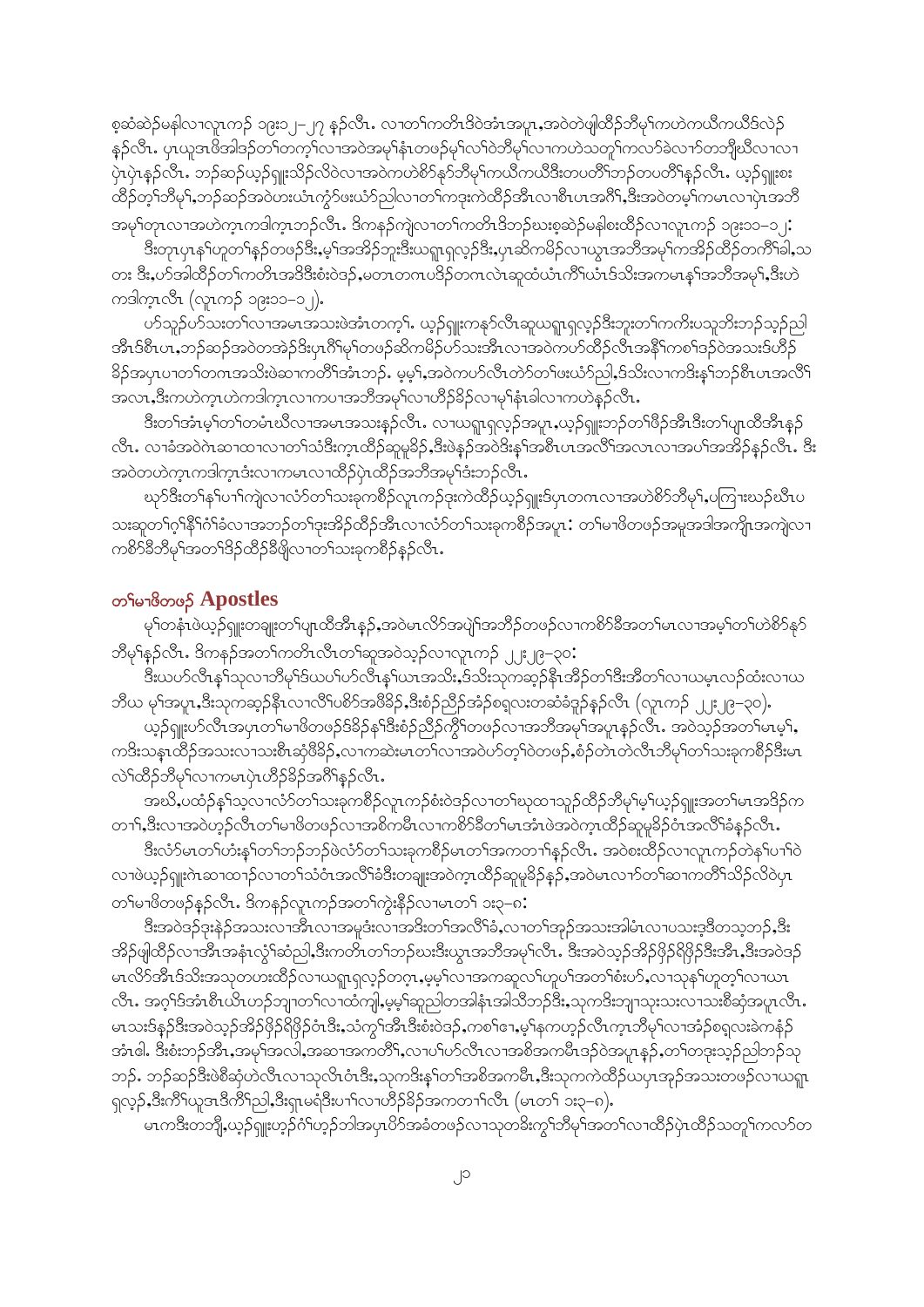စ့ဆံးဆဲဉ်မနါလၢလူၤကဉ် ၁၉း၁၂–၂၇ နဉ်လီၤ. လၢတၢ်ကတိၤဒိဝဲအံၤအပူၤ,အဝဲမၤဖျါထီဉ်ဘီမုၢ်ကဟဲကယီကယီဒ်လဲဉ် နဉ်လီၤ. ပှၤယူအဖိအါဒဉ်တက့ၢ်လၢအဝဲအမုၢ်နံၤတဖဉ်မုၢ်လၢ်ဝဲဘီမုၢ်လၢကဟဲသတူၢ်ကလာ်ခဲလၢာ်တဘျီယီလၢလၢ ပှဲၤပှဲၤနဉ်လီၤ. ဘဉ်ဆဉ်ယှဉ်ရှူးသိဉ်လိဝဲလၢအဝဲကဟဲစိာ်နှာ်ဘီမုၢ်ကယီကယီဒီးတပတီၢ်ဘဉ်တပတီၢ်နဉ်လီၤ. ယှဉ်ရှူးစး ထိဉ်တ့ၢ်ဘီမုၢ်,ဘဉ်ဆဉ်အဝဲဟးယံၤကွံာ်ဖးယံာ်ညါလၢတၢ်ကဒုးကဲထိဉ်အီၤလၢစီၤပၤအဂီၢ်,ဒီးအဝဲတမ့ၢ်ကမၤလၢပှဲၤအဘီ အမုၢ်တုၤလၢအဟဲက့ၤကဒါက့ၤဘဉ်လီၤ. ဒ်ကနဉ်ကျဲလၢတၢ်ကတိၤဒိဘဉ်ဃးစ့ဆံးဆဲဉ်မနါစးထိဉ်လၢလူၤကဉ် ၁၉း၁၁–၁၂:

ဒီးတုၤပှၤနၢ်ဟူတၢ်နှဉ်တဖဉ်ဒီး,မ့ၢ်အအိဉ်ဘူးဒီးယရူၤရှလ့ဉ်ဒီး,ပှၤဆိကမိဉ်လၢယွၤအဘီအမုၢ်ကအိဉ်ထိဉ်တကီၢ်ခါ,သ တး ဒီး,ဟ်အါထိဉ်တၢ်ကတိၤအဒိဒီးစံးဝဲဒဉ်,မတၤတဂၤပဒိဉ်တဂၤလဲၤဆူထံယံၤကိၢ်ယံၤဒ်သိးအကမၤန့ၢ်အဘီအမုၢ်,ဒီးဟဲ ကဒါက့ၤလီၤ (လူၤကဉ် ၁၉း၁၁–၁၂).

ဟ်သူဉ်ဟ်သးတၢ်လၢအမၤအသးဖဲအံၤတက့ၢ်. ယှဉ်ရှူးကနဉ်လီၤဆူယရူၤရှလ့ဉ်ဒီးဘူးတၢ်ကကိးပသုဘီးဘဉ်သ့ဉ်ညါ အီၤဒ်စီၤပၤ,ဘဉ်ဆဉ်အဝဲတအဲဉ်ဒိးပှၤဂိ႑မုၢ်တဖဉ်ဆိကမိဉ်ဟ်သးအီၤလၢအဝဲကဟ်ထိဉ်လီၤအနီ႑်ကစၢ်ဒဉ်ဝဲအသးဒ်ဟိဉ် ခိဉ်အပှၤပၢတၢ်တဂၤအသိးဖဲဆၢကတိ႑်အံၤဘဉ်. မ့မ့ၢ်,အဝဲကဟ်လီၤတဲာ်တၢ်ဖးယံာ်ညါ,ဒ်သိးလၢကဒိးန့ၢ်ဘဉ်စီၤပၤအလိ႑် အလၤ,ဒီးကဟဲက့ၤဟဲကဒါက့ၤလၢကပၢအဘီအမုၢ်လၢဟိဉ်ခိဉ်လၢမုၢ်နံၤခါလၢကဟဲနဉ်လီၤ.

ဒီးတၢ်အံၤမ့ၢ်တၢ်တမံၤဃီလၢအမၤအသးနဉ်လီၤ. လၢယရူၤရှလ့ဉ်အပူၤ,ယှဉ်ရှူးဘဉ်တၢ်ဖိဉ်အီၤဒီးတၢ်ပျၤထီအီၤနဉ် လီၤ. လၢခံအဝဲဂဲၤဆၢထၢလၢတၢ်သံဒီးက့ၤထိဉ်ဆူမူခိဉ်,ဒီးဖဲနဉ်အဝဲဒိးန့ၢ်အစီၤပၤအလိ႑်အလၤလၢအပၢ်အအိဉ်နဉ်လီၤ. ဒီး အဝဲတဟဲက့ၤကဒါက့ၤဒံးလၢကမၤလၢထိဉ်ပှဲၤထိဉ်အဘီအမုၢ်ဒံးဘဉ်လီၤ.

ဃုာ်ဒီးတၢ်နၢ်ပၢၢ်ကျဲလၢလံာ်တၢ်သးခုကစီဉ်လူၤကဉ်ဒုးကဲထိဉ်ယှဉ်ရှူးဒ်ပှၤတဂၤလၢအဟဲစိာ်ဘီမုၢ်,ပကြၢးဃဉ်ဃီၤပ သးဆူတၢ်ဂ့ၢ်နီ႑်ဂံ႑်ခံလၢအဘဉ်တၢ်ဒုးအိဉ်ထိဉ်အီၤလၢလံာ်တၢ်သးခုကစီဉ်အပူၤ: တၢ်မၢဖိတဖဉ်အမူအဒါအကျိၤအကျဲလၢ ကစိာ်ဒီဘီမုၢ်အတၢ်ဒိဉ်ထိဉ်ဒီဖျိလၢတၢ်သးခုကစီဉ်နဉ်လီၤ.

## တၢ်မၢဖိတဖဉ် Apostles

မ့ၢ်တနံၤဖဲယှဉ်ရှူးတချူးတၢ်ပျၤထီအီၤနဉ်,အဝဲမၤလိာ်အပျဲၢ်အဘိဉ်တဖဉ်လၢကစိာ်ဒီအတၢ်မၤလၢအမ့ၢ်တၢ်ဟဲစိာ်နှာ် ဘီမုၢ်နဉ်လီၤ. ဒ်ကနဉ်အတၢ်ကတိၤလီၤတၢ်ဆူအဝဲသ့ဉ်လၢလူၤကဉ် ၂၂း၂၉–၃၀:

ဒီးယဟ်လီၤန့ၢ်သုလၢဘီမုၢ်ဒ်ယပၢ်ဟ်လီၤန့ၢ်ယၤအသိး,ဒ်သိးသုကဆ့ဉ်နီၤအီဉ်တၢ်ဒီးအီတၢ်လၢယမ့ၤလဉ်ထံးလၢယ ဘီယ မုၢ်အပူၤ,ဒီးသုကဆ့ဉ်နီၤလၢလီ႑်ပစိာ်အဖီခိဉ်,ဒီးစံဉ်ညီဉ်အံဉ်စရ့လးတဆံခံဒူဉ်နဉ်လီၤ (လူၤကဉ် ၂၂း၂၉–၃၀).

ယှဉ်ရှူးဟ်လီၤအပှၤတၢ်မၢဖိတဖဉ်ဒ်ခိဉ်နၢ်ဒီးစံဉ်ညီဉ်ကွီၢ်တဖဉ်လၢအဘီအမုၢ်အပူၤနဉ်လီၤ. အဝဲသ့ဉ်အတၢ်မၤမ့ၢ်, ကဒိးသန့ၤထိဉ်အသးလၢသးစီၤဆုံဖိခိဉ်,လၢကဆဲးမၤတၢ်လၢအဝဲဟ်တ့ၢ်ဝဲတဖဉ်,စံဉ်တဲၤတဲလီၤဘီမုၢ်တၢ်သးခုကစီဉ်ဒီးမၤ လဲၢ်ထိဉ်ဘီမုၢ်လၢကမၤပှဲၤဟိဉ်ခိဉ်အဂီ႑်နဉ်လီၤ.

အဃိ,ပထံဉ်န့ၢ်သ့လၢလံာ်တၢ်သးခုကစီဉ်လူၤကဉ်စံးဝဲဒဉ်လၢတၢ်ဃုထၢသ့ဉ်ထိဉ်ဘီမုၢ်မ့ၢ်ယှဉ်ရှူးအတၢ်မၤအဒိဉ်က တၢ်,ဒီးလၢအဝဲဟ့ဉ်လီၤတၢ်မၢဖိတဖဉ်လၢအစိကမီၤလၢကစိာ်ဒီတၢ်မၤအံၤဖဲအဝဲက့ၤထိဉ်ဆူမူခိဉ်ဝံၤအလီ႑်ခံနဉ်လီၤ.

ဒီးလံာ်မၤတၢ်ဟံးန့ၢ်တၢ်ဘဉ်ဘဉ်ဖဲလံာ်တၢ်သးခုကစီဉ်မၤတၢ်အကတၢ႑်နဉ်လီၤ. အဝဲစးထိဉ်လၢလူၤကဉ်တဲန့ၢ်ပၢ႑်ဝဲ လၢဖဲယှဉ်ရှူးဂဲၤဆၢထၢဉ်လၢတၢ်သံဝံၤအလီ႑်ခံဒီးတချူးအဝဲက့ၤထိဉ်ဆူမူခိဉ်နဉ်,အဝဲမၤလၢာ်တၢ်ဆၢကတိ႑်သိဉ်လိဝဲပှၤ တၢ်မၢဖိတဖဉ်နဉ်လီၤ. ဒ်ကနဉ်လူၤကဉ်အတၢ်ကွဲးနီဉ်လၢမၤတ႑် ၁း၃–၈:

ဒီးအဝဲဒဉ်ဒုးနဲဉ်အသးလၢအီၤလၢအမူဒံးလၢအဒိးတၢ်အလီ႑်ခံ,လၢတၢ်အုဉ်အသးအါမံၤလၢပသးဒ့ဒီတသ့ဘဉ်,ဒီး အိဉ်ဖျါထိဉ်လၢအီၤအနံၤလွံ႑်ဆံညါ,ဒီးကတိၤတၢ်ဘဉ်ဃးဒီးယွၤအဘီအမုၢ်လီၤ. ဒီးအဝဲသ့ဉ်အိဉ်ဖှိဉ်ရိဖှိဉ်ဒီးအီၤ,ဒီးအဝဲဒဉ် မၤလိာ်အီၤဒ်သိးအသုတဟးထိဉ်လၢယရူၤရှလ့ဉ်တဂ့ၤ,မ့မ့ၢ်လၢအကဆူလၢ်ဟူပၢ်အတၢ်စံးဟ်,လၢသုနၢ်ဟူတ့ၢ်လၢယၤ လီၤ. အဂ့ၢ်ဒ်အံၤစီၤယိၤဟဉ်ဘျ့ၢတၢ်လၢထံကျါ,မ့မ့ၢ်ဆူညါတအါနံၤအါသိဘဉ်ဒီး,သုကဒိးဘျ့ၢသုးသးလၢသးစီဆုံအပူၤလီၤ. မၤသးဒ်နဉ်ဒီးအဝဲသ့ဉ်အိဉ်ဖှိဉ်ရိဖှိဉ်ဝံၤဒီး,သံကွ႑်အီၤဒီးစံးဝဲဒဉ်,ကစၢ်ဧ,မ့ၢ်နကဟ့ဉ်လီၤက့ၤဘီမုၢ်လၢအံဉ်စရ့လးခဲကနံဉ် အံၤဓါ. ဒီးစံးဘဉ်အီၤ,အမုၢ်အလါ,အဆၢအကတိ႑်,လၢပၢ်ဟ်လီၤလၢအစိအကမီၤဒဉ်ဝဲအပူၤနဉ်,တၢ်တဒုးသ့ဉ်ညါဘဉ်သု ဘဉ်. ဘဉ်ဆဉ်ဒီးဖဲစီဆုံဟဲလီၤလၢသုလိၤဝံၤဒီး,သုကဒိးန့ၢ်တၢ်အစိအကမီၤ,ဒီးသုကကဲထိဉ်ယပှၤအုဉ်အသးတဖဉ်လၢယရူၤ ရှလ့ဉ်,ဒီးကိ႑်ယူဒၤဒီကိ႑်ညါ,ဒီးရှၤမရံဒီးပၢ႑်လၢဟိဉ်ခိဉ်အကတၢ႑်လီၤ (မၤတ႑် ၁း၃–၈).

မၤကဒီးတဘျီ,ယှဉ်ရှူးဟ့ဉ်ဂံ႑်ဟ့ဉ်ဘါအပှၤပိဉ်အခံတဖဉ်လၢသုတခိးကွ႑်ဘီမုၢ်အတၢ်လၢထိဉ်ပှဲၤထိဉ်သတူၢ်ကလာ်တ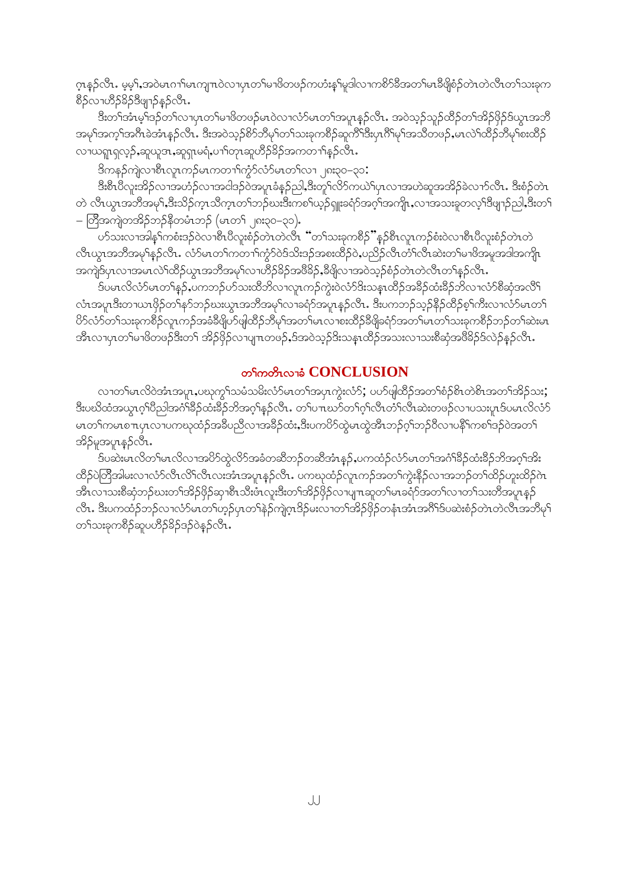ဂ့ၤန့ၣ်လီၤ. မ့မ့ၢ်,အဝဲမၤဂၢၢ်မၤကျၢၤဝဲလၢပှၤတၢ်မၢဖိတဖၣ်ကဟံးန့ၢ်မူဒါလၢကစိာ်ခီအတၢ်မၤခီဖျိစံၣ်တဲၤတဲလီၤတၢ်သးခုက စိၣ်လၢဟီၣ်ခိၣ်ဒီဖျၢၣ်န့ၣ်လီၤ.

ဒီးတၢ်အံၤမ့ၢ်ဒ်တၢ်လၢပှၤတၢ်မၢဖိတဖၣ်မၤဝဲလၢလံာ်မၤတၢ်အပူၤန့ၣ်လီၤ. အဝဲသ့ၣ်သူၣ်ထီၣ်တၢ်အိၣ်ဖိုၣ်ဒ်ယွၤအဘီ အမုၢ်အက့ၢ်အဂီၤခဲအံၤန့ၣ်လီၤ. ဒီးအဝဲသ့ၣ်စံာ်ဘိမုၢ်တၢ်သးခုကစိၣ်ဆူကီၢ်ဒီးပှၤဂီၢ်မုၢ်အသိတဖၣ်,မၤလဲၢ်ထီၣ်ဘိမုၢ်စးထီၣ် လၢယရူၤရှလ့ၣ်,ဆူယူဒၤ,ဆူရှၤမရံ,ပၢၢ်တုၤဆူဟီၣ်ခိၣ်အကတၢၢ်န့ၣ်လီၤ.

ဒိကနၣ်ကျဲလၢစီၤလူၤကၣ်မၤကတၢၢ်ကွံာ်လံာ်မၤတၢ်လၢ ၂၈:၃၀–၃၁:

ဒီးစီၤပီလူးအိၣ်လၢအဟံၣ်လၢအငါဒၣ်ဝဲအပူၤခံနံၣ်ညါ,ဒီးတူၢ်လိာ်ကယဲၢ်ပှၤလၢအဟဲဆူအအိၣ်ခဲလၢာ်လီၤ. ဒီးစံၣ်တဲၤ တဲ လီၤယွၤအဘီအမုၢ်,ဒီးသိၣ်က့ၤသိက့ၤတၢ်ဘၣ်ဃးဒီးကစၢ်ယ့ၣ်ရှူးခရံာ်အဂ့ၢ်အကျိၤ,လၢအသးခုတလ့ၢ်ဒီဖျၢၣ်ညါ,ဒီးတၢ် – တြီအကျဲတအိၣ်ဘၣ်နီတမံၤဘၣ် (မၤတၢ် ၂၈:၃၀–၃၁).

ပာ်သးလၢအါန့ၢ်ကစံးဒၣ်ဝဲလၢစီၤပီလူးစံၣ်တဲၤတဲလီၤ "တၢ်သးခုကစိၣ်" န့ၣ်စီၤလူၤကၣ်စံးဝဲလၢစီၤပီလူးစံၣ်တဲၤတဲ လီၤယွၤအဘီအမုၢ်န့ၣ်လီၤ. လံာ်မၤတၢ်ကတၢၢ်ကွံာ်ဝဲဒ်သိးဒၣ်အစးထီၣ်ဝဲ,ပညီၣ်လီၤတံၢ်လီၤဆဲးတၢ်မၢဖိအမူအဒါအကျိၤ အကျဲဒ်ပှၤလၢအမၤလဲၢ်ထီၣ်ယွၤအဘီအမုၢ်လၢဟီၣ်ခိၣ်အဖီခိၣ်,ခီဖျိလၢအဝဲသ့ၣ်စံၣ်တဲၤတဲလီၤတၢ်န့ၣ်လီၤ.

ဒ်ပမၤလိလံာ်မၤတၢ်န့ၣ်,ပကဘၣ်ပာ်သးထီဘိလၢလူၤကၣ်ကွဲးဝဲလံာ်ဒီးသန့ၤထီၣ်အခီၣ်ထံးခိၣ်ဘိလၢလံာ်စီဆှံအလိၢ် လံၤအပူၤဒီးတၢယၤဖှိၣ်တၢ်နာ်ဘၣ်ဃးယွၤအဘီအမုၢ်လၢခရံာ်အပူၤန့ၣ်လီၤ. ဒီးပကဘၣ်သ့ၣ်နီၣ်ထီၣ်စ့ၢ်ကီးလၢလံာ်မၤတၢ် ဗိာ်လံာ်တၢ်သးခုကစိၣ်လူၤကၣ်အခံခီဖျိပာ်ဖျါထီၣ်ဘိမုၢ်အတၢ်မၤလၢစးထီၣ်ခီဖျိခရံာ်အတၢ်မၤတၢ်သးခုကစိၣ်ဘၣ်တၢ်ဆဲးမၤ အီၤလၢပှၤတၢ်မၢဖိတဖၣ်ဒီးတၢ် အိၣ်ဖှိၣ်လၢပျၤတဖၣ်,ဒ်အဝဲသ့ၣ်ဒီးသန့ၤထီၣ်အသးလၢသးစီဆှံအဖီခိၣ်ဒ်လဲၣ်န့ၣ်လီၤ.

## တၢ်ကတီၤလၢခံ CONCLUSION

လၢတၢ်မၤလိဝဲအံၤအပူၤ,ပဃုကွၢ်သမံသမိးလံာ်မၤတၢ်အပှၤကွဲးလံာ်; ပပာ်ဖျါထီၣ်အတၢ်စံၣ်စိၤတဲစိၤအတၢ်အိၣ်သး; ဒီးပဃိထံအယွၤဂ့ၢ်ပီညါအဂံၢ်ခီၣ်ထံးခိၣ်ဘိအဂ့ၢ်န့ၣ်လီၤ. တၢ်ပၢၤဃာ်တၢ်ဂ့ၢ်လီၤတံၢ်လီၤဆဲးတဖၣ်လၢပသးပူၤဒ်ပမၤလိလံာ် မၤတၢ်ကမၤစၢၤပှၤလၢပကဃုထံၣ်အခီပညီလၢအခီၣ်ထံး,ဒီးပကဗိာ်ထွဲမၤအီၤဘၣ်ဂ့ၢ်ဘၣ်ဝီလၢပနီၢ်ကစၢ်ဒၣ်ဝဲအတၢ် အိၣ်မူအပူၤန့ၣ်လီၤ.

ဒ်ပဆဲးမၤလိတၢ်မၤလိလၢအပိာ်ထွဲလိာ်အခံတဆီဘၣ်တဆီအံၤန့ၣ်,ပကထံၣ်လံာ်မၤတၢ်အဂံၢ်ခီၣ်ထံးခိၣ်ဘိအဂ့ၢ်အဒိး ထိၣ်ပဲၤတြီအါမးလၢလံာ်လီၤလိၢ်လီၤလးအံၤအပူၤန့ၣ်လီၤ. ပကဃုထံၣ်လူၤကၣ်အတၢ်ကွဲးနီၣ်လၢအဘၣ်တၢ်ထိၣ်ဟူးထိၣ်ဂဲၤ အီၤလၢသးစီဆှံဘၣ်ဃးတၢ်အိၣ်ဖှိၣ်ဆၢစီၤသီးဖံၤလူးဒီးတၢ်အိၣ်ဖှိၣ်လၢပျၤဆူတၢ်မၤခရံာ်အတၢ်လၢတၢ်သးတီအပူၤန့ၣ် လီၤ. ဒီးပကထံၣ်ဘၣ်လၢလံာ်မၤတၢ်ဟ့ၣ်ပှၤတၢ်နဲၣ်ကျဲဂ့ၤဒိၣ်မးလၢတၢ်အိၣ်ဖှိၣ်တနံၤအံၤအဂီၢ်ဒ်ပဆဲးစံၣ်တဲၤတဲလီၤအဘီမုၢ် တၢ်သးခုကစိၣ်ဆူပဟီၣ်ခိၣ်ဒၣ်ဝဲန့ၣ်လီၤ.